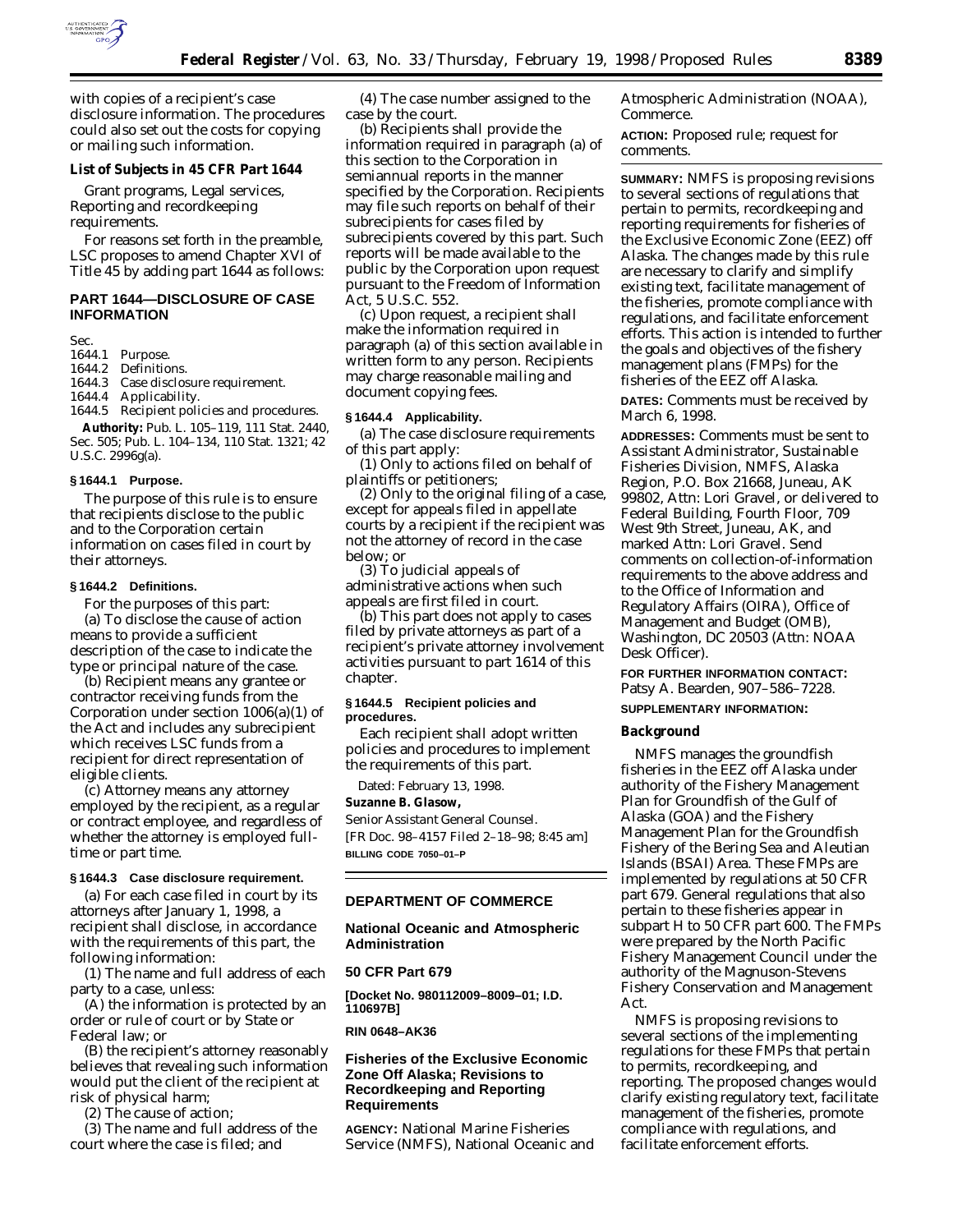with copies of a recipient's case disclosure information. The procedures could also set out the costs for copying or mailing such information.

**List of Subjects in 45 CFR Part 1644**

Grant programs, Legal services, Reporting and recordkeeping requirements.

For reasons set forth in the preamble, LSC proposes to amend Chapter XVI of Title 45 by adding part 1644 as follows:

## PART 1644—DISCLOSURE OF CASE INFORMATION

Sec.
1644.1 Purpose.
1644.2 Definitions.
1644.3 Case disclosure requirement.
1644.4 Applicability.
1644.5 Recipient policies and procedures.

**Authority:** Pub. L. 105–119, 111 Stat. 2440, Sec. 505; Pub. L. 104–134, 110 Stat. 1321; 42 U.S.C. 2996g(a).

### § 1644.1 Purpose.

The purpose of this rule is to ensure that recipients disclose to the public and to the Corporation certain information on cases filed in court by their attorneys.

### § 1644.2 Definitions.

For the purposes of this part:

(a) To disclose the cause of action means to provide a sufficient description of the case to indicate the type or principal nature of the case.

(b) Recipient means any grantee or contractor receiving funds from the Corporation under section 1006(a)(1) of the Act and includes any subrecipient which receives LSC funds from a recipient for direct representation of eligible clients.

(c) Attorney means any attorney employed by the recipient, as a regular or contract employee, and regardless of whether the attorney is employed full-time or part time.

### § 1644.3 Case disclosure requirement.

(a) For each case filed in court by its attorneys after January 1, 1998, a recipient shall disclose, in accordance with the requirements of this part, the following information:

(1) The name and full address of each party to a case, unless:

(A) the information is protected by an order or rule of court or by State or Federal law; or

(B) the recipient's attorney reasonably believes that revealing such information would put the client of the recipient at risk of physical harm;

(2) The cause of action;

(3) The name and full address of the court where the case is filed; and

(4) The case number assigned to the case by the court.

(b) Recipients shall provide the information required in paragraph (a) of this section to the Corporation in semiannual reports in the manner specified by the Corporation. Recipients may file such reports on behalf of their subrecipients for cases filed by subrecipients covered by this part. Such reports will be made available to the public by the Corporation upon request pursuant to the Freedom of Information Act, 5 U.S.C. 552.

(c) Upon request, a recipient shall make the information required in paragraph (a) of this section available in written form to any person. Recipients may charge reasonable mailing and document copying fees.

### § 1644.4 Applicability.

(a) The case disclosure requirements of this part apply:

(1) Only to actions filed on behalf of plaintiffs or petitioners;

(2) Only to the original filing of a case, except for appeals filed in appellate courts by a recipient if the recipient was not the attorney of record in the case below; or

(3) To judicial appeals of administrative actions when such appeals are first filed in court.

(b) This part does not apply to cases filed by private attorneys as part of a recipient's private attorney involvement activities pursuant to part 1614 of this chapter.

### § 1644.5 Recipient policies and procedures.

Each recipient shall adopt written policies and procedures to implement the requirements of this part.

Dated: February 13, 1998.

**Suzanne B. Glasow,**
*Senior Assistant General Counsel.*

[FR Doc. 98–4157 Filed 2–18–98; 8:45 am]

**BILLING CODE 7050–01–P**

---

## DEPARTMENT OF COMMERCE

### National Oceanic and Atmospheric Administration

### 50 CFR Part 679

**[Docket No. 980112009–8009–01; I.D. 110697B]**

**RIN 0648–AK36**

### Fisheries of the Exclusive Economic Zone Off Alaska; Revisions to Recordkeeping and Reporting Requirements

**AGENCY:** National Marine Fisheries Service (NMFS), National Oceanic and Atmospheric Administration (NOAA), Commerce.

**ACTION:** Proposed rule; request for comments.

**SUMMARY:** NMFS is proposing revisions to several sections of regulations that pertain to permits, recordkeeping and reporting requirements for fisheries of the Exclusive Economic Zone (EEZ) off Alaska. The changes made by this rule are necessary to clarify and simplify existing text, facilitate management of the fisheries, promote compliance with regulations, and facilitate enforcement efforts. This action is intended to further the goals and objectives of the fishery management plans (FMPs) for the fisheries of the EEZ off Alaska.

**DATES:** Comments must be received by March 6, 1998.

**ADDRESSES:** Comments must be sent to Assistant Administrator, Sustainable Fisheries Division, NMFS, Alaska Region, P.O. Box 21668, Juneau, AK 99802, Attn: Lori Gravel, or delivered to Federal Building, Fourth Floor, 709 West 9th Street, Juneau, AK, and marked Attn: Lori Gravel. Send comments on collection-of-information requirements to the above address and to the Office of Information and Regulatory Affairs (OIRA), Office of Management and Budget (OMB), Washington, DC 20503 (Attn: NOAA Desk Officer).

**FOR FURTHER INFORMATION CONTACT:** Patsy A. Bearden, 907–586–7228.

**SUPPLEMENTARY INFORMATION:**

**Background**

NMFS manages the groundfish fisheries in the EEZ off Alaska under authority of the Fishery Management Plan for Groundfish of the Gulf of Alaska (GOA) and the Fishery Management Plan for the Groundfish Fishery of the Bering Sea and Aleutian Islands (BSAI) Area. These FMPs are implemented by regulations at 50 CFR part 679. General regulations that also pertain to these fisheries appear in subpart H to 50 CFR part 600. The FMPs were prepared by the North Pacific Fishery Management Council under the authority of the Magnuson-Stevens Fishery Conservation and Management Act.

NMFS is proposing revisions to several sections of the implementing regulations for these FMPs that pertain to permits, recordkeeping, and reporting. The proposed changes would clarify existing regulatory text, facilitate management of the fisheries, promote compliance with regulations, and facilitate enforcement efforts.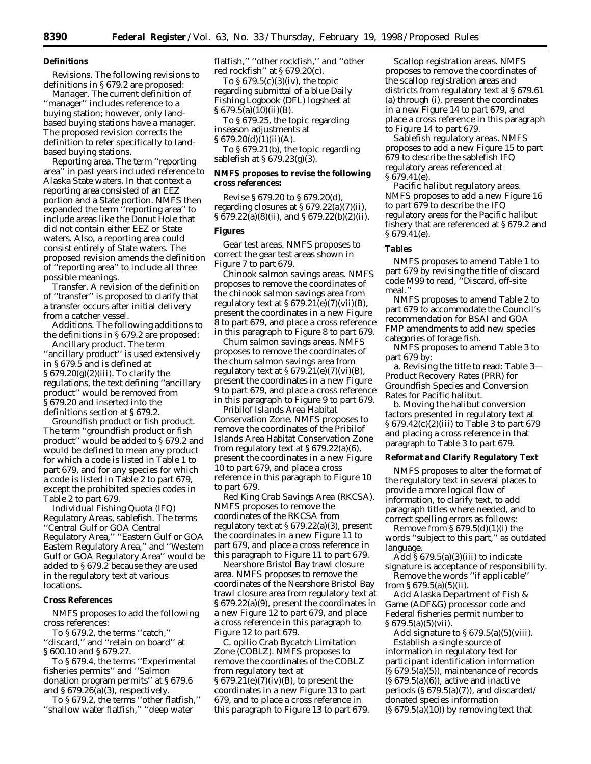**Definitions**

*Revisions.* The following revisions to definitions in § 679.2 are proposed:

*Manager.* The current definition of ''manager'' includes reference to a buying station; however, only land-based buying stations have a manager. The proposed revision corrects the definition to refer specifically to land-based buying stations.

*Reporting area.* The term ''reporting area'' in past years included reference to Alaska State waters. In that context a reporting area consisted of an EEZ portion and a State portion. NMFS then expanded the term ''reporting area'' to include areas like the Donut Hole that did not contain either EEZ or State waters. Also, a reporting area could consist entirely of State waters. The proposed revision amends the definition of ''reporting area'' to include all three possible meanings.

*Transfer.* A revision of the definition of ''transfer'' is proposed to clarify that a transfer occurs after initial delivery from a catcher vessel.

*Additions.* The following additions to the definitions in § 679.2 are proposed:

*Ancillary product.* The term ''ancillary product'' is used extensively in § 679.5 and is defined at § 679.20(g)(2)(iii). To clarify the regulations, the text defining ''ancillary product'' would be removed from § 679.20 and inserted into the definitions section at § 679.2.

*Groundfish product or fish product.* The term ''groundfish product or fish product'' would be added to § 679.2 and would be defined to mean any product for which a code is listed in Table 1 to part 679, and for any species for which a code is listed in Table 2 to part 679, except the prohibited species codes in Table 2 to part 679.

*Individual Fishing Quota (IFQ) Regulatory Areas, sablefish.* The terms ''Central Gulf or GOA Central Regulatory Area,'' ''Eastern Gulf or GOA Eastern Regulatory Area,'' and ''Western Gulf or GOA Regulatory Area'' would be added to § 679.2 because they are used in the regulatory text at various locations.

**Cross References**

NMFS proposes to add the following cross references:

To § 679.2, the terms ''catch,'' ''discard,'' and ''retain on board'' at § 600.10 and § 679.27.

To § 679.4, the terms ''Experimental fisheries permits'' and ''Salmon donation program permits'' at § 679.6 and § 679.26(a)(3), respectively.

To § 679.2, the terms ''other flatfish,'' ''shallow water flatfish,'' ''deep water flatfish,'' ''other rockfish,'' and ''other red rockfish'' at § 679.20(c).

To § 679.5(c)(3)(iv), the topic regarding submittal of a blue Daily Fishing Logbook (DFL) logsheet at § 679.5(a)(10)(ii)(B).

To § 679.25, the topic regarding inseason adjustments at § 679.20(d)(1)(ii)(A).

To § 679.21(b), the topic regarding sablefish at § 679.23(g)(3).

**NMFS proposes to revise the following cross references:**

Revise § 679.20 to § 679.20(d), regarding closures at § 679.22(a)(7)(ii), § 679.22(a)(8)(ii), and § 679.22(b)(2)(ii).

**Figures**

*Gear test areas.* NMFS proposes to correct the gear test areas shown in Figure 7 to part 679.

*Chinook salmon savings areas.* NMFS proposes to remove the coordinates of the chinook salmon savings area from regulatory text at § 679.21(e)(7)(vii)(B), present the coordinates in a new Figure 8 to part 679, and place a cross reference in this paragraph to Figure 8 to part 679.

*Chum salmon savings areas.* NMFS proposes to remove the coordinates of the chum salmon savings area from regulatory text at § 679.21(e)(7)(vi)(B), present the coordinates in a new Figure 9 to part 679, and place a cross reference in this paragraph to Figure 9 to part 679.

*Pribilof Islands Area Habitat Conservation Zone.* NMFS proposes to remove the coordinates of the Pribilof Islands Area Habitat Conservation Zone from regulatory text at § 679.22(a)(6), present the coordinates in a new Figure 10 to part 679, and place a cross reference in this paragraph to Figure 10 to part 679.

*Red King Crab Savings Area (RKCSA).* NMFS proposes to remove the coordinates of the RKCSA from regulatory text at § 679.22(a)(3), present the coordinates in a new Figure 11 to part 679, and place a cross reference in this paragraph to Figure 11 to part 679.

*Nearshore Bristol Bay trawl closure area.* NMFS proposes to remove the coordinates of the Nearshore Bristol Bay trawl closure area from regulatory text at § 679.22(a)(9), present the coordinates in a new Figure 12 to part 679, and place a cross reference in this paragraph to Figure 12 to part 679.

*C. opilio Crab Bycatch Limitation Zone (COBLZ).* NMFS proposes to remove the coordinates of the COBLZ from regulatory text at § 679.21(e)(7)(iv)(B), to present the coordinates in a new Figure 13 to part 679, and to place a cross reference in this paragraph to Figure 13 to part 679.

*Scallop registration areas.* NMFS proposes to remove the coordinates of the scallop registration areas and districts from regulatory text at § 679.61 (a) through (i), present the coordinates in a new Figure 14 to part 679, and place a cross reference in this paragraph to Figure 14 to part 679.

*Sablefish regulatory areas.* NMFS proposes to add a new Figure 15 to part 679 to describe the sablefish IFQ regulatory areas referenced at § 679.41(e).

*Pacific halibut regulatory areas.* NMFS proposes to add a new Figure 16 to part 679 to describe the IFQ regulatory areas for the Pacific halibut fishery that are referenced at § 679.2 and § 679.41(e).

**Tables**

NMFS proposes to amend Table 1 to part 679 by revising the title of discard code M99 to read, ''Discard, off-site meal.''

NMFS proposes to amend Table 2 to part 679 to accommodate the Council's recommendation for BSAI and GOA FMP amendments to add new species categories of forage fish.

NMFS proposes to amend Table 3 to part 679 by:

a. Revising the title to read: Table 3—Product Recovery Rates (PRR) for Groundfish Species and Conversion Rates for Pacific halibut.

b. Moving the halibut conversion factors presented in regulatory text at § 679.42(c)(2)(iii) to Table 3 to part 679 and placing a cross reference in that paragraph to Table 3 to part 679.

***Reformat and Clarify Regulatory Text***

NMFS proposes to alter the format of the regulatory text in several places to provide a more logical flow of information, to clarify text, to add paragraph titles where needed, and to correct spelling errors as follows:

Remove from § 679.5(d)(1)(i) the words ''subject to this part,'' as outdated language.

Add § 679.5(a)(3)(iii) to indicate signature is acceptance of responsibility.

Remove the words ''if applicable'' from § 679.5(a)(5)(ii).

Add Alaska Department of Fish & Game (ADF&G) processor code and Federal fisheries permit number to § 679.5(a)(5)(vii).

Add signature to § 679.5(a)(5)(viii).

Establish a single source of information in regulatory text for participant identification information (§ 679.5(a)(5)), maintenance of records (§ 679.5(a)(6)), active and inactive periods (§ 679.5(a)(7)), and discarded/donated species information (§ 679.5(a)(10)) by removing text that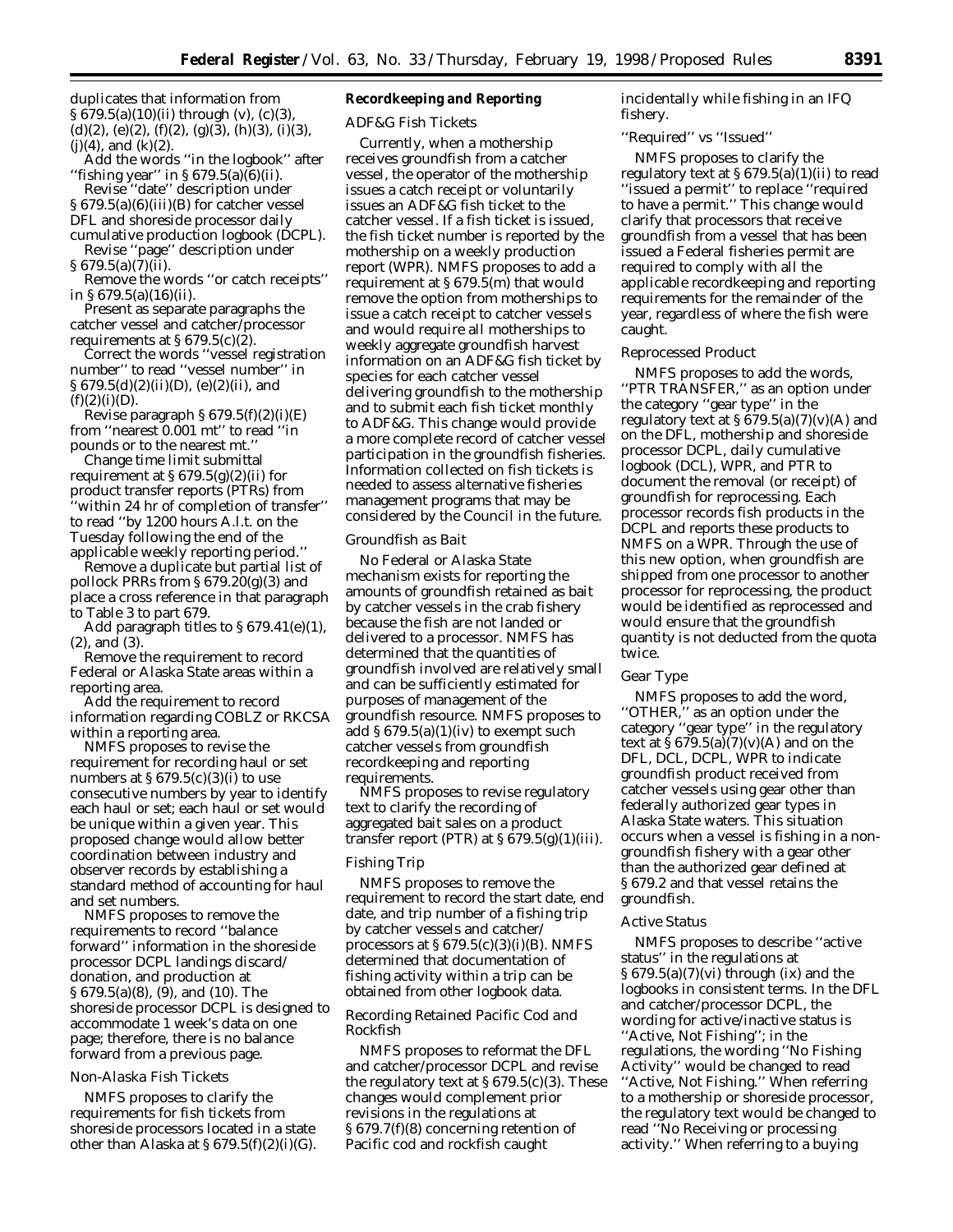duplicates that information from § 679.5(a)(10)(ii) through (v), (c)(3), (d)(2), (e)(2), (f)(2), (g)(3), (h)(3), (i)(3), (j)(4), and (k)(2).

Add the words ''in the logbook'' after ''fishing year'' in § 679.5(a)(6)(ii).

Revise ''date'' description under § 679.5(a)(6)(iii)(B) for catcher vessel DFL and shoreside processor daily cumulative production logbook (DCPL).

Revise ''page'' description under § 679.5(a)(7)(ii).

Remove the words ''or catch receipts'' in § 679.5(a)(16)(ii).

Present as separate paragraphs the catcher vessel and catcher/processor requirements at § 679.5(c)(2).

Correct the words ''vessel registration number'' to read ''vessel number'' in § 679.5(d)(2)(ii)(D), (e)(2)(ii), and (f)(2)(i)(D).

Revise paragraph § 679.5(f)(2)(i)(E) from ''nearest 0.001 mt'' to read ''in pounds or to the nearest mt.''

Change time limit submittal requirement at § 679.5(g)(2)(ii) for product transfer reports (PTRs) from ''within 24 hr of completion of transfer'' to read ''by 1200 hours A.l.t. on the Tuesday following the end of the applicable weekly reporting period.''

Remove a duplicate but partial list of pollock PRRs from § 679.20(g)(3) and place a cross reference in that paragraph to Table 3 to part 679.

Add paragraph titles to § 679.41(e)(1), (2), and (3).

Remove the requirement to record Federal or Alaska State areas within a reporting area.

Add the requirement to record information regarding COBLZ or RKCSA within a reporting area.

NMFS proposes to revise the requirement for recording haul or set numbers at § 679.5(c)(3)(i) to use consecutive numbers by year to identify each haul or set; each haul or set would be unique within a given year. This proposed change would allow better coordination between industry and observer records by establishing a standard method of accounting for haul and set numbers.

NMFS proposes to remove the requirements to record ''balance forward'' information in the shoreside processor DCPL landings discard/donation, and production at § 679.5(a)(8), (9), and (10). The shoreside processor DCPL is designed to accommodate 1 week's data on one page; therefore, there is no balance forward from a previous page.

*Non-Alaska Fish Tickets*

NMFS proposes to clarify the requirements for fish tickets from shoreside processors located in a state other than Alaska at § 679.5(f)(2)(i)(G).

**Recordkeeping and Reporting**

*ADF&G Fish Tickets*

Currently, when a mothership receives groundfish from a catcher vessel, the operator of the mothership issues a catch receipt or voluntarily issues an ADF&G fish ticket to the catcher vessel. If a fish ticket is issued, the fish ticket number is reported by the mothership on a weekly production report (WPR). NMFS proposes to add a requirement at § 679.5(m) that would remove the option from motherships to issue a catch receipt to catcher vessels and would require all motherships to weekly aggregate groundfish harvest information on an ADF&G fish ticket by species for each catcher vessel delivering groundfish to the mothership and to submit each fish ticket monthly to ADF&G. This change would provide a more complete record of catcher vessel participation in the groundfish fisheries. Information collected on fish tickets is needed to assess alternative fisheries management programs that may be considered by the Council in the future.

*Groundfish as Bait*

No Federal or Alaska State mechanism exists for reporting the amounts of groundfish retained as bait by catcher vessels in the crab fishery because the fish are not landed or delivered to a processor. NMFS has determined that the quantities of groundfish involved are relatively small and can be sufficiently estimated for purposes of management of the groundfish resource. NMFS proposes to add § 679.5(a)(1)(iv) to exempt such catcher vessels from groundfish recordkeeping and reporting requirements.

NMFS proposes to revise regulatory text to clarify the recording of aggregated bait sales on a product transfer report (PTR) at § 679.5(g)(1)(iii).

*Fishing Trip*

NMFS proposes to remove the requirement to record the start date, end date, and trip number of a fishing trip by catcher vessels and catcher/processors at § 679.5(c)(3)(i)(B). NMFS determined that documentation of fishing activity within a trip can be obtained from other logbook data.

*Recording Retained Pacific Cod and Rockfish*

NMFS proposes to reformat the DFL and catcher/processor DCPL and revise the regulatory text at § 679.5(c)(3). These changes would complement prior revisions in the regulations at § 679.7(f)(8) concerning retention of Pacific cod and rockfish caught incidentally while fishing in an IFQ fishery.

*''Required'' vs ''Issued''*

NMFS proposes to clarify the regulatory text at § 679.5(a)(1)(ii) to read ''issued a permit'' to replace ''required to have a permit.'' This change would clarify that processors that receive groundfish from a vessel that has been issued a Federal fisheries permit are required to comply with all the applicable recordkeeping and reporting requirements for the remainder of the year, regardless of where the fish were caught.

*Reprocessed Product*

NMFS proposes to add the words, ''PTR TRANSFER,'' as an option under the category ''gear type'' in the regulatory text at § 679.5(a)(7)(v)(A) and on the DFL, mothership and shoreside processor DCPL, daily cumulative logbook (DCL), WPR, and PTR to document the removal (or receipt) of groundfish for reprocessing. Each processor records fish products in the DCPL and reports these products to NMFS on a WPR. Through the use of this new option, when groundfish are shipped from one processor to another processor for reprocessing, the product would be identified as reprocessed and would ensure that the groundfish quantity is not deducted from the quota twice.

*Gear Type*

NMFS proposes to add the word, ''OTHER,'' as an option under the category ''gear type'' in the regulatory text at § 679.5(a)(7)(v)(A) and on the DFL, DCL, DCPL, WPR to indicate groundfish product received from catcher vessels using gear other than federally authorized gear types in Alaska State waters. This situation occurs when a vessel is fishing in a non-groundfish fishery with a gear other than the authorized gear defined at § 679.2 and that vessel retains the groundfish.

*Active Status*

NMFS proposes to describe ''active status'' in the regulations at § 679.5(a)(7)(vi) through (ix) and the logbooks in consistent terms. In the DFL and catcher/processor DCPL, the wording for active/inactive status is ''Active, Not Fishing''; in the regulations, the wording ''No Fishing Activity'' would be changed to read ''Active, Not Fishing.'' When referring to a mothership or shoreside processor, the regulatory text would be changed to read ''No Receiving or processing activity.'' When referring to a buying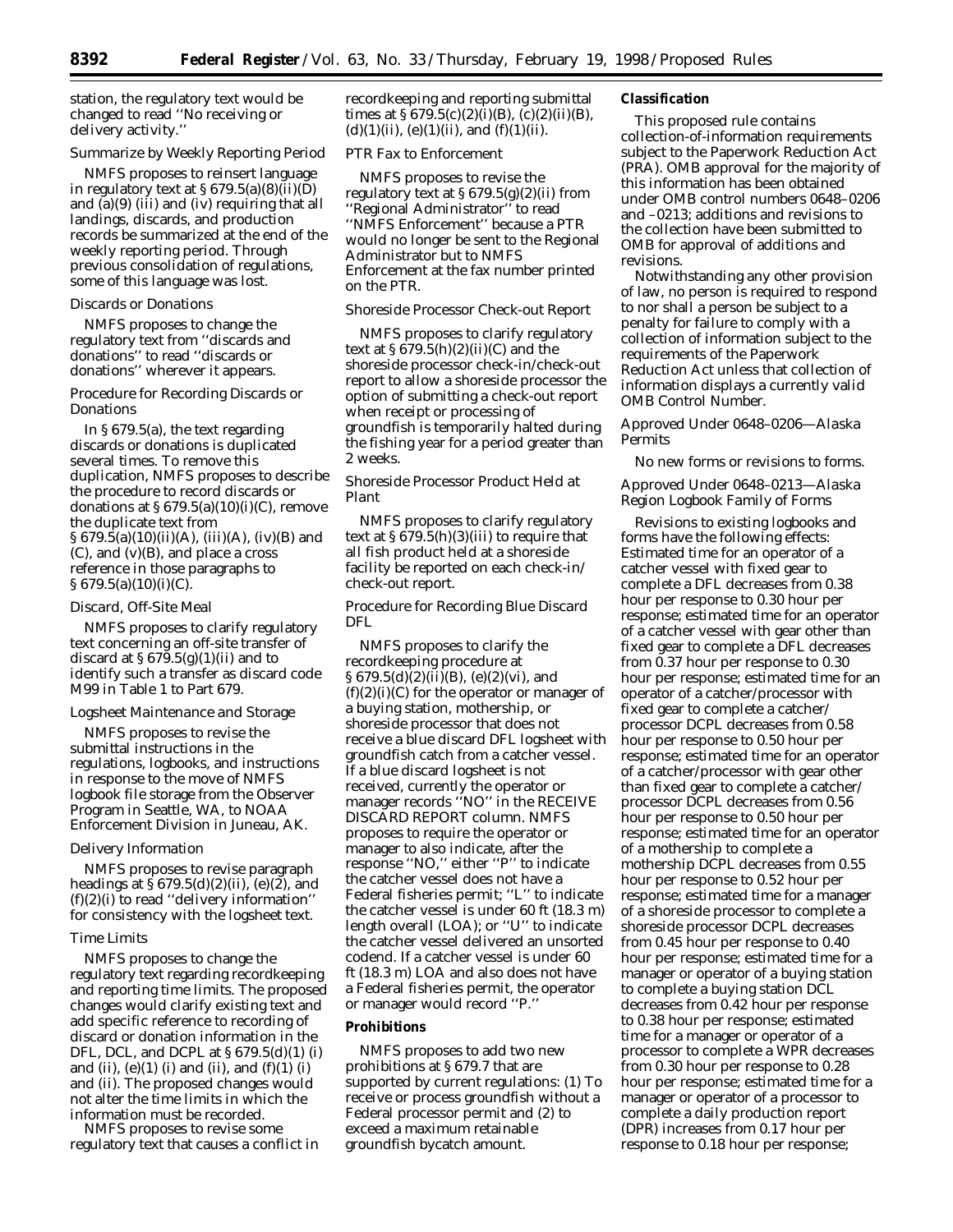station, the regulatory text would be changed to read ''No receiving or delivery activity.''

*Summarize by Weekly Reporting Period*

NMFS proposes to reinsert language in regulatory text at § 679.5(a)(8)(ii)(D) and (a)(9) (iii) and (iv) requiring that all landings, discards, and production records be summarized at the end of the weekly reporting period. Through previous consolidation of regulations, some of this language was lost.

*Discards or Donations*

NMFS proposes to change the regulatory text from ''discards and donations'' to read ''discards or donations'' wherever it appears.

*Procedure for Recording Discards or Donations*

In § 679.5(a), the text regarding discards or donations is duplicated several times. To remove this duplication, NMFS proposes to describe the procedure to record discards or donations at § 679.5(a)(10)(i)(C), remove the duplicate text from § 679.5(a)(10)(ii)(A), (iii)(A), (iv)(B) and (C), and (v)(B), and place a cross reference in those paragraphs to § 679.5(a)(10)(i)(C).

*Discard, Off-Site Meal*

NMFS proposes to clarify regulatory text concerning an off-site transfer of discard at § 679.5(g)(1)(ii) and to identify such a transfer as discard code M99 in Table 1 to Part 679.

*Logsheet Maintenance and Storage*

NMFS proposes to revise the submittal instructions in the regulations, logbooks, and instructions in response to the move of NMFS logbook file storage from the Observer Program in Seattle, WA, to NOAA Enforcement Division in Juneau, AK.

*Delivery Information*

NMFS proposes to revise paragraph headings at § 679.5(d)(2)(ii), (e)(2), and (f)(2)(i) to read ''delivery information'' for consistency with the logsheet text.

*Time Limits*

NMFS proposes to change the regulatory text regarding recordkeeping and reporting time limits. The proposed changes would clarify existing text and add specific reference to recording of discard or donation information in the DFL, DCL, and DCPL at § 679.5(d)(1) (i) and (ii), (e)(1) (i) and (ii), and (f)(1) (i) and (ii). The proposed changes would not alter the time limits in which the information must be recorded.

NMFS proposes to revise some regulatory text that causes a conflict in recordkeeping and reporting submittal times at § 679.5(c)(2)(i)(B), (c)(2)(ii)(B), (d)(1)(ii), (e)(1)(ii), and (f)(1)(ii).

*PTR Fax to Enforcement*

NMFS proposes to revise the regulatory text at § 679.5(g)(2)(ii) from ''Regional Administrator'' to read ''NMFS Enforcement'' because a PTR would no longer be sent to the Regional Administrator but to NMFS Enforcement at the fax number printed on the PTR.

*Shoreside Processor Check-out Report*

NMFS proposes to clarify regulatory text at § 679.5(h)(2)(ii)(C) and the shoreside processor check-in/check-out report to allow a shoreside processor the option of submitting a check-out report when receipt or processing of groundfish is temporarily halted during the fishing year for a period greater than 2 weeks.

*Shoreside Processor Product Held at Plant*

NMFS proposes to clarify regulatory text at § 679.5(h)(3)(iii) to require that all fish product held at a shoreside facility be reported on each check-in/check-out report.

*Procedure for Recording Blue Discard DFL*

NMFS proposes to clarify the recordkeeping procedure at § 679.5(d)(2)(ii)(B), (e)(2)(vi), and (f)(2)(i)(C) for the operator or manager of a buying station, mothership, or shoreside processor that does not receive a blue discard DFL logsheet with groundfish catch from a catcher vessel. If a blue discard logsheet is not received, currently the operator or manager records ''NO'' in the RECEIVE DISCARD REPORT column. NMFS proposes to require the operator or manager to also indicate, after the response ''NO,'' either ''P'' to indicate the catcher vessel does not have a Federal fisheries permit; ''L'' to indicate the catcher vessel is under 60 ft (18.3 m) length overall (LOA); or ''U'' to indicate the catcher vessel delivered an unsorted codend. If a catcher vessel is under 60 ft (18.3 m) LOA and also does not have a Federal fisheries permit, the operator or manager would record ''P.''

**Prohibitions**

NMFS proposes to add two new prohibitions at § 679.7 that are supported by current regulations: (1) To receive or process groundfish without a Federal processor permit and (2) to exceed a maximum retainable groundfish bycatch amount.

**Classification**

This proposed rule contains collection-of-information requirements subject to the Paperwork Reduction Act (PRA). OMB approval for the majority of this information has been obtained under OMB control numbers 0648–0206 and –0213; additions and revisions to the collection have been submitted to OMB for approval of additions and revisions.

Notwithstanding any other provision of law, no person is required to respond to nor shall a person be subject to a penalty for failure to comply with a collection of information subject to the requirements of the Paperwork Reduction Act unless that collection of information displays a currently valid OMB Control Number.

*Approved Under 0648–0206—Alaska Permits*

No new forms or revisions to forms.

*Approved Under 0648–0213—Alaska Region Logbook Family of Forms*

Revisions to existing logbooks and forms have the following effects: Estimated time for an operator of a catcher vessel with fixed gear to complete a DFL decreases from 0.38 hour per response to 0.30 hour per response; estimated time for an operator of a catcher vessel with gear other than fixed gear to complete a DFL decreases from 0.37 hour per response to 0.30 hour per response; estimated time for an operator of a catcher/processor with fixed gear to complete a catcher/processor DCPL decreases from 0.58 hour per response to 0.50 hour per response; estimated time for an operator of a catcher/processor with gear other than fixed gear to complete a catcher/processor DCPL decreases from 0.56 hour per response to 0.50 hour per response; estimated time for an operator of a mothership to complete a mothership DCPL decreases from 0.55 hour per response to 0.52 hour per response; estimated time for a manager of a shoreside processor to complete a shoreside processor DCPL decreases from 0.45 hour per response to 0.40 hour per response; estimated time for a manager or operator of a buying station to complete a buying station DCL decreases from 0.42 hour per response to 0.38 hour per response; estimated time for a manager or operator of a processor to complete a WPR decreases from 0.30 hour per response to 0.28 hour per response; estimated time for a manager or operator of a processor to complete a daily production report (DPR) increases from 0.17 hour per response to 0.18 hour per response;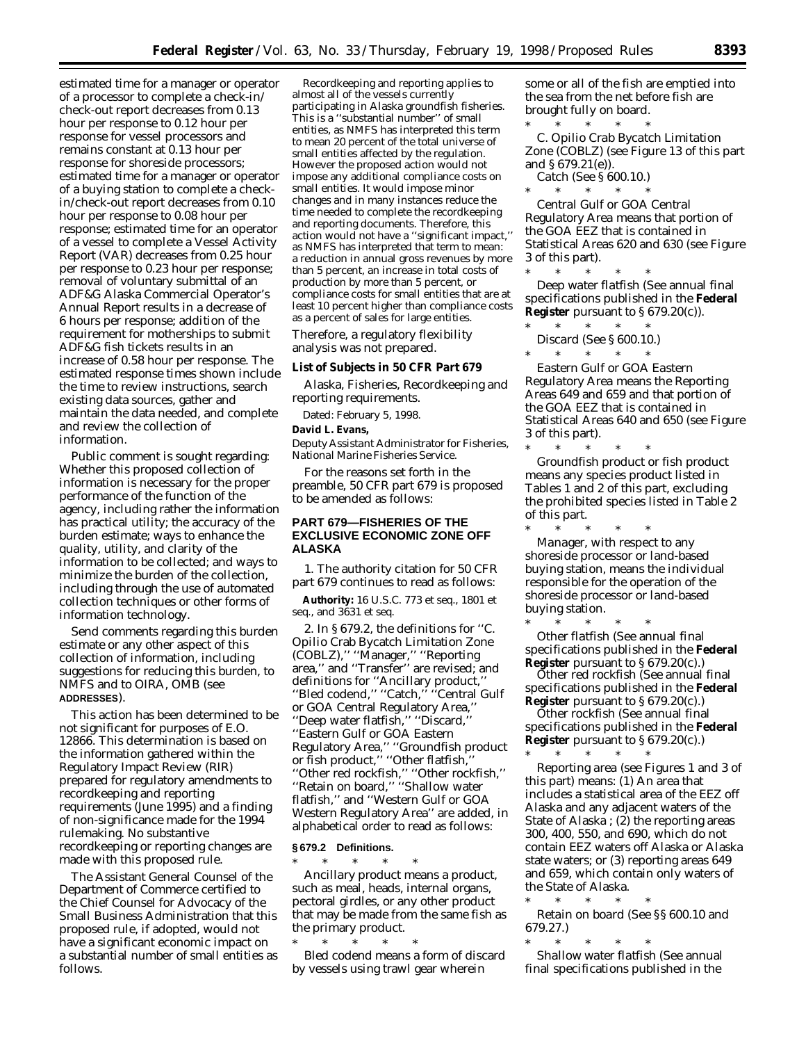estimated time for a manager or operator of a processor to complete a check-in/check-out report decreases from 0.13 hour per response to 0.12 hour per response for vessel processors and remains constant at 0.13 hour per response for shoreside processors; estimated time for a manager or operator of a buying station to complete a check-in/check-out report decreases from 0.10 hour per response to 0.08 hour per response; estimated time for an operator of a vessel to complete a Vessel Activity Report (VAR) decreases from 0.25 hour per response to 0.23 hour per response; removal of voluntary submittal of an ADF&G Alaska Commercial Operator's Annual Report results in a decrease of 6 hours per response; addition of the requirement for motherships to submit ADF&G fish tickets results in an increase of 0.58 hour per response. The estimated response times shown include the time to review instructions, search existing data sources, gather and maintain the data needed, and complete and review the collection of information.

Public comment is sought regarding: Whether this proposed collection of information is necessary for the proper performance of the function of the agency, including rather the information has practical utility; the accuracy of the burden estimate; ways to enhance the quality, utility, and clarity of the information to be collected; and ways to minimize the burden of the collection, including through the use of automated collection techniques or other forms of information technology.

Send comments regarding this burden estimate or any other aspect of this collection of information, including suggestions for reducing this burden, to NMFS and to OIRA, OMB (see **ADDRESSES**).

This action has been determined to be not significant for purposes of E.O. 12866. This determination is based on the information gathered within the Regulatory Impact Review (RIR) prepared for regulatory amendments to recordkeeping and reporting requirements (June 1995) and a finding of non-significance made for the 1994 rulemaking. No substantive recordkeeping or reporting changes are made with this proposed rule.

The Assistant General Counsel of the Department of Commerce certified to the Chief Counsel for Advocacy of the Small Business Administration that this proposed rule, if adopted, would not have a significant economic impact on a substantial number of small entities as follows.

Recordkeeping and reporting applies to almost all of the vessels currently participating in Alaska groundfish fisheries. This is a ''substantial number'' of small entities, as NMFS has interpreted this term to mean 20 percent of the total universe of small entities affected by the regulation. However the proposed action would not impose any additional compliance costs on small entities. It would impose minor changes and in many instances reduce the time needed to complete the recordkeeping and reporting documents. Therefore, this action would not have a ''significant impact,'' as NMFS has interpreted that term to mean: a reduction in annual gross revenues by more than 5 percent, an increase in total costs of production by more than 5 percent, or compliance costs for small entities that are at least 10 percent higher than compliance costs as a percent of sales for large entities.

Therefore, a regulatory flexibility analysis was not prepared.

**List of Subjects in 50 CFR Part 679**

Alaska, Fisheries, Recordkeeping and reporting requirements.

Dated: February 5, 1998.

**David L. Evans,**

*Deputy Assistant Administrator for Fisheries, National Marine Fisheries Service.*

For the reasons set forth in the preamble, 50 CFR part 679 is proposed to be amended as follows:

## PART 679—FISHERIES OF THE EXCLUSIVE ECONOMIC ZONE OFF ALASKA

1. The authority citation for 50 CFR part 679 continues to read as follows:

**Authority:** 16 U.S.C. 773 *et seq.*, 1801 *et seq.*, and 3631 *et seq.*

2. In § 679.2, the definitions for ''C. Opilio Crab Bycatch Limitation Zone (COBLZ),'' ''Manager,'' ''Reporting area,'' and ''Transfer'' are revised; and definitions for ''Ancillary product,'' ''Bled codend,'' ''Catch,'' ''Central Gulf or GOA Central Regulatory Area,'' ''Deep water flatfish,'' ''Discard,'' ''Eastern Gulf or GOA Eastern Regulatory Area,'' ''Groundfish product or fish product,'' ''Other flatfish,'' ''Other red rockfish,'' ''Other rockfish,'' ''Retain on board,'' ''Shallow water flatfish,'' and ''Western Gulf or GOA Western Regulatory Area'' are added, in alphabetical order to read as follows:

**§ 679.2 Definitions.**

\* \* \* \* \*

*Ancillary product* means a product, such as meal, heads, internal organs, pectoral girdles, or any other product that may be made from the same fish as the primary product.

\* \* \* \* \*

*Bled codend* means a form of discard by vessels using trawl gear wherein some or all of the fish are emptied into the sea from the net before fish are brought fully on board.

\* \* \* \* \*

*C. Opilio Crab Bycatch Limitation Zone (COBLZ)* (see Figure 13 of this part and § 679.21(e)).

*Catch* (See § 600.10.)

\* \* \* \* \*

*Central Gulf or GOA Central Regulatory Area* means that portion of the GOA EEZ that is contained in Statistical Areas 620 and 630 (see Figure 3 of this part).

\* \* \* \* \*

*Deep water flatfish* (See annual final specifications published in the **Federal Register** pursuant to § 679.20(c)).

\* \* \* \* \*

*Discard* (See § 600.10.)

\* \* \* \* \*

*Eastern Gulf or GOA Eastern Regulatory Area* means the Reporting Areas 649 and 659 and that portion of the GOA EEZ that is contained in Statistical Areas 640 and 650 (see Figure 3 of this part).

\* \* \* \* \*

*Groundfish product or fish product* means any species product listed in Tables 1 and 2 of this part, excluding the prohibited species listed in Table 2 of this part.

\* \* \* \* \*

*Manager*, with respect to any shoreside processor or land-based buying station, means the individual responsible for the operation of the shoreside processor or land-based buying station.

\* \* \* \* \*

*Other flatfish* (See annual final specifications published in the **Federal Register** pursuant to § 679.20(c).)

*Other red rockfish* (See annual final specifications published in the **Federal Register** pursuant to § 679.20(c).)

*Other rockfish* (See annual final specifications published in the **Federal Register** pursuant to § 679.20(c).)

\* \* \* \* \*

*Reporting area* (see Figures 1 and 3 of this part) means: (1) An area that includes a statistical area of the EEZ off Alaska and any adjacent waters of the State of Alaska ; (2) the reporting areas 300, 400, 550, and 690, which do not contain EEZ waters off Alaska or Alaska state waters; or (3) reporting areas 649 and 659, which contain only waters of the State of Alaska.

\* \* \* \* \*

*Retain on board* (See §§ 600.10 and 679.27.)

\* \* \* \* \*

*Shallow water flatfish* (See annual final specifications published in the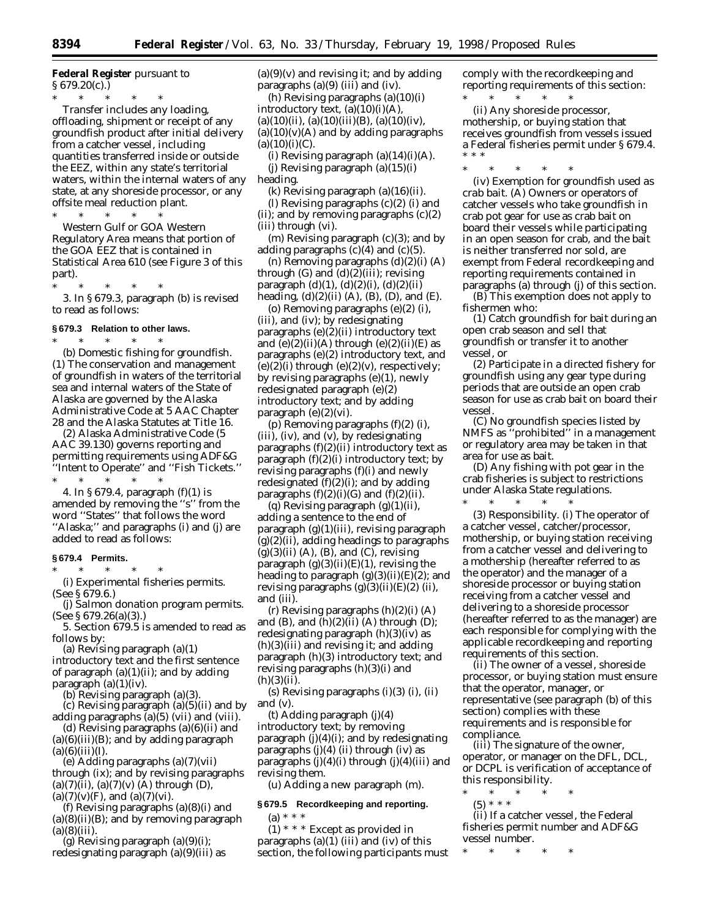**Federal Register** pursuant to § 679.20(c).)

\* \* \* \* \*

Transfer includes any loading, offloading, shipment or receipt of any groundfish product after initial delivery from a catcher vessel, including quantities transferred inside or outside the EEZ, within any state's territorial waters, within the internal waters of any state, at any shoreside processor, or any offsite meal reduction plant.

\* \* \* \* \*

Western Gulf or GOA Western Regulatory Area means that portion of the GOA EEZ that is contained in Statistical Area 610 (see Figure 3 of this part).

\* \* \* \* \*

3. In § 679.3, paragraph (b) is revised to read as follows:

**§ 679.3 Relation to other laws.**

\* \* \* \* \*

(b) *Domestic fishing for groundfish.* (1) The conservation and management of groundfish in waters of the territorial sea and internal waters of the State of Alaska are governed by the Alaska Administrative Code at 5 AAC Chapter 28 and the Alaska Statutes at Title 16.

(2) Alaska Administrative Code (5 AAC 39.130) governs reporting and permitting requirements using ADF&G ''Intent to Operate'' and ''Fish Tickets.''

\* \* \* \* \*

4. In § 679.4, paragraph (f)(1) is amended by removing the ''s'' from the word ''States'' that follows the word ''Alaska;'' and paragraphs (i) and (j) are added to read as follows:

**§ 679.4 Permits.**

\* \* \* \* \*

(i) *Experimental fisheries permits.* (See § 679.6.)

(j) *Salmon donation program permits.* (See § 679.26(a)(3).)

5. Section 679.5 is amended to read as follows by:

(a) Revising paragraph (a)(1) introductory text and the first sentence of paragraph (a)(1)(ii); and by adding paragraph (a)(1)(iv).

(b) Revising paragraph (a)(3).

(c) Revising paragraph (a)(5)(ii) and by adding paragraphs (a)(5) (vii) and (viii).

(d) Revising paragraphs (a)(6)(ii) and (a)(6)(iii)(B); and by adding paragraph (a)(6)(iii)(I).

(e) Adding paragraphs (a)(7)(vii) through (ix); and by revising paragraphs (a)(7)(ii), (a)(7)(v) (A) through (D), (a)(7)(v)(F), and (a)(7)(vi).

(f) Revising paragraphs (a)(8)(i) and (a)(8)(ii)(B); and by removing paragraph (a)(8)(iii).

(g) Revising paragraph (a)(9)(i); redesignating paragraph (a)(9)(iii) as (a)(9)(v) and revising it; and by adding paragraphs (a)(9) (iii) and (iv).

(h) Revising paragraphs (a)(10)(i) introductory text, (a)(10)(i)(A), (a)(10)(ii), (a)(10)(iii)(B), (a)(10)(iv), (a)(10)(v)(A) and by adding paragraphs (a)(10)(i)(C).

(i) Revising paragraph (a)(14)(i)(A).

(j) Revising paragraph (a)(15)(i) heading.

(k) Revising paragraph (a)(16)(ii).

(l) Revising paragraphs (c)(2) (i) and (ii); and by removing paragraphs (c)(2) (iii) through (vi).

(m) Revising paragraph (c)(3); and by adding paragraphs (c)(4) and (c)(5).

(n) Removing paragraphs (d)(2)(i) (A) through (G) and (d)(2)(iii); revising paragraph (d)(1), (d)(2)(i), (d)(2)(ii) heading, (d)(2)(ii) (A), (B), (D), and (E).

(o) Removing paragraphs (e)(2) (i), (iii), and (iv); by redesignating paragraphs (e)(2)(ii) introductory text and (e)(2)(ii)(A) through (e)(2)(ii)(E) as paragraphs (e)(2) introductory text, and (e)(2)(i) through (e)(2)(v), respectively; by revising paragraphs (e)(1), newly redesignated paragraph (e)(2) introductory text; and by adding paragraph (e)(2)(vi).

(p) Removing paragraphs (f)(2) (i), (iii), (iv), and (v), by redesignating paragraphs (f)(2)(ii) introductory text as paragraph (f)(2)(i) introductory text; by revising paragraphs (f)(i) and newly redesignated (f)(2)(i); and by adding paragraphs (f)(2)(i)(G) and (f)(2)(ii).

(q) Revising paragraph (g)(1)(ii), adding a sentence to the end of paragraph (g)(1)(iii), revising paragraph (g)(2)(ii), adding headings to paragraphs (g)(3)(ii) (A), (B), and (C), revising paragraph (g)(3)(ii)(E)(*1*), revising the heading to paragraph (g)(3)(ii)(E)(*2*); and revising paragraphs (g)(3)(ii)(E)(*2*) (ii), and (iii).

(r) Revising paragraphs (h)(2)(i) (A) and (B), and (h)(2)(ii) (A) through (D); redesignating paragraph (h)(3)(iv) as (h)(3)(iii) and revising it; and adding paragraph (h)(3) introductory text; and revising paragraphs (h)(3)(i) and (h)(3)(ii).

(s) Revising paragraphs (i)(3) (i), (ii) and (v).

(t) Adding paragraph (j)(4) introductory text; by removing paragraph (j)(4)(i); and by redesignating paragraphs (j)(4) (ii) through (iv) as paragraphs (j)(4)(i) through (j)(4)(iii) and revising them.

(u) Adding a new paragraph (m).

**§ 679.5 Recordkeeping and reporting.**

(a) \* \* \*

(1) \* \* \* Except as provided in paragraphs (a)(1) (iii) and (iv) of this section, the following participants must comply with the recordkeeping and reporting requirements of this section:

\* \* \* \* \*

(ii) Any shoreside processor, mothership, or buying station that receives groundfish from vessels issued a Federal fisheries permit under § 679.4. \* \* \*

\* \* \* \* \*

(iv) *Exemption for groundfish used as crab bait.* (A) Owners or operators of catcher vessels who take groundfish in crab pot gear for use as crab bait on board their vessels while participating in an open season for crab, and the bait is neither transferred nor sold, are exempt from Federal recordkeeping and reporting requirements contained in paragraphs (a) through (j) of this section.

(B) This exemption does not apply to fishermen who:

(*1*) Catch groundfish for bait during an open crab season and sell that groundfish or transfer it to another vessel, or

(*2*) Participate in a directed fishery for groundfish using any gear type during periods that are outside an open crab season for use as crab bait on board their vessel.

(C) No groundfish species listed by NMFS as ''prohibited'' in a management or regulatory area may be taken in that area for use as bait.

(D) Any fishing with pot gear in the crab fisheries is subject to restrictions under Alaska State regulations.

\* \* \* \* \*

(3) *Responsibility.* (i) The operator of a catcher vessel, catcher/processor, mothership, or buying station receiving from a catcher vessel and delivering to a mothership (hereafter referred to as the operator) and the manager of a shoreside processor or buying station receiving from a catcher vessel and delivering to a shoreside processor (hereafter referred to as the manager) are each responsible for complying with the applicable recordkeeping and reporting requirements of this section.

(ii) The owner of a vessel, shoreside processor, or buying station must ensure that the operator, manager, or representative (see paragraph (b) of this section) complies with these requirements and is responsible for compliance.

(iii) The signature of the owner, operator, or manager on the DFL, DCL, or DCPL is verification of acceptance of this responsibility.

\* \* \* \* \*

(5) \* \* \*

(ii) If a catcher vessel, the Federal fisheries permit number and ADF&G vessel number.

\* \* \* \* \*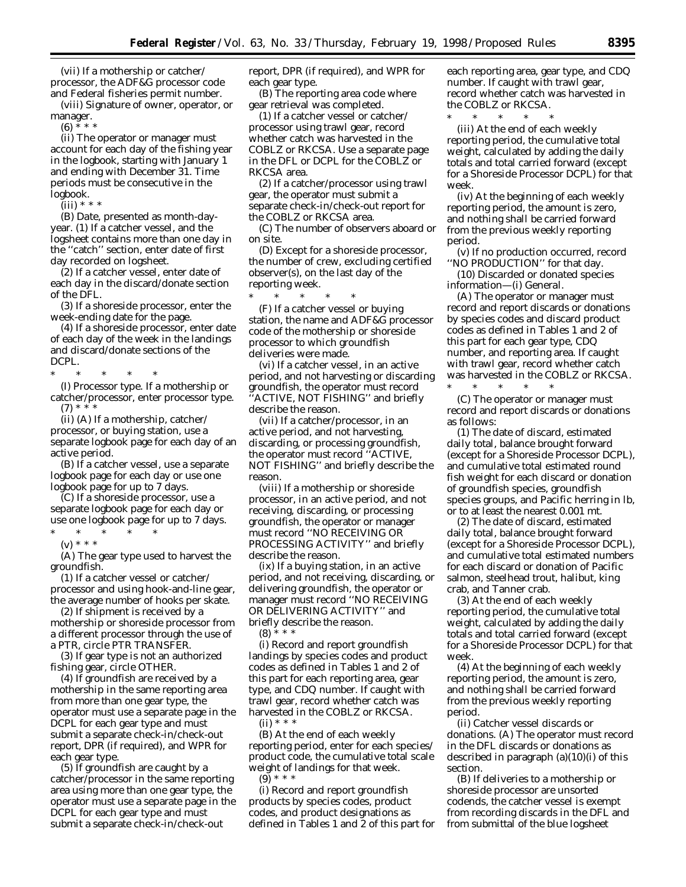(vii) If a mothership or catcher/processor, the ADF&G processor code and Federal fisheries permit number.

(viii) Signature of owner, operator, or manager.

(6) * * *

(ii) The operator or manager must account for each day of the fishing year in the logbook, starting with January 1 and ending with December 31. Time periods must be consecutive in the logbook.

(iii) * * *

(B) Date, presented as month-day-year. (*1*) If a catcher vessel, and the logsheet contains more than one day in the ''catch'' section, enter date of first day recorded on logsheet.

(*2*) If a catcher vessel, enter date of each day in the discard/donate section of the DFL.

(*3*) If a shoreside processor, enter the week-ending date for the page.

(*4*) If a shoreside processor, enter date of each day of the week in the landings and discard/donate sections of the DCPL.

* * * * *

(I) Processor type. If a mothership or catcher/processor, enter processor type.

(7) * * *

(ii) (A) If a mothership, catcher/processor, or buying station, use a separate logbook page for each day of an active period.

(B) If a catcher vessel, use a separate logbook page for each day or use one logbook page for up to 7 days.

(C) If a shoreside processor, use a separate logbook page for each day or use one logbook page for up to 7 days.

* * * * *

(v) * * *

(A) The gear type used to harvest the groundfish.

(*1*) If a catcher vessel or catcher/processor and using hook-and-line gear, the average number of hooks per skate.

(*2*) If shipment is received by a mothership or shoreside processor from a different processor through the use of a PTR, circle PTR TRANSFER.

(*3*) If gear type is not an authorized fishing gear, circle OTHER.

(*4*) If groundfish are received by a mothership in the same reporting area from more than one gear type, the operator must use a separate page in the DCPL for each gear type and must submit a separate check-in/check-out report, DPR (if required), and WPR for each gear type.

(*5*) If groundfish are caught by a catcher/processor in the same reporting area using more than one gear type, the operator must use a separate page in the DCPL for each gear type and must submit a separate check-in/check-out report, DPR (if required), and WPR for each gear type.

(B) The reporting area code where gear retrieval was completed.

(*1*) If a catcher vessel or catcher/processor using trawl gear, record whether catch was harvested in the COBLZ or RKCSA. Use a separate page in the DFL or DCPL for the COBLZ or RKCSA area.

(*2*) If a catcher/processor using trawl gear, the operator must submit a separate check-in/check-out report for the COBLZ or RKCSA area.

(C) The number of observers aboard or on site.

(D) Except for a shoreside processor, the number of crew, excluding certified observer(s), on the last day of the reporting week.

* * * * *

(F) If a catcher vessel or buying station, the name and ADF&G processor code of the mothership or shoreside processor to which groundfish deliveries were made.

(vi) If a catcher vessel, in an active period, and not harvesting or discarding groundfish, the operator must record ''ACTIVE, NOT FISHING'' and briefly describe the reason.

(vii) If a catcher/processor, in an active period, and not harvesting, discarding, or processing groundfish, the operator must record ''ACTIVE, NOT FISHING'' and briefly describe the reason.

(viii) If a mothership or shoreside processor, in an active period, and not receiving, discarding, or processing groundfish, the operator or manager must record ''NO RECEIVING OR PROCESSING ACTIVITY'' and briefly describe the reason.

(ix) If a buying station, in an active period, and not receiving, discarding, or delivering groundfish, the operator or manager must record ''NO RECEIVING OR DELIVERING ACTIVITY'' and briefly describe the reason.

(8) * * *

(i) Record and report groundfish landings by species codes and product codes as defined in Tables 1 and 2 of this part for each reporting area, gear type, and CDQ number. If caught with trawl gear, record whether catch was harvested in the COBLZ or RKCSA.

(ii) * * *

(B) At the end of each weekly reporting period, enter for each species/product code, the cumulative total scale weight of landings for that week.

(9) * * *

(i) Record and report groundfish products by species codes, product codes, and product designations as defined in Tables 1 and 2 of this part for each reporting area, gear type, and CDQ number. If caught with trawl gear, record whether catch was harvested in the COBLZ or RKCSA.

* * * * *

(iii) At the end of each weekly reporting period, the cumulative total weight, calculated by adding the daily totals and total carried forward (except for a Shoreside Processor DCPL) for that week.

(iv) At the beginning of each weekly reporting period, the amount is zero, and nothing shall be carried forward from the previous weekly reporting period.

(v) If no production occurred, record ''NO PRODUCTION'' for that day.

(10) Discarded or donated species information—(i) *General.*

(A) The operator or manager must record and report discards or donations by species codes and discard product codes as defined in Tables 1 and 2 of this part for each gear type, CDQ number, and reporting area. If caught with trawl gear, record whether catch was harvested in the COBLZ or RKCSA.

* * * * *

(C) The operator or manager must record and report discards or donations as follows:

(*1*) The date of discard, estimated daily total, balance brought forward (except for a Shoreside Processor DCPL), and cumulative total estimated round fish weight for each discard or donation of groundfish species, groundfish species groups, and Pacific herring in lb, or to at least the nearest 0.001 mt.

(*2*) The date of discard, estimated daily total, balance brought forward (except for a Shoreside Processor DCPL), and cumulative total estimated numbers for each discard or donation of Pacific salmon, steelhead trout, halibut, king crab, and Tanner crab.

(*3*) At the end of each weekly reporting period, the cumulative total weight, calculated by adding the daily totals and total carried forward (except for a Shoreside Processor DCPL) for that week.

(*4*) At the beginning of each weekly reporting period, the amount is zero, and nothing shall be carried forward from the previous weekly reporting period.

(ii) *Catcher vessel discards or donations.* (A) The operator must record in the DFL discards or donations as described in paragraph (a)(10)(i) of this section.

(B) If deliveries to a mothership or shoreside processor are unsorted codends, the catcher vessel is exempt from recording discards in the DFL and from submittal of the blue logsheet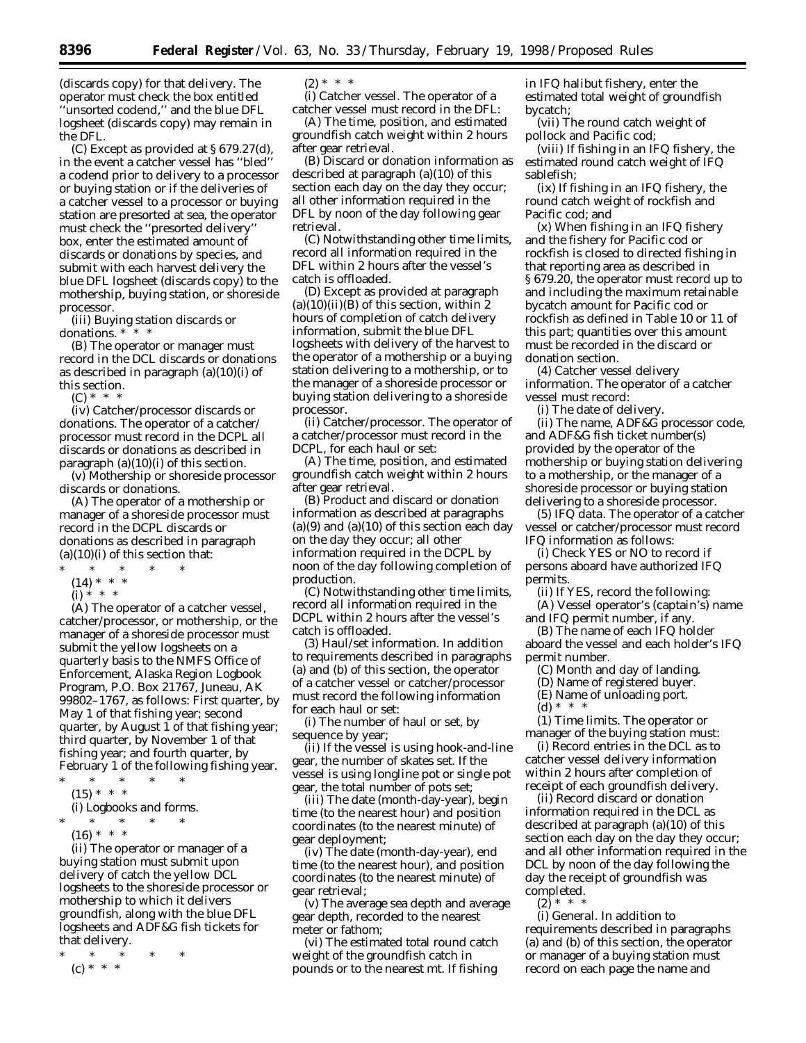(discards copy) for that delivery. The operator must check the box entitled ''unsorted codend,'' and the blue DFL logsheet (discards copy) may remain in the DFL.

(C) Except as provided at § 679.27(d), in the event a catcher vessel has ''bled'' a codend prior to delivery to a processor or buying station or if the deliveries of a catcher vessel to a processor or buying station are presorted at sea, the operator must check the ''presorted delivery'' box, enter the estimated amount of discards or donations by species, and submit with each harvest delivery the blue DFL logsheet (discards copy) to the mothership, buying station, or shoreside processor.

(iii) *Buying station discards or donations*. * * *

(B) The operator or manager must record in the DCL discards or donations as described in paragraph (a)(10)(i) of this section.

(C) * * *

(iv) *Catcher/processor discards or donations*. The operator of a catcher/processor must record in the DCPL all discards or donations as described in paragraph (a)(10)(i) of this section.

(v) *Mothership or shoreside processor discards or donations*.

(A) The operator of a mothership or manager of a shoreside processor must record in the DCPL discards or donations as described in paragraph (a)(10)(i) of this section that:

\* \* \* \* \*

(14) * * *

(i) * * *

(A) The operator of a catcher vessel, catcher/processor, or mothership, or the manager of a shoreside processor must submit the yellow logsheets on a quarterly basis to the NMFS Office of Enforcement, Alaska Region Logbook Program, P.O. Box 21767, Juneau, AK 99802–1767, as follows: First quarter, by May 1 of that fishing year; second quarter, by August 1 of that fishing year; third quarter, by November 1 of that fishing year; and fourth quarter, by February 1 of the following fishing year.

\* \* \* \* \*

(15) * * *

(i) *Logbooks and forms*.

\* \* \* \* \*

(16) * * *

(ii) The operator or manager of a buying station must submit upon delivery of catch the yellow DCL logsheets to the shoreside processor or mothership to which it delivers groundfish, along with the blue DFL logsheets and ADF&G fish tickets for that delivery.

\* \* \* \* \*

(c) * * *

(2) * * *

(i) *Catcher vessel*. The operator of a catcher vessel must record in the DFL:

(A) The time, position, and estimated groundfish catch weight within 2 hours after gear retrieval.

(B) Discard or donation information as described at paragraph (a)(10) of this section each day on the day they occur; all other information required in the DFL by noon of the day following gear retrieval.

(C) Notwithstanding other time limits, record all information required in the DFL within 2 hours after the vessel's catch is offloaded.

(D) Except as provided at paragraph (a)(10)(ii)(B) of this section, within 2 hours of completion of catch delivery information, submit the blue DFL logsheets with delivery of the harvest to the operator of a mothership or a buying station delivering to a mothership, or to the manager of a shoreside processor or buying station delivering to a shoreside processor.

(ii) *Catcher/processor*. The operator of a catcher/processor must record in the DCPL, for each haul or set:

(A) The time, position, and estimated groundfish catch weight within 2 hours after gear retrieval.

(B) Product and discard or donation information as described at paragraphs (a)(9) and (a)(10) of this section each day on the day they occur; all other information required in the DCPL by noon of the day following completion of production.

(C) Notwithstanding other time limits, record all information required in the DCPL within 2 hours after the vessel's catch is offloaded.

(3) *Haul/set information*. In addition to requirements described in paragraphs (a) and (b) of this section, the operator of a catcher vessel or catcher/processor must record the following information for each haul or set:

(i) The number of haul or set, by sequence by year;

(ii) If the vessel is using hook-and-line gear, the number of skates set. If the vessel is using longline pot or single pot gear, the total number of pots set;

(iii) The date (month-day-year), begin time (to the nearest hour) and position coordinates (to the nearest minute) of gear deployment;

(iv) The date (month-day-year), end time (to the nearest hour), and position coordinates (to the nearest minute) of gear retrieval;

(v) The average sea depth and average gear depth, recorded to the nearest meter or fathom;

(vi) The estimated total round catch weight of the groundfish catch in pounds or to the nearest mt. If fishing in IFQ halibut fishery, enter the estimated total weight of groundfish bycatch;

(vii) The round catch weight of pollock and Pacific cod;

(viii) If fishing in an IFQ fishery, the estimated round catch weight of IFQ sablefish;

(ix) If fishing in an IFQ fishery, the round catch weight of rockfish and Pacific cod; and

(x) When fishing in an IFQ fishery and the fishery for Pacific cod or rockfish is closed to directed fishing in that reporting area as described in § 679.20, the operator must record up to and including the maximum retainable bycatch amount for Pacific cod or rockfish as defined in Table 10 or 11 of this part; quantities over this amount must be recorded in the discard or donation section.

(4) *Catcher vessel delivery information*. The operator of a catcher vessel must record:

(i) The date of delivery.

(ii) The name, ADF&G processor code, and ADF&G fish ticket number(s) provided by the operator of the mothership or buying station delivering to a mothership, or the manager of a shoreside processor or buying station delivering to a shoreside processor.

(5) *IFQ data*. The operator of a catcher vessel or catcher/processor must record IFQ information as follows:

(i) Check YES or NO to record if persons aboard have authorized IFQ permits.

(ii) If YES, record the following:

(A) Vessel operator's (captain's) name and IFQ permit number, if any.

(B) The name of each IFQ holder aboard the vessel and each holder's IFQ permit number.

(C) Month and day of landing.

(D) Name of registered buyer.

(E) Name of unloading port.

(d) * * *

(1) *Time limits*. The operator or manager of the buying station must:

(i) Record entries in the DCL as to catcher vessel delivery information within 2 hours after completion of receipt of each groundfish delivery.

(ii) Record discard or donation information required in the DCL as described at paragraph (a)(10) of this section each day on the day they occur; and all other information required in the DCL by noon of the day following the day the receipt of groundfish was completed.

(2) * * *

(i) *General*. In addition to requirements described in paragraphs (a) and (b) of this section, the operator or manager of a buying station must record on each page the name and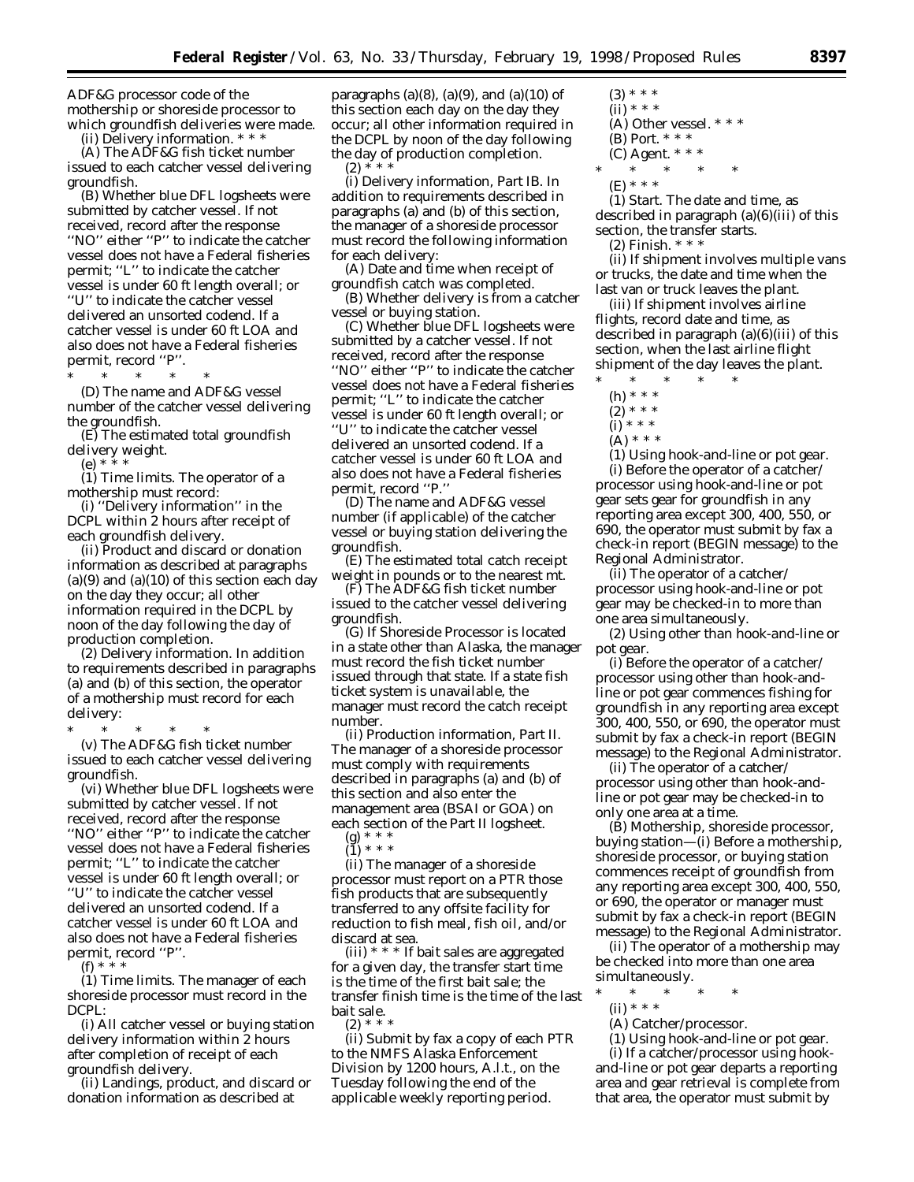ADF&G processor code of the mothership or shoreside processor to which groundfish deliveries were made.

(ii) *Delivery information*. * * *

(A) The ADF&G fish ticket number issued to each catcher vessel delivering groundfish.

(B) Whether blue DFL logsheets were submitted by catcher vessel. If not received, record after the response ''NO'' either ''P'' to indicate the catcher vessel does not have a Federal fisheries permit; ''L'' to indicate the catcher vessel is under 60 ft length overall; or ''U'' to indicate the catcher vessel delivered an unsorted codend. If a catcher vessel is under 60 ft LOA and also does not have a Federal fisheries permit, record ''P''.

\* \* \* \* \*

(D) The name and ADF&G vessel number of the catcher vessel delivering the groundfish.

(E) The estimated total groundfish delivery weight.

(e) * * *

(1) *Time limits*. The operator of a mothership must record:

(i) ''Delivery information'' in the DCPL within 2 hours after receipt of each groundfish delivery.

(ii) Product and discard or donation information as described at paragraphs (a)(9) and (a)(10) of this section each day on the day they occur; all other information required in the DCPL by noon of the day following the day of production completion.

(2) *Delivery information*. In addition to requirements described in paragraphs (a) and (b) of this section, the operator of a mothership must record for each delivery:

\* \* \* \* \*

(v) The ADF&G fish ticket number issued to each catcher vessel delivering groundfish.

(vi) Whether blue DFL logsheets were submitted by catcher vessel. If not received, record after the response ''NO'' either ''P'' to indicate the catcher vessel does not have a Federal fisheries permit; ''L'' to indicate the catcher vessel is under 60 ft length overall; or ''U'' to indicate the catcher vessel delivered an unsorted codend. If a catcher vessel is under 60 ft LOA and also does not have a Federal fisheries permit, record ''P''.

(f) * * *

(1) *Time limits*. The manager of each shoreside processor must record in the DCPL:

(i) All catcher vessel or buying station delivery information within 2 hours after completion of receipt of each groundfish delivery.

(ii) Landings, product, and discard or donation information as described at paragraphs (a)(8), (a)(9), and (a)(10) of this section each day on the day they occur; all other information required in the DCPL by noon of the day following the day of production completion.

(2) * * *

(i) *Delivery information, Part IB*. In addition to requirements described in paragraphs (a) and (b) of this section, the manager of a shoreside processor must record the following information for each delivery:

(A) Date and time when receipt of groundfish catch was completed.

(B) Whether delivery is from a catcher vessel or buying station.

(C) Whether blue DFL logsheets were submitted by a catcher vessel. If not received, record after the response ''NO'' either ''P'' to indicate the catcher vessel does not have a Federal fisheries permit; ''L'' to indicate the catcher vessel is under 60 ft length overall; or ''U'' to indicate the catcher vessel delivered an unsorted codend. If a catcher vessel is under 60 ft LOA and also does not have a Federal fisheries permit, record ''P.''

(D) The name and ADF&G vessel number (if applicable) of the catcher vessel or buying station delivering the groundfish.

(E) The estimated total catch receipt weight in pounds or to the nearest mt.

(F) The ADF&G fish ticket number issued to the catcher vessel delivering groundfish.

(G) If Shoreside Processor is located in a state other than Alaska, the manager must record the fish ticket number issued through that state. If a state fish ticket system is unavailable, the manager must record the catch receipt number.

(ii) *Production information, Part II*. The manager of a shoreside processor must comply with requirements described in paragraphs (a) and (b) of this section and also enter the management area (BSAI or GOA) on each section of the Part II logsheet.

(g) * * *

(1) * * *

(ii) The manager of a shoreside processor must report on a PTR those fish products that are subsequently transferred to any offsite facility for reduction to fish meal, fish oil, and/or discard at sea.

(iii) * * * If bait sales are aggregated for a given day, the transfer start time is the time of the first bait sale; the transfer finish time is the time of the last bait sale.

(2) * * *

(ii) Submit by fax a copy of each PTR to the NMFS Alaska Enforcement Division by 1200 hours, A.l.t., on the Tuesday following the end of the applicable weekly reporting period.

(3) * * *

(ii) * * *

(A) *Other vessel*. * * *

(B) *Port*. * * *

(C) *Agent*. * * *

\* \* \* \* \*

(E) * * *

(*1*) *Start*. The date and time, as described in paragraph (a)(6)(iii) of this section, the transfer starts.

(*2*) *Finish*. * * *

(ii) If shipment involves multiple vans or trucks, the date and time when the last van or truck leaves the plant.

(iii) If shipment involves airline flights, record date and time, as described in paragraph (a)(6)(iii) of this section, when the last airline flight shipment of the day leaves the plant.

\* \* \* \* \*

(h) * * *

(2) * * *

(i) * * *

(A) * * *

(*1*) *Using hook-and-line or pot gear*.

(*i*) Before the operator of a catcher/processor using hook-and-line or pot gear sets gear for groundfish in any reporting area except 300, 400, 550, or 690, the operator must submit by fax a check-in report (BEGIN message) to the Regional Administrator.

(*ii*) The operator of a catcher/processor using hook-and-line or pot gear may be checked-in to more than one area simultaneously.

(*2*) *Using other than hook-and-line or pot gear*.

(*i*) Before the operator of a catcher/processor using other than hook-and-line or pot gear commences fishing for groundfish in any reporting area except 300, 400, 550, or 690, the operator must submit by fax a check-in report (BEGIN message) to the Regional Administrator.

(*ii*) The operator of a catcher/processor using other than hook-and-line or pot gear may be checked-in to only one area at a time.

(B) *Mothership, shoreside processor, buying station*—(*1*) Before a mothership, shoreside processor, or buying station commences receipt of groundfish from any reporting area except 300, 400, 550, or 690, the operator or manager must submit by fax a check-in report (BEGIN message) to the Regional Administrator.

(*2*) The operator of a mothership may be checked into more than one area simultaneously.

\* \* \* \* \*

(ii) * * *

(A) *Catcher/processor*.

(*1*) *Using hook-and-line or pot gear*.

(*i*) If a catcher/processor using hook-and-line or pot gear departs a reporting area and gear retrieval is complete from that area, the operator must submit by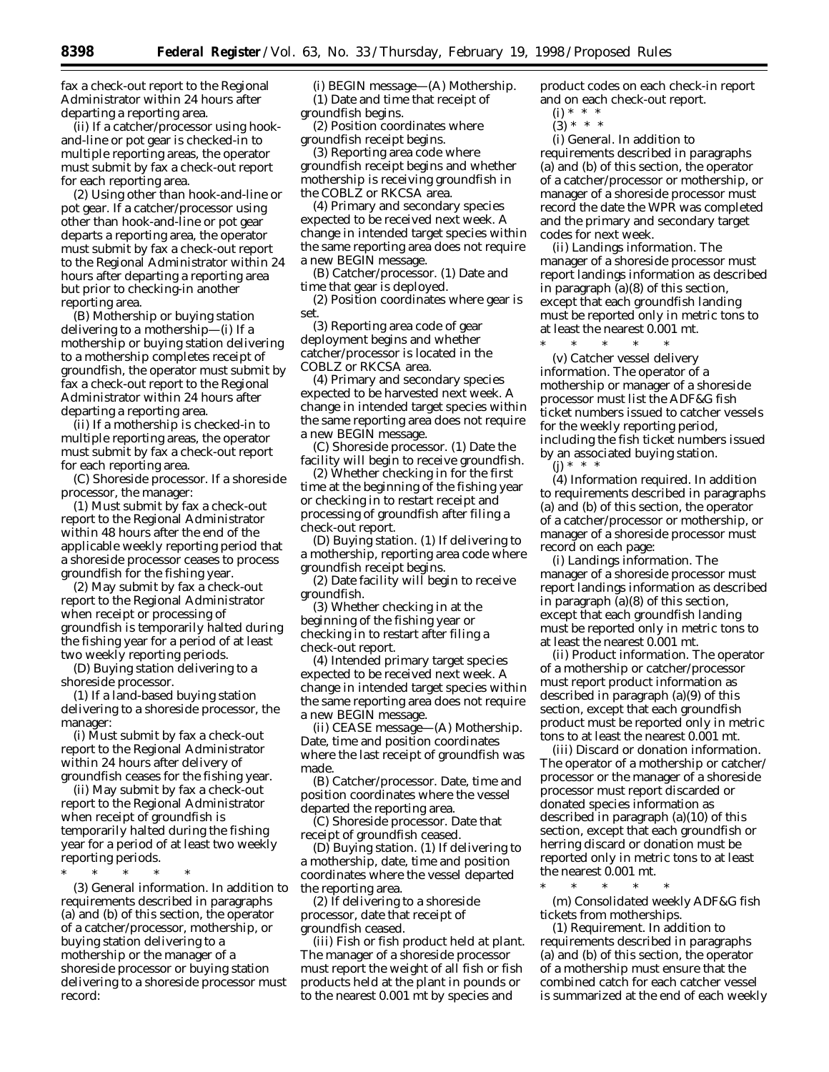fax a check-out report to the Regional Administrator within 24 hours after departing a reporting area.

(*ii*) If a catcher/processor using hook-and-line or pot gear is checked-in to multiple reporting areas, the operator must submit by fax a check-out report for each reporting area.

(*2*) *Using other than hook-and-line or pot gear.* If a catcher/processor using other than hook-and-line or pot gear departs a reporting area, the operator must submit by fax a check-out report to the Regional Administrator within 24 hours after departing a reporting area but prior to checking-in another reporting area.

(*B*) *Mothership or buying station delivering to a mothership*—(*i*) If a mothership or buying station delivering to a mothership completes receipt of groundfish, the operator must submit by fax a check-out report to the Regional Administrator within 24 hours after departing a reporting area.

(*ii*) If a mothership is checked-in to multiple reporting areas, the operator must submit by fax a check-out report for each reporting area.

(*C*) *Shoreside processor.* If a shoreside processor, the manager:

(*1*) Must submit by fax a check-out report to the Regional Administrator within 48 hours after the end of the applicable weekly reporting period that a shoreside processor ceases to process groundfish for the fishing year.

(*2*) May submit by fax a check-out report to the Regional Administrator when receipt or processing of groundfish is temporarily halted during the fishing year for a period of at least two weekly reporting periods.

(*D*) *Buying station delivering to a shoreside processor.*

(*1*) If a land-based buying station delivering to a shoreside processor, the manager:

(*i*) Must submit by fax a check-out report to the Regional Administrator within 24 hours after delivery of groundfish ceases for the fishing year.

(*ii*) May submit by fax a check-out report to the Regional Administrator when receipt of groundfish is temporarily halted during the fishing year for a period of at least two weekly reporting periods.

\* \* \* \* \*

(3) *General information.* In addition to requirements described in paragraphs (a) and (b) of this section, the operator of a catcher/processor, mothership, or buying station delivering to a mothership or the manager of a shoreside processor or buying station delivering to a shoreside processor must record:

(i) *BEGIN message*—(*A*) *Mothership.* (*1*) Date and time that receipt of groundfish begins.

(*2*) Position coordinates where groundfish receipt begins.

(*3*) Reporting area code where groundfish receipt begins and whether mothership is receiving groundfish in the COBLZ or RKCSA area.

(*4*) Primary and secondary species expected to be received next week. A change in intended target species within the same reporting area does not require a new BEGIN message.

(*B*) *Catcher/processor.* (*1*) Date and time that gear is deployed.

(*2*) Position coordinates where gear is set.

(*3*) Reporting area code of gear deployment begins and whether catcher/processor is located in the COBLZ or RKCSA area.

(*4*) Primary and secondary species expected to be harvested next week. A change in intended target species within the same reporting area does not require a new BEGIN message.

(*C*) *Shoreside processor.* (*1*) Date the facility will begin to receive groundfish.

(*2*) Whether checking in for the first time at the beginning of the fishing year or checking in to restart receipt and processing of groundfish after filing a check-out report.

(*D*) *Buying station.* (*1*) If delivering to a mothership, reporting area code where groundfish receipt begins.

(*2*) Date facility will begin to receive groundfish.

(*3*) Whether checking in at the beginning of the fishing year or checking in to restart after filing a check-out report.

(*4*) Intended primary target species expected to be received next week. A change in intended target species within the same reporting area does not require a new BEGIN message.

(ii) *CEASE message*—(*A*) *Mothership.* Date, time and position coordinates where the last receipt of groundfish was made.

(*B*) *Catcher/processor.* Date, time and position coordinates where the vessel departed the reporting area.

(*C*) *Shoreside processor.* Date that receipt of groundfish ceased.

(*D*) *Buying station.* (*1*) If delivering to a mothership, date, time and position coordinates where the vessel departed the reporting area.

(*2*) If delivering to a shoreside processor, date that receipt of groundfish ceased.

(iii) *Fish or fish product held at plant.* The manager of a shoreside processor must report the weight of all fish or fish products held at the plant in pounds or to the nearest 0.001 mt by species and product codes on each check-in report and on each check-out report.

(i) \* \* \*

(3) \* \* \*

(i) *General.* In addition to requirements described in paragraphs (a) and (b) of this section, the operator of a catcher/processor or mothership, or manager of a shoreside processor must record the date the WPR was completed and the primary and secondary target codes for next week.

(ii) *Landings information.* The manager of a shoreside processor must report landings information as described in paragraph (a)(8) of this section, except that each groundfish landing must be reported only in metric tons to at least the nearest 0.001 mt.

\* \* \* \* \*

(v) *Catcher vessel delivery information.* The operator of a mothership or manager of a shoreside processor must list the ADF&G fish ticket numbers issued to catcher vessels for the weekly reporting period, including the fish ticket numbers issued by an associated buying station.

(j) \* \* \*

(4) *Information required.* In addition to requirements described in paragraphs (a) and (b) of this section, the operator of a catcher/processor or mothership, or manager of a shoreside processor must record on each page:

(i) *Landings information.* The manager of a shoreside processor must report landings information as described in paragraph (a)(8) of this section, except that each groundfish landing must be reported only in metric tons to at least the nearest 0.001 mt.

(ii) *Product information.* The operator of a mothership or catcher/processor must report product information as described in paragraph (a)(9) of this section, except that each groundfish product must be reported only in metric tons to at least the nearest 0.001 mt.

(iii) *Discard or donation information.* The operator of a mothership or catcher/processor or the manager of a shoreside processor must report discarded or donated species information as described in paragraph (a)(10) of this section, except that each groundfish or herring discard or donation must be reported only in metric tons to at least the nearest 0.001 mt.

\* \* \* \* \*

(m) *Consolidated weekly ADF&G fish tickets from motherships.*

(1) *Requirement.* In addition to requirements described in paragraphs (a) and (b) of this section, the operator of a mothership must ensure that the combined catch for each catcher vessel is summarized at the end of each weekly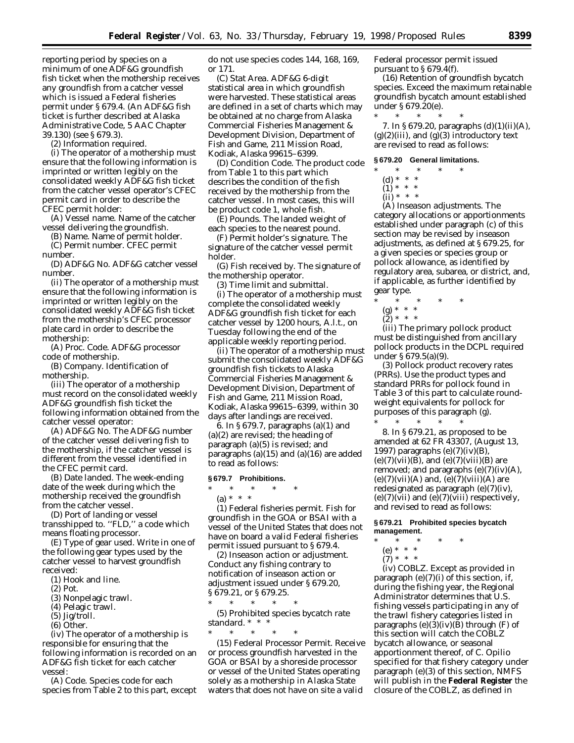reporting period by species on a minimum of one ADF&G groundfish fish ticket when the mothership receives any groundfish from a catcher vessel which is issued a Federal fisheries permit under § 679.4. (An ADF&G fish ticket is further described at Alaska Administrative Code, 5 AAC Chapter 39.130) (see § 679.3).

(2) *Information required.*

(i) The operator of a mothership must ensure that the following information is imprinted or written legibly on the consolidated weekly ADF&G fish ticket from the catcher vessel operator's CFEC permit card in order to describe the CFEC permit holder:

(A) *Vessel name.* Name of the catcher vessel delivering the groundfish.

(B) *Name.* Name of permit holder.

(C) *Permit number.* CFEC permit number.

(D) *ADF&G No.* ADF&G catcher vessel number.

(ii) The operator of a mothership must ensure that the following information is imprinted or written legibly on the consolidated weekly ADF&G fish ticket from the mothership's CFEC processor plate card in order to describe the mothership:

(A) *Proc. Code.* ADF&G processor code of mothership.

(B) *Company.* Identification of mothership.

(iii) The operator of a mothership must record on the consolidated weekly ADF&G groundfish fish ticket the following information obtained from the catcher vessel operator:

(A) *ADF&G No.* The ADF&G number of the catcher vessel delivering fish to the mothership, if the catcher vessel is different from the vessel identified in the CFEC permit card.

(B) *Date landed.* The week-ending date of the week during which the mothership received the groundfish from the catcher vessel.

(D) *Port of landing or vessel transshipped to.* "FLD," a code which means floating processor.

(E) *Type of gear used.* Write in one of the following gear types used by the catcher vessel to harvest groundfish received:

(*1*) Hook and line.

(*2*) Pot.

(*3*) Nonpelagic trawl.

(*4*) Pelagic trawl.

(*5*) Jig/troll.

(*6*) Other.

(iv) The operator of a mothership is responsible for ensuring that the following information is recorded on an ADF&G fish ticket for each catcher vessel:

(A) *Code.* Species code for each species from Table 2 to this part, except do not use species codes 144, 168, 169, or 171.

(C) *Stat Area.* ADF&G 6-digit statistical area in which groundfish were harvested. These statistical areas are defined in a set of charts which may be obtained at no charge from Alaska Commercial Fisheries Management & Development Division, Department of Fish and Game, 211 Mission Road, Kodiak, Alaska 99615–6399.

(D) *Condition Code.* The product code from Table 1 to this part which describes the condition of the fish received by the mothership from the catcher vessel. In most cases, this will be product code 1, whole fish.

(E) *Pounds.* The landed weight of each species to the nearest pound.

(F) *Permit holder's signature.* The signature of the catcher vessel permit holder.

(G) *Fish received by.* The signature of the mothership operator.

(3) *Time limit and submittal.*

(i) The operator of a mothership must complete the consolidated weekly ADF&G groundfish fish ticket for each catcher vessel by 1200 hours, A.l.t., on Tuesday following the end of the applicable weekly reporting period.

(ii) The operator of a mothership must submit the consolidated weekly ADF&G groundfish fish tickets to Alaska Commercial Fisheries Management & Development Division, Department of Fish and Game, 211 Mission Road, Kodiak, Alaska 99615–6399, within 30 days after landings are received.

6. In § 679.7, paragraphs (a)(1) and (a)(2) are revised; the heading of paragraph (a)(5) is revised; and paragraphs (a)(15) and (a)(16) are added to read as follows:

**§ 679.7 Prohibitions.**

\* \* \* \* \*

(a) \* \* \*

(1) *Federal fisheries permit.* Fish for groundfish in the GOA or BSAI with a vessel of the United States that does not have on board a valid Federal fisheries permit issued pursuant to § 679.4.

(2) *Inseason action or adjustment.* Conduct any fishing contrary to notification of inseason action or adjustment issued under § 679.20, § 679.21, or § 679.25.

\* \* \* \* \*

(5) *Prohibited species bycatch rate standard.* \* \* \*

\* \* \* \* \*

(15) *Federal Processor Permit.* Receive or process groundfish harvested in the GOA or BSAI by a shoreside processor or vessel of the United States operating solely as a mothership in Alaska State waters that does not have on site a valid Federal processor permit issued pursuant to § 679.4(f).

(16) *Retention of groundfish bycatch species.* Exceed the maximum retainable groundfish bycatch amount established under § 679.20(e).

\* \* \* \* \*

7. In § 679.20, paragraphs (d)(1)(ii)(A), (g)(2)(iii), and (g)(3) introductory text are revised to read as follows:

**§ 679.20 General limitations.**

\* \* \* \* \*

(d) \* \* \*

(1) \* \* \*

(ii) \* \* \*

(A) *Inseason adjustments.* The category allocations or apportionments established under paragraph (c) of this section may be revised by inseason adjustments, as defined at § 679.25, for a given species or species group or pollock allowance, as identified by regulatory area, subarea, or district, and, if applicable, as further identified by gear type.

\* \* \* \* \*

(g) \* \* \*

(2) \* \* \*

(iii) The primary pollock product must be distinguished from ancillary pollock products in the DCPL required under § 679.5(a)(9).

(3) *Pollock product recovery rates (PRRs).* Use the product types and standard PRRs for pollock found in Table 3 of this part to calculate round-weight equivalents for pollock for purposes of this paragraph (g).

\* \* \* \* \*

8. In § 679.21, as proposed to be amended at 62 FR 43307, (August 13, 1997) paragraphs (e)(7)(iv)(B), (e)(7)(vii)(B), and (e)(7)(viii)(B) are removed; and paragraphs (e)(7)(iv)(A), (e)(7)(vii)(A) and, (e)(7)(viii)(A) are redesignated as paragraph (e)(7)(iv), (e)(7)(vii) and (e)(7)(viii) respectively, and revised to read as follows:

**§ 679.21 Prohibited species bycatch management.**

\* \* \* \* \*

(e) \* \* \*

(7) \* \* \*

(iv) *COBLZ.* Except as provided in paragraph (e)(7)(i) of this section, if, during the fishing year, the Regional Administrator determines that U.S. fishing vessels participating in any of the trawl fishery categories listed in paragraphs (e)(3)(iv)(B) through (F) of this section will catch the COBLZ bycatch allowance, or seasonal apportionment thereof, of *C. Opilio* specified for that fishery category under paragraph (e)(3) of this section, NMFS will publish in the **Federal Register** the closure of the COBLZ, as defined in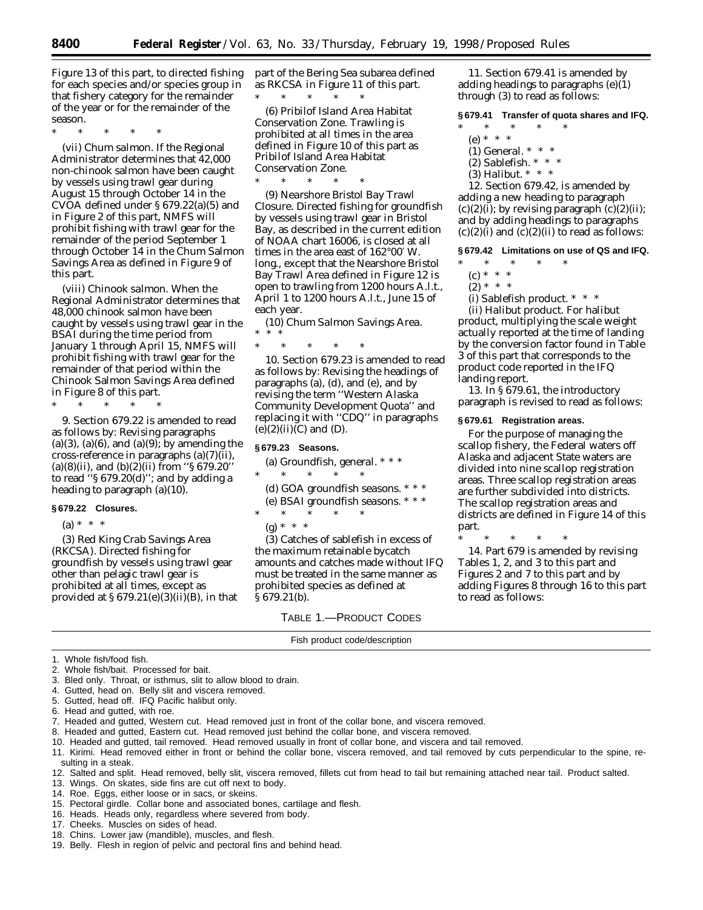Figure 13 of this part, to directed fishing for each species and/or species group in that fishery category for the remainder of the year or for the remainder of the season.

\* \* \* \* \*

(vii) *Chum salmon.* If the Regional Administrator determines that 42,000 non-chinook salmon have been caught by vessels using trawl gear during August 15 through October 14 in the CVOA defined under § 679.22(a)(5) and in Figure 2 of this part, NMFS will prohibit fishing with trawl gear for the remainder of the period September 1 through October 14 in the Chum Salmon Savings Area as defined in Figure 9 of this part.

(viii) *Chinook salmon.* When the Regional Administrator determines that 48,000 chinook salmon have been caught by vessels using trawl gear in the BSAI during the time period from January 1 through April 15, NMFS will prohibit fishing with trawl gear for the remainder of that period within the Chinook Salmon Savings Area defined in Figure 8 of this part.

\* \* \* \* \*

9. Section 679.22 is amended to read as follows by: Revising paragraphs (a)(3), (a)(6), and (a)(9); by amending the cross-reference in paragraphs (a)(7)(ii), (a)(8)(ii), and (b)(2)(ii) from ''§ 679.20'' to read ''§ 679.20(d)''; and by adding a heading to paragraph (a)(10).

**§ 679.22 Closures.**

(a) \* \* \*

(3) *Red King Crab Savings Area (RKCSA).* Directed fishing for groundfish by vessels using trawl gear other than pelagic trawl gear is prohibited at all times, except as provided at § 679.21(e)(3)(ii)(B), in that part of the Bering Sea subarea defined as RKCSA in Figure 11 of this part.

\* \* \* \* \*

(6) *Pribilof Island Area Habitat Conservation Zone.* Trawling is prohibited at all times in the area defined in Figure 10 of this part as Pribilof Island Area Habitat Conservation Zone.

\* \* \* \* \*

(9) *Nearshore Bristol Bay Trawl Closure.* Directed fishing for groundfish by vessels using trawl gear in Bristol Bay, as described in the current edition of NOAA chart 16006, is closed at all times in the area east of 162°00′ W. long., except that the Nearshore Bristol Bay Trawl Area defined in Figure 12 is open to trawling from 1200 hours A.l.t., April 1 to 1200 hours A.l.t., June 15 of each year.

(10) *Chum Salmon Savings Area.* \* \* \*

\* \* \* \* \*

10. Section 679.23 is amended to read as follows by: Revising the headings of paragraphs (a), (d), and (e), and by revising the term ''Western Alaska Community Development Quota'' and replacing it with ''CDQ'' in paragraphs (e)(2)(ii)(C) and (D).

**§ 679.23 Seasons.**

(a) *Groundfish, general.* \* \* \*

\* \* \* \* \*

(d) *GOA groundfish seasons.* \* \* \*

(e) *BSAI groundfish seasons.* \* \* \*

\* \* \* \* \*

(g) \* \* \*

(3) Catches of sablefish in excess of the maximum retainable bycatch amounts and catches made without IFQ must be treated in the same manner as prohibited species as defined at § 679.21(b).

11. Section 679.41 is amended by adding headings to paragraphs (e)(1) through (3) to read as follows:

**§ 679.41 Transfer of quota shares and IFQ.**

\* \* \* \* \*

(e) \* \* \*

(1) *General.* \* \* \*

(2) *Sablefish.* \* \* \*

(3) *Halibut.* \* \* \*

12. Section 679.42, is amended by adding a new heading to paragraph (c)(2)(i); by revising paragraph (c)(2)(ii); and by adding headings to paragraphs (c)(2)(i) and (c)(2)(ii) to read as follows:

**§ 679.42 Limitations on use of QS and IFQ.**

\* \* \* \* \*

(c) \* \* \*

(2) \* \* \*

(i) *Sablefish product.* \* \* \*

(ii) *Halibut product.* For halibut product, multiplying the scale weight actually reported at the time of landing by the conversion factor found in Table 3 of this part that corresponds to the product code reported in the IFQ landing report.

13. In § 679.61, the introductory paragraph is revised to read as follows:

**§ 679.61 Registration areas.**

For the purpose of managing the scallop fishery, the Federal waters off Alaska and adjacent State waters are divided into nine scallop registration areas. Three scallop registration areas are further subdivided into districts. The scallop registration areas and districts are defined in Figure 14 of this part.

\* \* \* \* \*

14. Part 679 is amended by revising Tables 1, 2, and 3 to this part and Figures 2 and 7 to this part and by adding Figures 8 through 16 to this part to read as follows:

TABLE 1.—PRODUCT CODES

| Fish product code/description |
|---|
| 1. Whole fish/food fish. |
| 2. Whole fish/bait. Processed for bait. |
| 3. Bled only. Throat, or isthmus, slit to allow blood to drain. |
| 4. Gutted, head on. Belly slit and viscera removed. |
| 5. Gutted, head off. IFQ Pacific halibut only. |
| 6. Head and gutted, with roe. |
| 7. Headed and gutted, Western cut. Head removed just in front of the collar bone, and viscera removed. |
| 8. Headed and gutted, Eastern cut. Head removed just behind the collar bone, and viscera removed. |
| 10. Headed and gutted, tail removed. Head removed usually in front of collar bone, and viscera and tail removed. |
| 11. Kirimi. Head removed either in front or behind the collar bone, viscera removed, and tail removed by cuts perpendicular to the spine, resulting in a steak. |
| 12. Salted and split. Head removed, belly slit, viscera removed, fillets cut from head to tail but remaining attached near tail. Product salted. |
| 13. Wings. On skates, side fins are cut off next to body. |
| 14. Roe. Eggs, either loose or in sacs, or skeins. |
| 15. Pectoral girdle. Collar bone and associated bones, cartilage and flesh. |
| 16. Heads. Heads only, regardless where severed from body. |
| 17. Cheeks. Muscles on sides of head. |
| 18. Chins. Lower jaw (mandible), muscles, and flesh. |
| 19. Belly. Flesh in region of pelvic and pectoral fins and behind head. |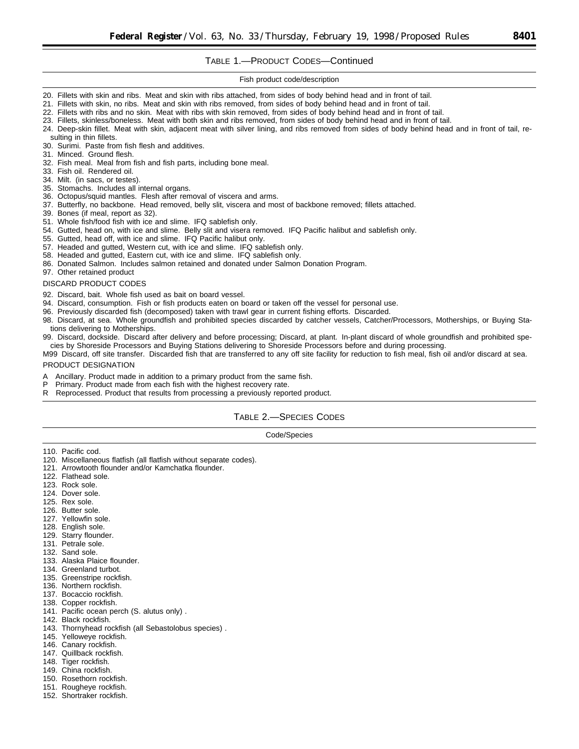TABLE 1.—PRODUCT CODES—Continued

| Fish product code/description |
| --- |
| 20. Fillets with skin and ribs. Meat and skin with ribs attached, from sides of body behind head and in front of tail. |
| 21. Fillets with skin, no ribs. Meat and skin with ribs removed, from sides of body behind head and in front of tail. |
| 22. Fillets with ribs and no skin. Meat with ribs with skin removed, from sides of body behind head and in front of tail. |
| 23. Fillets, skinless/boneless. Meat with both skin and ribs removed, from sides of body behind head and in front of tail. |
| 24. Deep-skin fillet. Meat with skin, adjacent meat with silver lining, and ribs removed from sides of body behind head and in front of tail, resulting in thin fillets. |
| 30. Surimi. Paste from fish flesh and additives. |
| 31. Minced. Ground flesh. |
| 32. Fish meal. Meal from fish and fish parts, including bone meal. |
| 33. Fish oil. Rendered oil. |
| 34. Milt. (in sacs, or testes). |
| 35. Stomachs. Includes all internal organs. |
| 36. Octopus/squid mantles. Flesh after removal of viscera and arms. |
| 37. Butterfly, no backbone. Head removed, belly slit, viscera and most of backbone removed; fillets attached. |
| 39. Bones (if meal, report as 32). |
| 51. Whole fish/food fish with ice and slime. IFQ sablefish only. |
| 54. Gutted, head on, with ice and slime. Belly slit and visera removed. IFQ Pacific halibut and sablefish only. |
| 55. Gutted, head off, with ice and slime. IFQ Pacific halibut only. |
| 57. Headed and gutted, Western cut, with ice and slime. IFQ sablefish only. |
| 58. Headed and gutted, Eastern cut, with ice and slime. IFQ sablefish only. |
| 86. Donated Salmon. Includes salmon retained and donated under Salmon Donation Program. |
| 97. Other retained product |
| DISCARD PRODUCT CODES |
| 92. Discard, bait. Whole fish used as bait on board vessel. |
| 94. Discard, consumption. Fish or fish products eaten on board or taken off the vessel for personal use. |
| 96. Previously discarded fish (decomposed) taken with trawl gear in current fishing efforts. Discarded. |
| 98. Discard, at sea. Whole groundfish and prohibited species discarded by catcher vessels, Catcher/Processors, Motherships, or Buying Stations delivering to Motherships. |
| 99. Discard, dockside. Discard after delivery and before processing; Discard, at plant. In-plant discard of whole groundfish and prohibited species by Shoreside Processors and Buying Stations delivering to Shoreside Processors before and during processing. |
| M99 Discard, off site transfer. Discarded fish that are transferred to any off site facility for reduction to fish meal, fish oil and/or discard at sea. |
| PRODUCT DESIGNATION |
| A Ancillary. Product made in addition to a primary product from the same fish. |
| P Primary. Product made from each fish with the highest recovery rate. |
| R Reprocessed. Product that results from processing a previously reported product. |

TABLE 2.—SPECIES CODES

| Code/Species |
| --- |
| 110. Pacific cod. |
| 120. Miscellaneous flatfish (all flatfish without separate codes). |
| 121. Arrowtooth flounder and/or Kamchatka flounder. |
| 122. Flathead sole. |
| 123. Rock sole. |
| 124. Dover sole. |
| 125. Rex sole. |
| 126. Butter sole. |
| 127. Yellowfin sole. |
| 128. English sole. |
| 129. Starry flounder. |
| 131. Petrale sole. |
| 132. Sand sole. |
| 133. Alaska Plaice flounder. |
| 134. Greenland turbot. |
| 135. Greenstripe rockfish. |
| 136. Northern rockfish. |
| 137. Bocaccio rockfish. |
| 138. Copper rockfish. |
| 141. Pacific ocean perch (S. alutus only) . |
| 142. Black rockfish. |
| 143. Thornyhead rockfish (all Sebastolobus species) . |
| 145. Yelloweye rockfish. |
| 146. Canary rockfish. |
| 147. Quillback rockfish. |
| 148. Tiger rockfish. |
| 149. China rockfish. |
| 150. Rosethorn rockfish. |
| 151. Rougheye rockfish. |
| 152. Shortraker rockfish. |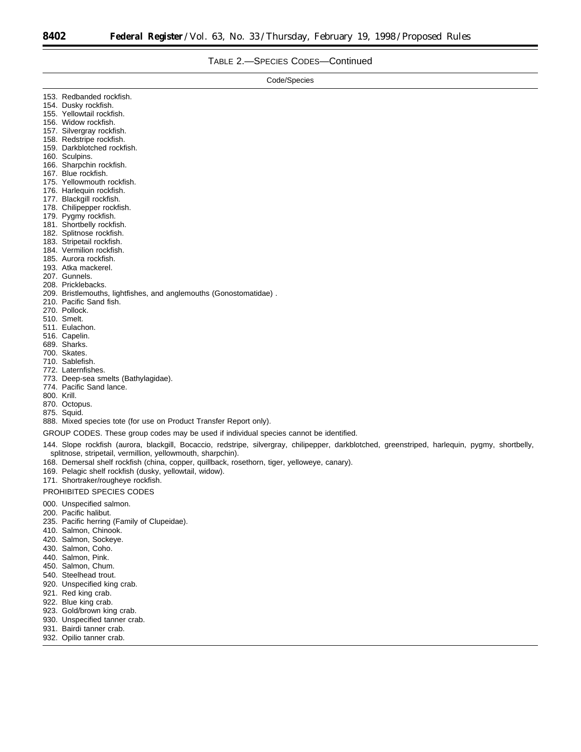TABLE 2.—SPECIES CODES—Continued

| Code/Species |
| --- |
| 153. Redbanded rockfish. |
| 154. Dusky rockfish. |
| 155. Yellowtail rockfish. |
| 156. Widow rockfish. |
| 157. Silvergray rockfish. |
| 158. Redstripe rockfish. |
| 159. Darkblotched rockfish. |
| 160. Sculpins. |
| 166. Sharpchin rockfish. |
| 167. Blue rockfish. |
| 175. Yellowmouth rockfish. |
| 176. Harlequin rockfish. |
| 177. Blackgill rockfish. |
| 178. Chilipepper rockfish. |
| 179. Pygmy rockfish. |
| 181. Shortbelly rockfish. |
| 182. Splitnose rockfish. |
| 183. Stripetail rockfish. |
| 184. Vermilion rockfish. |
| 185. Aurora rockfish. |
| 193. Atka mackerel. |
| 207. Gunnels. |
| 208. Pricklebacks. |
| 209. Bristlemouths, lightfishes, and anglemouths (Gonostomatidae) . |
| 210. Pacific Sand fish. |
| 270. Pollock. |
| 510. Smelt. |
| 511. Eulachon. |
| 516. Capelin. |
| 689. Sharks. |
| 700. Skates. |
| 710. Sablefish. |
| 772. Laternfishes. |
| 773. Deep-sea smelts (Bathylagidae). |
| 774. Pacific Sand lance. |
| 800. Krill. |
| 870. Octopus. |
| 875. Squid. |
| 888. Mixed species tote (for use on Product Transfer Report only). |
| GROUP CODES. These group codes may be used if individual species cannot be identified. |
| 144. Slope rockfish (aurora, blackgill, Bocaccio, redstripe, silvergray, chilipepper, darkblotched, greenstriped, harlequin, pygmy, shortbelly, splitnose, stripetail, vermillion, yellowmouth, sharpchin). |
| 168. Demersal shelf rockfish (china, copper, quillback, rosethorn, tiger, yelloweye, canary). |
| 169. Pelagic shelf rockfish (dusky, yellowtail, widow). |
| 171. Shortraker/rougheye rockfish. |
| PROHIBITED SPECIES CODES |
| 000. Unspecified salmon. |
| 200. Pacific halibut. |
| 235. Pacific herring (Family of Clupeidae). |
| 410. Salmon, Chinook. |
| 420. Salmon, Sockeye. |
| 430. Salmon, Coho. |
| 440. Salmon, Pink. |
| 450. Salmon, Chum. |
| 540. Steelhead trout. |
| 920. Unspecified king crab. |
| 921. Red king crab. |
| 922. Blue king crab. |
| 923. Gold/brown king crab. |
| 930. Unspecified tanner crab. |
| 931. Bairdi tanner crab. |
| 932. Opilio tanner crab. |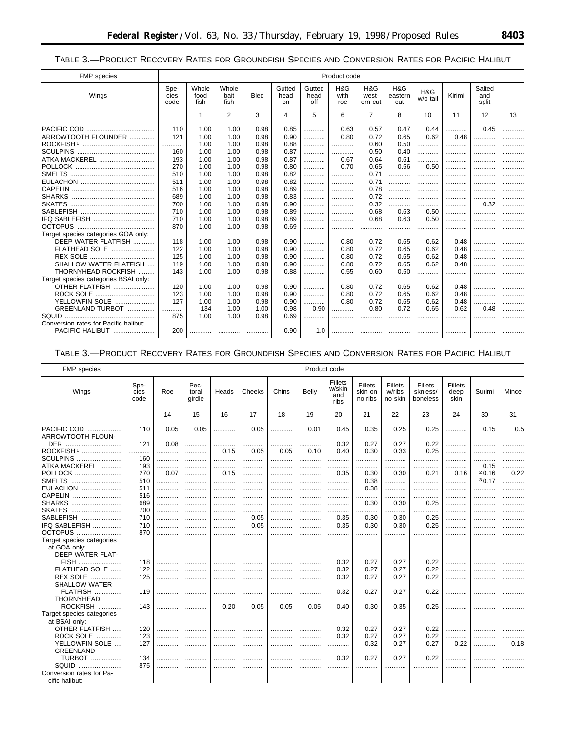## TABLE 3.—PRODUCT RECOVERY RATES FOR GROUNDFISH SPECIES AND CONVERSION RATES FOR PACIFIC HALIBUT

| FMP species | Product code | | | | | | | | | | | | |
|---|---|---|---|---|---|---|---|---|---|---|---|---|---|
| Wings | Species code | Whole food fish | Whole bait fish | Bled | Gutted head on | Gutted head off | H&G with roe | H&G western cut | H&G eastern cut | H&G w/o tail | Kirimi | Salted and split | |
| | | 1 | 2 | 3 | 4 | 5 | 6 | 7 | 8 | 10 | 11 | 12 | 13 |
| PACIFIC COD | 110 | 1.00 | 1.00 | 0.98 | 0.85 | ............ | 0.63 | 0.57 | 0.47 | 0.44 | ............ | 0.45 | ............ |
| ARROWTOOTH FLOUNDER | 121 | 1.00 | 1.00 | 0.98 | 0.90 | ............ | 0.80 | 0.72 | 0.65 | 0.62 | 0.48 | ............ | ............ |
| ROCKFISH [1] | ............ | 1.00 | 1.00 | 0.98 | 0.88 | ............ | ............ | 0.60 | 0.50 | ............ | ............ | ............ | ............ |
| SCULPINS | 160 | 1.00 | 1.00 | 0.98 | 0.87 | ............ | ............ | 0.50 | 0.40 | ............ | ............ | ............ | ............ |
| ATKA MACKEREL | 193 | 1.00 | 1.00 | 0.98 | 0.87 | ............ | 0.67 | 0.64 | 0.61 | ............ | ............ | ............ | ............ |
| POLLOCK | 270 | 1.00 | 1.00 | 0.98 | 0.80 | ............ | 0.70 | 0.65 | 0.56 | 0.50 | ............ | ............ | ............ |
| SMELTS | 510 | 1.00 | 1.00 | 0.98 | 0.82 | ............ | ............ | 0.71 | ............ | ............ | ............ | ............ | ............ |
| EULACHON | 511 | 1.00 | 1.00 | 0.98 | 0.82 | ............ | ............ | 0.71 | ............ | ............ | ............ | ............ | ............ |
| CAPELIN | 516 | 1.00 | 1.00 | 0.98 | 0.89 | ............ | ............ | 0.78 | ............ | ............ | ............ | ............ | ............ |
| SHARKS | 689 | 1.00 | 1.00 | 0.98 | 0.83 | ............ | ............ | 0.72 | ............ | ............ | ............ | ............ | ............ |
| SKATES | 700 | 1.00 | 1.00 | 0.98 | 0.90 | ............ | ............ | 0.32 | ............ | ............ | ............ | 0.32 | ............ |
| SABLEFISH | 710 | 1.00 | 1.00 | 0.98 | 0.89 | ............ | ............ | 0.68 | 0.63 | 0.50 | ............ | ............ | ............ |
| IFQ SABLEFISH | 710 | 1.00 | 1.00 | 0.98 | 0.89 | ............ | ............ | 0.68 | 0.63 | 0.50 | ............ | ............ | ............ |
| OCTOPUS | 870 | 1.00 | 1.00 | 0.98 | 0.69 | ............ | ............ | ............ | ............ | ............ | ............ | ............ | ............ |
| Target species categories GOA only: | | | | | | | | | | | | | |
| DEEP WATER FLATFISH | 118 | 1.00 | 1.00 | 0.98 | 0.90 | ............ | 0.80 | 0.72 | 0.65 | 0.62 | 0.48 | ............ | ............ |
| FLATHEAD SOLE | 122 | 1.00 | 1.00 | 0.98 | 0.90 | ............ | 0.80 | 0.72 | 0.65 | 0.62 | 0.48 | ............ | ............ |
| REX SOLE | 125 | 1.00 | 1.00 | 0.98 | 0.90 | ............ | 0.80 | 0.72 | 0.65 | 0.62 | 0.48 | ............ | ............ |
| SHALLOW WATER FLATFISH | 119 | 1.00 | 1.00 | 0.98 | 0.90 | ............ | 0.80 | 0.72 | 0.65 | 0.62 | 0.48 | ............ | ............ |
| THORNYHEAD ROCKFISH | 143 | 1.00 | 1.00 | 0.98 | 0.88 | ............ | 0.55 | 0.60 | 0.50 | ............ | ............ | ............ | ............ |
| Target species categories BSAI only: | | | | | | | | | | | | | |
| OTHER FLATFISH | 120 | 1.00 | 1.00 | 0.98 | 0.90 | ............ | 0.80 | 0.72 | 0.65 | 0.62 | 0.48 | ............ | ............ |
| ROCK SOLE | 123 | 1.00 | 1.00 | 0.98 | 0.90 | ............ | 0.80 | 0.72 | 0.65 | 0.62 | 0.48 | ............ | ............ |
| YELLOWFIN SOLE | 127 | 1.00 | 1.00 | 0.98 | 0.90 | ............ | 0.80 | 0.72 | 0.65 | 0.62 | 0.48 | ............ | ............ |
| GREENLAND TURBOT | ............ | 134 | 1.00 | 1.00 | 0.98 | 0.90 | ............ | 0.80 | 0.72 | 0.65 | 0.62 | 0.48 | ............ |
| SQUID | 875 | 1.00 | 1.00 | 0.98 | 0.69 | ............ | ............ | ............ | ............ | ............ | ............ | ............ | ............ |
| Conversion rates for Pacific halibut: | | | | | | | | | | | | | |
| PACIFIC HALIBUT | 200 | ............ | ............ | ............ | 0.90 | 1.0 | ............ | ............ | ............ | ............ | ............ | ............ | ............ |

## TABLE 3.—PRODUCT RECOVERY RATES FOR GROUNDFISH SPECIES AND CONVERSION RATES FOR PACIFIC HALIBUT

| FMP species | Product code | | | | | | | | | | | | | |
|---|---|---|---|---|---|---|---|---|---|---|---|---|---|---|
| Wings | Species code | Roe | Pectoral girdle | Heads | Cheeks | Chins | Belly | Fillets w/skin and ribs | Fillets skin on no ribs | Fillets w/ribs no skin | Fillets sknless/ boneless | Fillets deep skin | Surimi | Mince |
| | | 14 | 15 | 16 | 17 | 18 | 19 | 20 | 21 | 22 | 23 | 24 | 30 | 31 |
| PACIFIC COD | 110 | 0.05 | 0.05 | ............ | 0.05 | ............ | 0.01 | 0.45 | 0.35 | 0.25 | 0.25 | ............ | 0.15 | 0.5 |
| ARROWTOOTH FLOUNDER | 121 | 0.08 | ............ | ............ | ............ | ............ | ............ | 0.32 | 0.27 | 0.27 | 0.22 | ............ | ............ | ............ |
| ROCKFISH [1] | ............ | ............ | ............ | 0.15 | 0.05 | 0.05 | 0.10 | 0.40 | 0.30 | 0.33 | 0.25 | ............ | ............ | ............ |
| SCULPINS | 160 | ............ | ............ | ............ | ............ | ............ | ............ | ............ | ............ | ............ | ............ | ............ | ............ | ............ |
| ATKA MACKEREL | 193 | ............ | ............ | ............ | ............ | ............ | ............ | ............ | ............ | ............ | ............ | ............ | 0.15 | ............ |
| POLLOCK | 270 | 0.07 | ............ | 0.15 | ............ | ............ | ............ | 0.35 | 0.30 | 0.30 | 0.21 | 0.16 | [2] 0.16 | 0.22 |
| SMELTS | 510 | ............ | ............ | ............ | ............ | ............ | ............ | ............ | 0.38 | ............ | ............ | ............ | [3] 0.17 | ............ |
| EULACHON | 511 | ............ | ............ | ............ | ............ | ............ | ............ | ............ | 0.38 | ............ | ............ | ............ | ............ | ............ |
| CAPELIN | 516 | ............ | ............ | ............ | ............ | ............ | ............ | ............ | ............ | ............ | ............ | ............ | ............ | ............ |
| SHARKS | 689 | ............ | ............ | ............ | ............ | ............ | ............ | ............ | 0.30 | 0.30 | 0.25 | ............ | ............ | ............ |
| SKATES | 700 | ............ | ............ | ............ | ............ | ............ | ............ | ............ | ............ | ............ | ............ | ............ | ............ | ............ |
| SABLEFISH | 710 | ............ | ............ | ............ | 0.05 | ............ | ............ | 0.35 | 0.30 | 0.30 | 0.25 | ............ | ............ | ............ |
| IFQ SABLEFISH | 710 | ............ | ............ | ............ | 0.05 | ............ | ............ | 0.35 | 0.30 | 0.30 | 0.25 | ............ | ............ | ............ |
| OCTOPUS | 870 | ............ | ............ | ............ | ............ | ............ | ............ | ............ | ............ | ............ | ............ | ............ | ............ | ............ |
| Target species categories at GOA only: | | | | | | | | | | | | | | |
| DEEP WATER FLATFISH | 118 | ............ | ............ | ............ | ............ | ............ | ............ | 0.32 | 0.27 | 0.27 | 0.22 | ............ | ............ | ............ |
| FLATHEAD SOLE | 122 | ............ | ............ | ............ | ............ | ............ | ............ | 0.32 | 0.27 | 0.27 | 0.22 | ............ | ............ | ............ |
| REX SOLE | 125 | ............ | ............ | ............ | ............ | ............ | ............ | 0.32 | 0.27 | 0.27 | 0.22 | ............ | ............ | ............ |
| SHALLOW WATER FLATFISH | 119 | ............ | ............ | ............ | ............ | ............ | ............ | 0.32 | 0.27 | 0.27 | 0.22 | ............ | ............ | ............ |
| THORNYHEAD ROCKFISH | 143 | ............ | ............ | 0.20 | 0.05 | 0.05 | 0.05 | 0.40 | 0.30 | 0.35 | 0.25 | ............ | ............ | ............ |
| Target species categories at BSAI only: | | | | | | | | | | | | | | |
| OTHER FLATFISH | 120 | ............ | ............ | ............ | ............ | ............ | ............ | 0.32 | 0.27 | 0.27 | 0.22 | ............ | ............ | ............ |
| ROCK SOLE | 123 | ............ | ............ | ............ | ............ | ............ | ............ | 0.32 | 0.27 | 0.27 | 0.22 | ............ | ............ | ............ |
| YELLOWFIN SOLE | 127 | ............ | ............ | ............ | ............ | ............ | ............ | ............ | 0.32 | 0.27 | 0.27 | 0.22 | ............ | 0.18 |
| GREENLAND TURBOT | 134 | ............ | ............ | ............ | ............ | ............ | ............ | 0.32 | 0.27 | 0.27 | 0.22 | ............ | ............ | ............ |
| SQUID | 875 | ............ | ............ | ............ | ............ | ............ | ............ | ............ | ............ | ............ | ............ | ............ | ............ | ............ |
| Conversion rates for Pacific halibut: | | | | | | | | | | | | | | |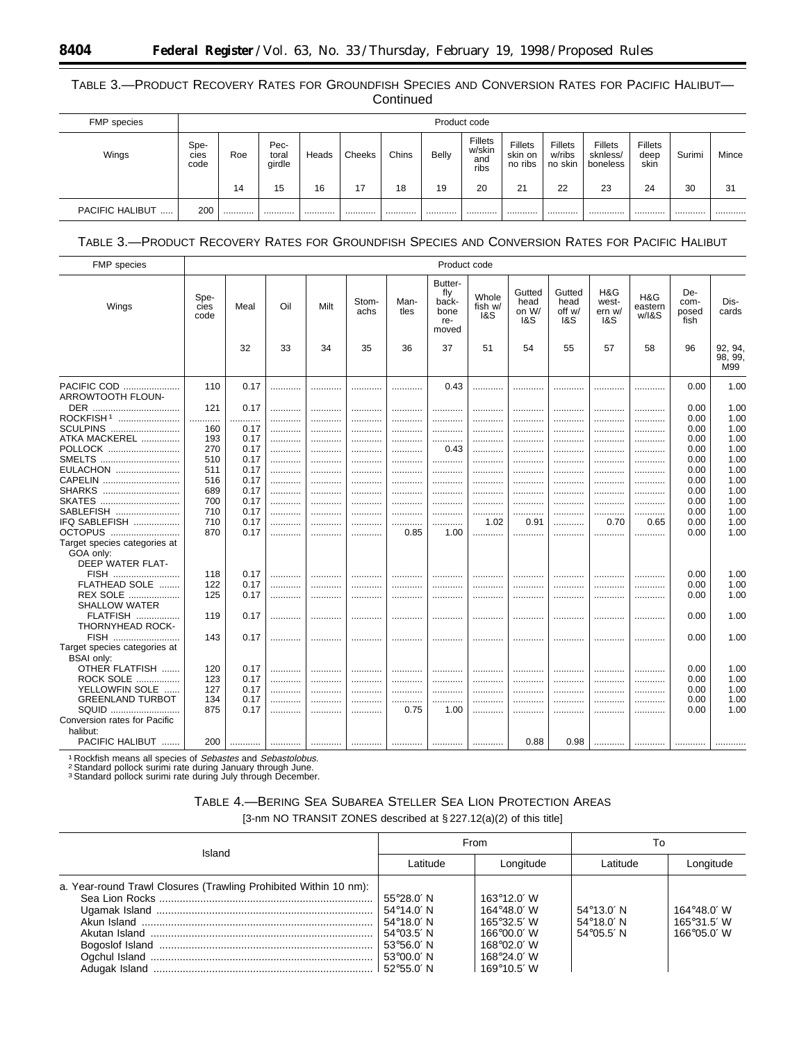TABLE 3.—PRODUCT RECOVERY RATES FOR GROUNDFISH SPECIES AND CONVERSION RATES FOR PACIFIC HALIBUT—Continued

| FMP species | Product code | | | | | | | | | | | | | |
|---|---|---|---|---|---|---|---|---|---|---|---|---|---|---|
| Wings | Species code | Roe | Pectoral girdle | Heads | Cheeks | Chins | Belly | Fillets w/skin and ribs | Fillets skin on no ribs | Fillets w/ribs no skin | Fillets sknless/boneless | Fillets deep skin | Surimi | Mince |
| | | 14 | 15 | 16 | 17 | 18 | 19 | 20 | 21 | 22 | 23 | 24 | 30 | 31 |
| PACIFIC HALIBUT ..... | 200 | ............ | ............ | ............ | ............ | ............ | ............ | ............ | ............ | ............ | ............ | ............ | ............ | ............ |

TABLE 3.—PRODUCT RECOVERY RATES FOR GROUNDFISH SPECIES AND CONVERSION RATES FOR PACIFIC HALIBUT

| FMP species | Product code | | | | | | | | | | | | | |
|---|---|---|---|---|---|---|---|---|---|---|---|---|---|---|
| Wings | Species code | Meal | Oil | Milt | Stomachs | Mantles | Butterfly back-bone removed | Whole fish w/ I&S | Gutted head on W/ I&S | Gutted head off w/ I&S | H&G western w/ I&S | H&G eastern w/I&S | Decomposed fish | Discards |
| | | 32 | 33 | 34 | 35 | 36 | 37 | 51 | 54 | 55 | 57 | 58 | 96 | 92, 94, 98, 99, M99 |
| PACIFIC COD ...................... | 110 | 0.17 | ............ | ............ | ............ | ............ | 0.43 | ............ | ............ | ............ | ............ | ............ | 0.00 | 1.00 |
| ARROWTOOTH FLOUNDER .................. | 121 | 0.17 | ............ | ............ | ............ | ............ | ............ | ............ | ............ | ............ | ............ | ............ | 0.00 | 1.00 |
| ROCKFISH[1] ....................... | ............ | ............ | ............ | ............ | ............ | ............ | ............ | ............ | ............ | ............ | ............ | ............ | 0.00 | 1.00 |
| SCULPINS .......................... | 160 | 0.17 | ............ | ............ | ............ | ............ | ............ | ............ | ............ | ............ | ............ | ............ | 0.00 | 1.00 |
| ATKA MACKEREL .............. | 193 | 0.17 | ............ | ............ | ............ | ............ | ............ | ............ | ............ | ............ | ............ | ............ | 0.00 | 1.00 |
| POLLOCK ............................ | 270 | 0.17 | ............ | ............ | ............ | ............ | 0.43 | ............ | ............ | ............ | ............ | ............ | 0.00 | 1.00 |
| SMELTS .............................. | 510 | 0.17 | ............ | ............ | ............ | ............ | ............ | ............ | ............ | ............ | ............ | ............ | 0.00 | 1.00 |
| EULACHON ......................... | 511 | 0.17 | ............ | ............ | ............ | ............ | ............ | ............ | ............ | ............ | ............ | ............ | 0.00 | 1.00 |
| CAPELIN ............................. | 516 | 0.17 | ............ | ............ | ............ | ............ | ............ | ............ | ............ | ............ | ............ | ............ | 0.00 | 1.00 |
| SHARKS ............................. | 689 | 0.17 | ............ | ............ | ............ | ............ | ............ | ............ | ............ | ............ | ............ | ............ | 0.00 | 1.00 |
| SKATES .............................. | 700 | 0.17 | ............ | ............ | ............ | ............ | ............ | ............ | ............ | ............ | ............ | ............ | 0.00 | 1.00 |
| SABLEFISH ......................... | 710 | 0.17 | ............ | ............ | ............ | ............ | ............ | ............ | ............ | ............ | ............ | ............ | 0.00 | 1.00 |
| IFQ SABLEFISH .................. | 710 | 0.17 | ............ | ............ | ............ | ............ | ............ | 1.02 | 0.91 | ............ | 0.70 | 0.65 | 0.00 | 1.00 |
| OCTOPUS ........................... | 870 | 0.17 | ............ | ............ | ............ | 0.85 | 1.00 | ............ | ............ | ............ | ............ | ............ | 0.00 | 1.00 |
| Target species categories at GOA only: | | | | | | | | | | | | | | |
| DEEP WATER FLATFISH .......................... | 118 | 0.17 | ............ | ............ | ............ | ............ | ............ | ............ | ............ | ............ | ............ | ............ | 0.00 | 1.00 |
| FLATHEAD SOLE ........ | 122 | 0.17 | ............ | ............ | ............ | ............ | ............ | ............ | ............ | ............ | ............ | ............ | 0.00 | 1.00 |
| REX SOLE .................... | 125 | 0.17 | ............ | ............ | ............ | ............ | ............ | ............ | ............ | ............ | ............ | ............ | 0.00 | 1.00 |
| SHALLOW WATER FLATFISH ................ | 119 | 0.17 | ............ | ............ | ............ | ............ | ............ | ............ | ............ | ............ | ............ | ............ | 0.00 | 1.00 |
| THORNYHEAD ROCKFISH .......................... | 143 | 0.17 | ............ | ............ | ............ | ............ | ............ | ............ | ............ | ............ | ............ | ............ | 0.00 | 1.00 |
| Target species categories at BSAI only: | | | | | | | | | | | | | | |
| OTHER FLATFISH ....... | 120 | 0.17 | ............ | ............ | ............ | ............ | ............ | ............ | ............ | ............ | ............ | ............ | 0.00 | 1.00 |
| ROCK SOLE ................. | 123 | 0.17 | ............ | ............ | ............ | ............ | ............ | ............ | ............ | ............ | ............ | ............ | 0.00 | 1.00 |
| YELLOWFIN SOLE ...... | 127 | 0.17 | ............ | ............ | ............ | ............ | ............ | ............ | ............ | ............ | ............ | ............ | 0.00 | 1.00 |
| GREENLAND TURBOT | 134 | 0.17 | ............ | ............ | ............ | ............ | ............ | ............ | ............ | ............ | ............ | ............ | 0.00 | 1.00 |
| SQUID .......................... | 875 | 0.17 | ............ | ............ | ............ | 0.75 | 1.00 | ............ | ............ | ............ | ............ | ............ | 0.00 | 1.00 |
| Conversion rates for Pacific halibut: | | | | | | | | | | | | | | |
| PACIFIC HALIBUT ....... | 200 | ............ | ............ | ............ | ............ | ............ | ............ | ............ | 0.88 | 0.98 | ............ | ............ | ............ | ............ |

[1] Rockfish means all species of *Sebastes* and *Sebastolobus*.
[2] Standard pollock surimi rate during January through June.
[3] Standard pollock surimi rate during July through December.

TABLE 4.—BERING SEA SUBAREA STELLER SEA LION PROTECTION AREAS

[3-nm NO TRANSIT ZONES described at § 227.12(a)(2) of this title]

| Island | From | | To | |
|---|---|---|---|---|
| | Latitude | Longitude | Latitude | Longitude |
| a. Year-round Trawl Closures (Trawling Prohibited Within 10 nm): | | | | |
| Sea Lion Rocks | 55°28.0′ N | 163°12.0′ W | | |
| Ugamak Island | 54°14.0′ N | 164°48.0′ W | 54°13.0′ N | 164°48.0′ W |
| Akun Island | 54°18.0′ N | 165°32.5′ W | 54°18.0′ N | 165°31.5′ W |
| Akutan Island | 54°03.5′ N | 166°00.0′ W | 54°05.5′ N | 166°05.0′ W |
| Bogoslof Island | 53°56.0′ N | 168°02.0′ W | | |
| Ogchul Island | 53°00.0′ N | 168°24.0′ W | | |
| Adugak Island | 52°55.0′ N | 169°10.5′ W | | |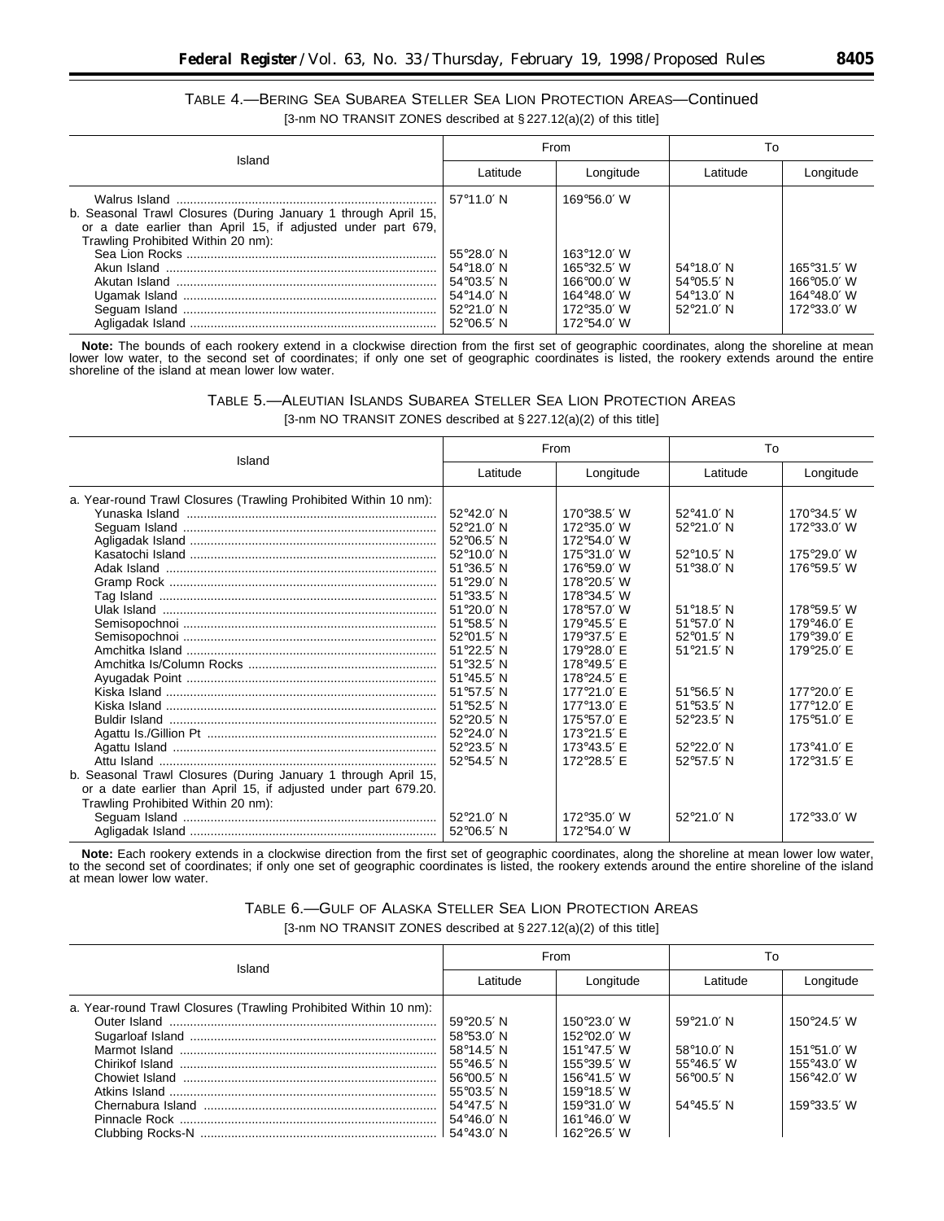TABLE 4.—BERING SEA SUBAREA STELLER SEA LION PROTECTION AREAS—Continued

[3-nm NO TRANSIT ZONES described at § 227.12(a)(2) of this title]

| Island | From | | To | |
|---|---|---|---|---|
| | Latitude | Longitude | Latitude | Longitude |
| Walrus Island | 57°11.0′ N | 169°56.0′ W | | |
| b. Seasonal Trawl Closures (During January 1 through April 15, or a date earlier than April 15, if adjusted under part 679, Trawling Prohibited Within 20 nm): | | | | |
| Sea Lion Rocks | 55°28.0′ N | 163°12.0′ W | | |
| Akun Island | 54°18.0′ N | 165°32.5′ W | 54°18.0′ N | 165°31.5′ W |
| Akutan Island | 54°03.5′ N | 166°00.0′ W | 54°05.5′ N | 166°05.0′ W |
| Ugamak Island | 54°14.0′ N | 164°48.0′ W | 54°13.0′ N | 164°48.0′ W |
| Seguam Island | 52°21.0′ N | 172°35.0′ W | 52°21.0′ N | 172°33.0′ W |
| Agligadak Island | 52°06.5′ N | 172°54.0′ W | | |

**Note:** The bounds of each rookery extend in a clockwise direction from the first set of geographic coordinates, along the shoreline at mean lower low water, to the second set of coordinates; if only one set of geographic coordinates is listed, the rookery extends around the entire shoreline of the island at mean lower low water.

TABLE 5.—ALEUTIAN ISLANDS SUBAREA STELLER SEA LION PROTECTION AREAS

[3-nm NO TRANSIT ZONES described at § 227.12(a)(2) of this title]

| Island | From | | To | |
|---|---|---|---|---|
| | Latitude | Longitude | Latitude | Longitude |
| a. Year-round Trawl Closures (Trawling Prohibited Within 10 nm): | | | | |
| Yunaska Island | 52°42.0′ N | 170°38.5′ W | 52°41.0′ N | 170°34.5′ W |
| Seguam Island | 52°21.0′ N | 172°35.0′ W | 52°21.0′ N | 172°33.0′ W |
| Agligadak Island | 52°06.5′ N | 172°54.0′ W | | |
| Kasatochi Island | 52°10.0′ N | 175°31.0′ W | 52°10.5′ N | 175°29.0′ W |
| Adak Island | 51°36.5′ N | 176°59.0′ W | 51°38.0′ N | 176°59.5′ W |
| Gramp Rock | 51°29.0′ N | 178°20.5′ W | | |
| Tag Island | 51°33.5′ N | 178°34.5′ W | | |
| Ulak Island | 51°20.0′ N | 178°57.0′ W | 51°18.5′ N | 178°59.5′ W |
| Semisopochnoi | 51°58.5′ N | 179°45.5′ E | 51°57.0′ N | 179°46.0′ E |
| Semisopochnoi | 52°01.5′ N | 179°37.5′ E | 52°01.5′ N | 179°39.0′ E |
| Amchitka Island | 51°22.5′ N | 179°28.0′ E | 51°21.5′ N | 179°25.0′ E |
| Amchitka Is/Column Rocks | 51°32.5′ N | 178°49.5′ E | | |
| Ayugadak Point | 51°45.5′ N | 178°24.5′ E | | |
| Kiska Island | 51°57.5′ N | 177°21.0′ E | 51°56.5′ N | 177°20.0′ E |
| Kiska Island | 51°52.5′ N | 177°13.0′ E | 51°53.5′ N | 177°12.0′ E |
| Buldir Island | 52°20.5′ N | 175°57.0′ E | 52°23.5′ N | 175°51.0′ E |
| Agattu Is./Gillion Pt | 52°24.0′ N | 173°21.5′ E | | |
| Agattu Island | 52°23.5′ N | 173°43.5′ E | 52°22.0′ N | 173°41.0′ E |
| Attu Island | 52°54.5′ N | 172°28.5′ E | 52°57.5′ N | 172°31.5′ E |
| b. Seasonal Trawl Closures (During January 1 through April 15, or a date earlier than April 15, if adjusted under part 679.20. Trawling Prohibited Within 20 nm): | | | | |
| Seguam Island | 52°21.0′ N | 172°35.0′ W | 52°21.0′ N | 172°33.0′ W |
| Agligadak Island | 52°06.5′ N | 172°54.0′ W | | |

**Note:** Each rookery extends in a clockwise direction from the first set of geographic coordinates, along the shoreline at mean lower low water, to the second set of coordinates; if only one set of geographic coordinates is listed, the rookery extends around the entire shoreline of the island at mean lower low water.

TABLE 6.—GULF OF ALASKA STELLER SEA LION PROTECTION AREAS

[3-nm NO TRANSIT ZONES described at § 227.12(a)(2) of this title]

| Island | From | | To | |
|---|---|---|---|---|
| | Latitude | Longitude | Latitude | Longitude |
| a. Year-round Trawl Closures (Trawling Prohibited Within 10 nm): | | | | |
| Outer Island | 59°20.5′ N | 150°23.0′ W | 59°21.0′ N | 150°24.5′ W |
| Sugarloaf Island | 58°53.0′ N | 152°02.0′ W | | |
| Marmot Island | 58°14.5′ N | 151°47.5′ W | 58°10.0′ N | 151°51.0′ W |
| Chirikof Island | 55°46.5′ N | 155°39.5′ W | 55°46.5′ W | 155°43.0′ W |
| Chowiet Island | 56°00.5′ N | 156°41.5′ W | 56°00.5′ N | 156°42.0′ W |
| Atkins Island | 55°03.5′ N | 159°18.5′ W | | |
| Chernabura Island | 54°47.5′ N | 159°31.0′ W | 54°45.5′ N | 159°33.5′ W |
| Pinnacle Rock | 54°46.0′ N | 161°46.0′ W | | |
| Clubbing Rocks-N | 54°43.0′ N | 162°26.5′ W | | |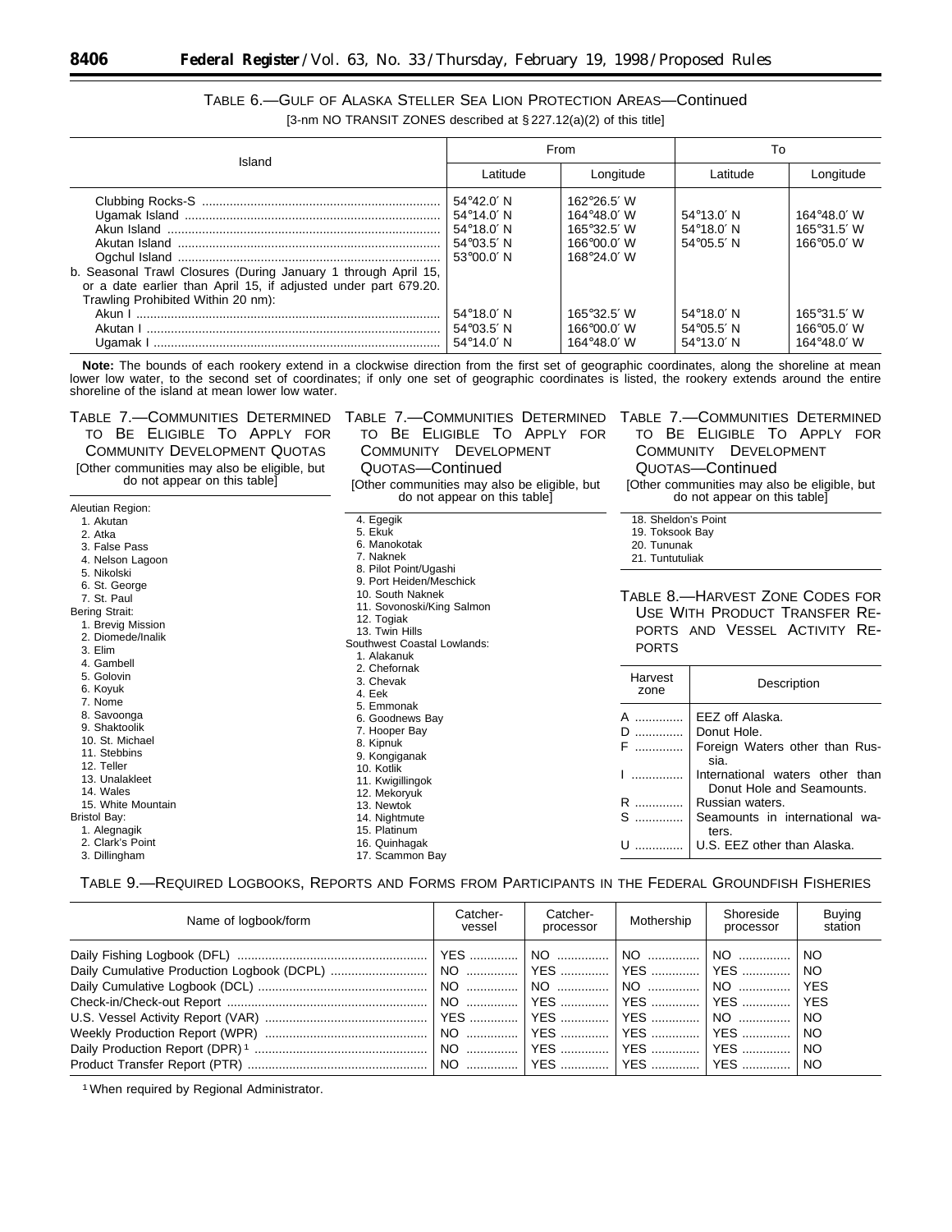TABLE 6.—GULF OF ALASKA STELLER SEA LION PROTECTION AREAS—Continued

[3-nm NO TRANSIT ZONES described at § 227.12(a)(2) of this title]

| Island | From | | To | |
|---|---|---|---|---|
| | Latitude | Longitude | Latitude | Longitude |
| Clubbing Rocks-S | 54°42.0′ N | 162°26.5′ W | | |
| Ugamak Island | 54°14.0′ N | 164°48.0′ W | 54°13.0′ N | 164°48.0′ W |
| Akun Island | 54°18.0′ N | 165°32.5′ W | 54°18.0′ N | 165°31.5′ W |
| Akutan Island | 54°03.5′ N | 166°00.0′ W | 54°05.5′ N | 166°05.0′ W |
| Ogchul Island | 53°00.0′ N | 168°24.0′ W | | |
| b. Seasonal Trawl Closures (During January 1 through April 15, or a date earlier than April 15, if adjusted under part 679.20. Trawling Prohibited Within 20 nm): | | | | |
| Akun I | 54°18.0′ N | 165°32.5′ W | 54°18.0′ N | 165°31.5′ W |
| Akutan I | 54°03.5′ N | 166°00.0′ W | 54°05.5′ N | 166°05.0′ W |
| Ugamak I | 54°14.0′ N | 164°48.0′ W | 54°13.0′ N | 164°48.0′ W |

**Note:** The bounds of each rookery extend in a clockwise direction from the first set of geographic coordinates, along the shoreline at mean lower low water, to the second set of coordinates; if only one set of geographic coordinates is listed, the rookery extends around the entire shoreline of the island at mean lower low water.

TABLE 7.—COMMUNITIES DETERMINED TO BE ELIGIBLE TO APPLY FOR COMMUNITY DEVELOPMENT QUOTAS

[Other communities may also be eligible, but do not appear on this table]

Aleutian Region:
1. Akutan
2. Atka
3. False Pass
4. Nelson Lagoon
5. Nikolski
6. St. George
7. St. Paul

Bering Strait:
1. Brevig Mission
2. Diomede/Inalik
3. Elim
4. Gambell
5. Golovin
6. Koyuk
7. Nome
8. Savoonga
9. Shaktoolik
10. St. Michael
11. Stebbins
12. Teller
13. Unalakleet
14. Wales
15. White Mountain

Bristol Bay:
1. Alegnagik
2. Clark's Point
3. Dillingham
4. Egegik
5. Ekuk
6. Manokotak
7. Naknek
8. Pilot Point/Ugashi
9. Port Heiden/Meschick
10. South Naknek
11. Sovonoski/King Salmon
12. Togiak
13. Twin Hills

Southwest Coastal Lowlands:
1. Alakanuk
2. Chefornak
3. Chevak
4. Eek
5. Emmonak
6. Goodnews Bay
7. Hooper Bay
8. Kipnuk
9. Kongiganak
10. Kotlik
11. Kwigillingok
12. Mekoryuk
13. Newtok
14. Nightmute
15. Platinum
16. Quinhagak
17. Scammon Bay
18. Sheldon's Point
19. Toksook Bay
20. Tununak
21. Tuntutuliak

TABLE 8.—HARVEST ZONE CODES FOR USE WITH PRODUCT TRANSFER REPORTS AND VESSEL ACTIVITY REPORTS

| Harvest zone | Description |
|---|---|
| A | EEZ off Alaska. |
| D | Donut Hole. |
| F | Foreign Waters other than Russia. |
| I | International waters other than Donut Hole and Seamounts. |
| R | Russian waters. |
| S | Seamounts in international waters. |
| U | U.S. EEZ other than Alaska. |

TABLE 9.—REQUIRED LOGBOOKS, REPORTS AND FORMS FROM PARTICIPANTS IN THE FEDERAL GROUNDFISH FISHERIES

| Name of logbook/form | Catcher-vessel | Catcher-processor | Mothership | Shoreside processor | Buying station |
|---|---|---|---|---|---|
| Daily Fishing Logbook (DFL) | YES | NO | NO | NO | NO |
| Daily Cumulative Production Logbook (DCPL) | NO | YES | YES | YES | NO |
| Daily Cumulative Logbook (DCL) | NO | NO | NO | NO | YES |
| Check-in/Check-out Report | NO | YES | YES | YES | YES |
| U.S. Vessel Activity Report (VAR) | YES | YES | YES | NO | NO |
| Weekly Production Report (WPR) | NO | YES | YES | YES | NO |
| Daily Production Report (DPR) [1] | NO | YES | YES | YES | NO |
| Product Transfer Report (PTR) | NO | YES | YES | YES | NO |

[1] When required by Regional Administrator.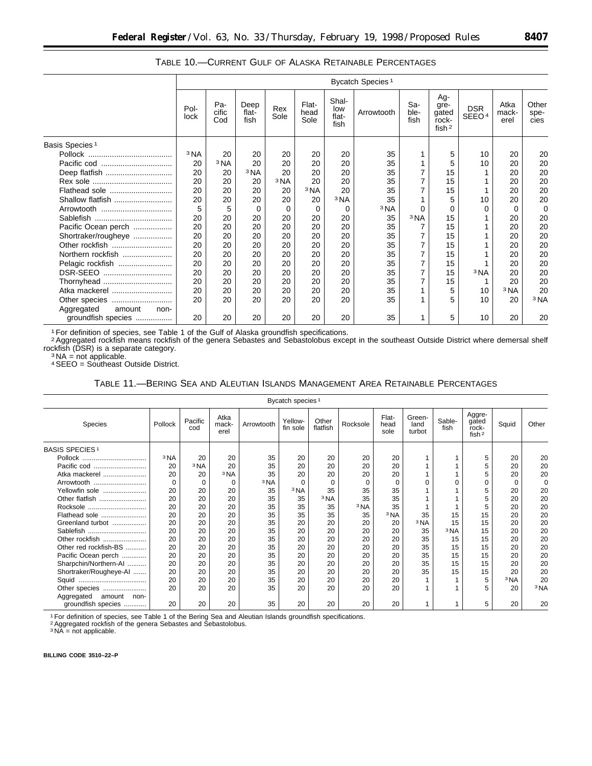TABLE 10.—CURRENT GULF OF ALASKA RETAINABLE PERCENTAGES

| | Bycatch Species [1] | | | | | | | | | | | |
|---|---|---|---|---|---|---|---|---|---|---|---|---|
| | Pollock | Pacific Cod | Deep flatfish | Rex Sole | Flathead Sole | Shallow flatfish | Arrowtooth | Sablefish | Aggregated rockfish [2] | DSR SEEO [4] | Atka mackerel | Other species |
| Basis Species [1] | | | | | | | | | | | | |
| Pollock | [3] NA | 20 | 20 | 20 | 20 | 20 | 35 | 1 | 5 | 10 | 20 | 20 |
| Pacific cod | 20 | [3] NA | 20 | 20 | 20 | 20 | 35 | 1 | 5 | 10 | 20 | 20 |
| Deep flatfish | 20 | 20 | [3] NA | 20 | 20 | 20 | 35 | 7 | 15 | 1 | 20 | 20 |
| Rex sole | 20 | 20 | 20 | [3] NA | 20 | 20 | 35 | 7 | 15 | 1 | 20 | 20 |
| Flathead sole | 20 | 20 | 20 | 20 | [3] NA | 20 | 35 | 7 | 15 | 1 | 20 | 20 |
| Shallow flatfish | 20 | 20 | 20 | 20 | 20 | [3] NA | 35 | 1 | 5 | 10 | 20 | 20 |
| Arrowtooth | 5 | 5 | 0 | 0 | 0 | 0 | [3] NA | 0 | 0 | 0 | 0 | 0 |
| Sablefish | 20 | 20 | 20 | 20 | 20 | 20 | 35 | [3] NA | 15 | 1 | 20 | 20 |
| Pacific Ocean perch | 20 | 20 | 20 | 20 | 20 | 20 | 35 | 7 | 15 | 1 | 20 | 20 |
| Shortraker/rougheye | 20 | 20 | 20 | 20 | 20 | 20 | 35 | 7 | 15 | 1 | 20 | 20 |
| Other rockfish | 20 | 20 | 20 | 20 | 20 | 20 | 35 | 7 | 15 | 1 | 20 | 20 |
| Northern rockfish | 20 | 20 | 20 | 20 | 20 | 20 | 35 | 7 | 15 | 1 | 20 | 20 |
| Pelagic rockfish | 20 | 20 | 20 | 20 | 20 | 20 | 35 | 7 | 15 | 1 | 20 | 20 |
| DSR-SEEO | 20 | 20 | 20 | 20 | 20 | 20 | 35 | 7 | 15 | [3] NA | 20 | 20 |
| Thornyhead | 20 | 20 | 20 | 20 | 20 | 20 | 35 | 7 | 15 | 1 | 20 | 20 |
| Atka mackerel | 20 | 20 | 20 | 20 | 20 | 20 | 35 | 1 | 5 | 10 | [3] NA | 20 |
| Other species | 20 | 20 | 20 | 20 | 20 | 20 | 35 | 1 | 5 | 10 | 20 | [3] NA |
| Aggregated amount non-groundfish species | 20 | 20 | 20 | 20 | 20 | 20 | 35 | 1 | 5 | 10 | 20 | 20 |

[1] For definition of species, see Table 1 of the Gulf of Alaska groundfish specifications.
[2] Aggregated rockfish means rockfish of the genera Sebastes and Sebastolobus except in the southeast Outside District where demersal shelf rockfish (DSR) is a separate category.
[3] NA = not applicable.
[4] SEEO = Southeast Outside District.

TABLE 11.—BERING SEA AND ALEUTIAN ISLANDS MANAGEMENT AREA RETAINABLE PERCENTAGES

| | Bycatch species [1] | | | | | | | | | | | | |
|---|---|---|---|---|---|---|---|---|---|---|---|---|---|
| Species | Pollock | Pacific cod | Atka mackerel | Arrowtooth | Yellowfin sole | Other flatfish | Rocksole | Flathead sole | Greenland turbot | Sablefish | Aggregated rockfish [2] | Squid | Other |
| BASIS SPECIES [1] | | | | | | | | | | | | | |
| Pollock | [3] NA | 20 | 20 | 35 | 20 | 20 | 20 | 20 | 1 | 1 | 5 | 20 | 20 |
| Pacific cod | 20 | [3] NA | 20 | 35 | 20 | 20 | 20 | 20 | 1 | 1 | 5 | 20 | 20 |
| Atka mackerel | 20 | 20 | [3] NA | 35 | 20 | 20 | 20 | 20 | 1 | 1 | 5 | 20 | 20 |
| Arrowtooth | 0 | 0 | 0 | [3] NA | 0 | 0 | 0 | 0 | 0 | 0 | 0 | 0 | 0 |
| Yellowfin sole | 20 | 20 | 20 | 35 | [3] NA | 35 | 35 | 35 | 1 | 1 | 5 | 20 | 20 |
| Other flatfish | 20 | 20 | 20 | 35 | 35 | [3] NA | 35 | 35 | 1 | 1 | 5 | 20 | 20 |
| Rocksole | 20 | 20 | 20 | 35 | 35 | 35 | [3] NA | 35 | 1 | 1 | 5 | 20 | 20 |
| Flathead sole | 20 | 20 | 20 | 35 | 35 | 35 | 35 | [3] NA | 35 | 15 | 15 | 20 | 20 |
| Greenland turbot | 20 | 20 | 20 | 35 | 20 | 20 | 20 | 20 | [3] NA | 15 | 15 | 20 | 20 |
| Sablefish | 20 | 20 | 20 | 35 | 20 | 20 | 20 | 20 | 35 | [3] NA | 15 | 20 | 20 |
| Other rockfish | 20 | 20 | 20 | 35 | 20 | 20 | 20 | 20 | 35 | 15 | 15 | 20 | 20 |
| Other red rockfish-BS | 20 | 20 | 20 | 35 | 20 | 20 | 20 | 20 | 35 | 15 | 15 | 20 | 20 |
| Pacific Ocean perch | 20 | 20 | 20 | 35 | 20 | 20 | 20 | 20 | 35 | 15 | 15 | 20 | 20 |
| Sharpchin/Northern-AI | 20 | 20 | 20 | 35 | 20 | 20 | 20 | 20 | 35 | 15 | 15 | 20 | 20 |
| Shortraker/Rougheye-AI | 20 | 20 | 20 | 35 | 20 | 20 | 20 | 20 | 35 | 15 | 15 | 20 | 20 |
| Squid | 20 | 20 | 20 | 35 | 20 | 20 | 20 | 20 | 1 | 1 | 5 | [3] NA | 20 |
| Other species | 20 | 20 | 20 | 35 | 20 | 20 | 20 | 20 | 1 | 1 | 5 | 20 | [3] NA |
| Aggregated amount non-groundfish species | 20 | 20 | 20 | 35 | 20 | 20 | 20 | 20 | 1 | 1 | 5 | 20 | 20 |

[1] For definition of species, see Table 1 of the Bering Sea and Aleutian Islands groundfish specifications.
[2] Aggregated rockfish of the genera Sebastes and Sebastolobus.
[3] NA = not applicable.

**BILLING CODE 3510–22–P**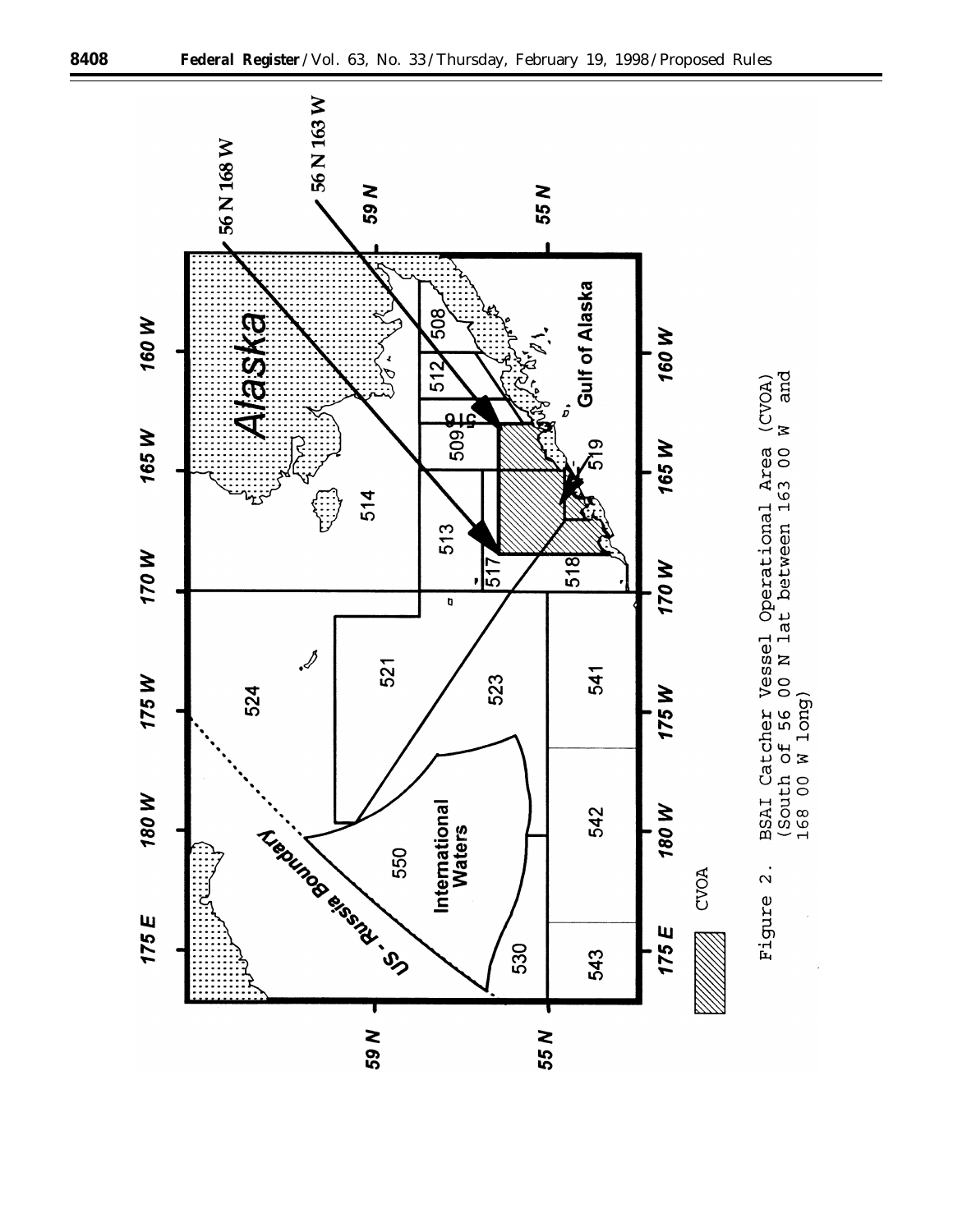Figure 2. BSAI Catcher Vessel Operational Area (CVOA) (South of 56 00 N lat between 163 00 W and 168 00 W long)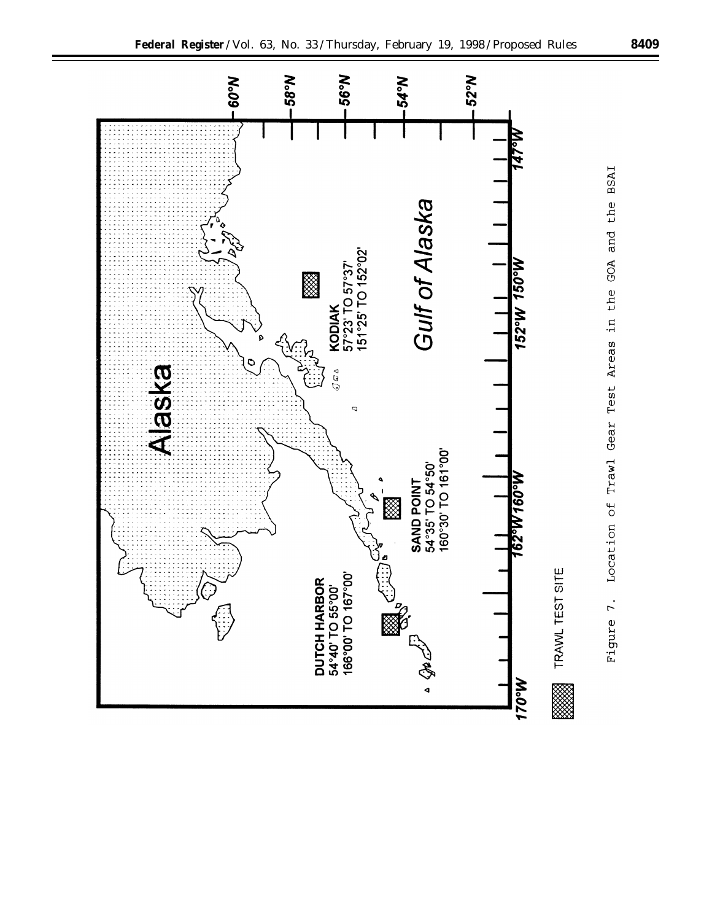Alaska

Gulf of Alaska

DUTCH HARBOR
54°40' TO 55°00'
166°00' TO 167°00'

SAND POINT
54°35' TO 54°50'
160°30' TO 161°00'

KODIAK
57°23' TO 57°37'
151°25' TO 152°02'

TRAWL TEST SITE

Figure 7. Location of Trawl Gear Test Areas in the GOA and the BSAI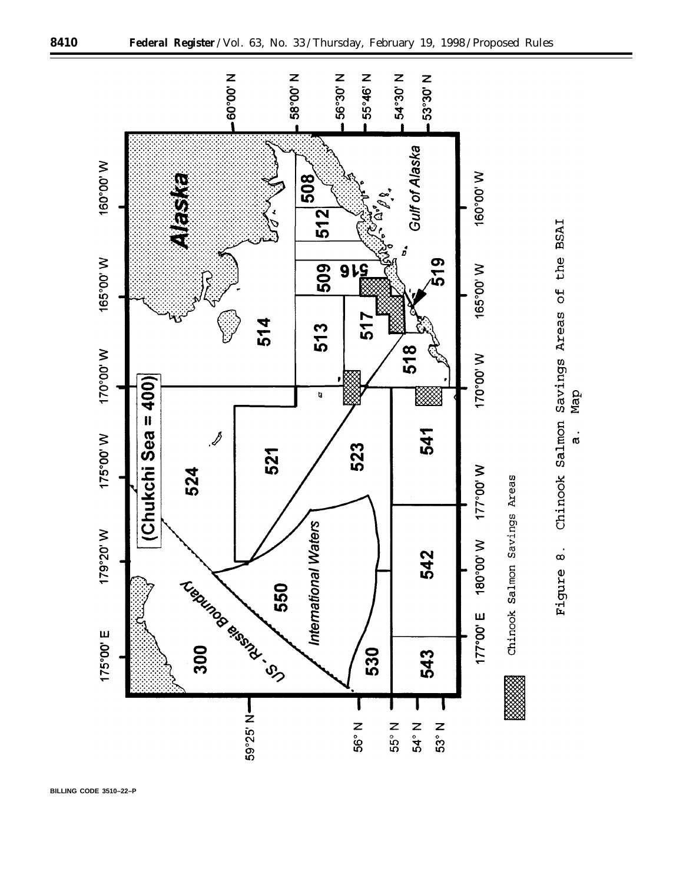Figure 8. Chinook Salmon Savings Areas of the BSAI

a. Map

Chinook Salmon Savings Areas

BILLING CODE 3510–22–P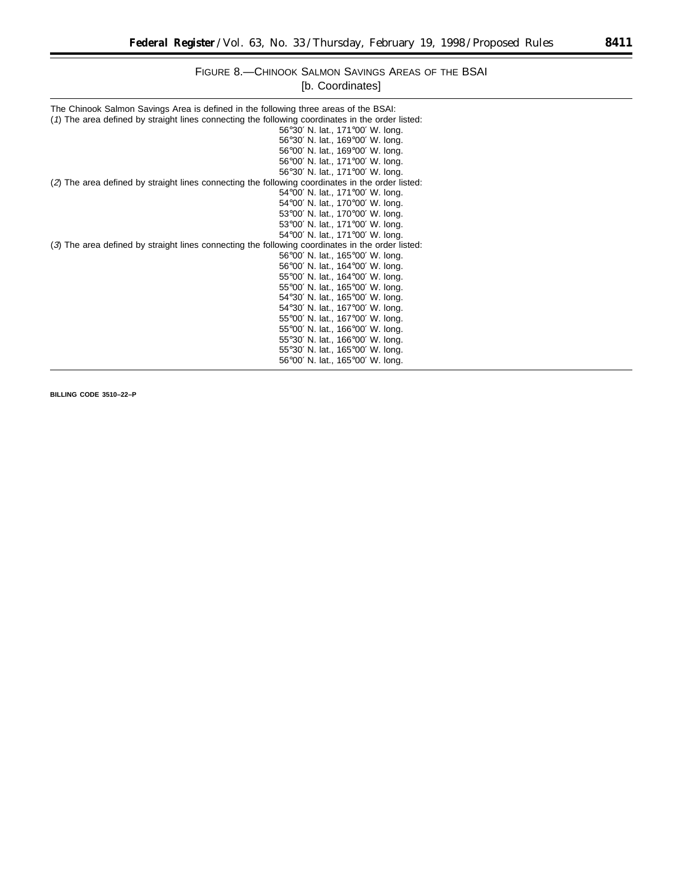FIGURE 8.—CHINOOK SALMON SAVINGS AREAS OF THE BSAI

[b. Coordinates]

The Chinook Salmon Savings Area is defined in the following three areas of the BSAI:

(*1*) The area defined by straight lines connecting the following coordinates in the order listed:

56°30′ N. lat., 171°00′ W. long.
56°30′ N. lat., 169°00′ W. long.
56°00′ N. lat., 169°00′ W. long.
56°00′ N. lat., 171°00′ W. long.
56°30′ N. lat., 171°00′ W. long.

(*2*) The area defined by straight lines connecting the following coordinates in the order listed:

54°00′ N. lat., 171°00′ W. long.
54°00′ N. lat., 170°00′ W. long.
53°00′ N. lat., 170°00′ W. long.
53°00′ N. lat., 171°00′ W. long.
54°00′ N. lat., 171°00′ W. long.

(*3*) The area defined by straight lines connecting the following coordinates in the order listed:

56°00′ N. lat., 165°00′ W. long.
56°00′ N. lat., 164°00′ W. long.
55°00′ N. lat., 164°00′ W. long.
55°00′ N. lat., 165°00′ W. long.
54°30′ N. lat., 165°00′ W. long.
54°30′ N. lat., 167°00′ W. long.
55°00′ N. lat., 167°00′ W. long.
55°00′ N. lat., 166°00′ W. long.
55°30′ N. lat., 166°00′ W. long.
55°30′ N. lat., 165°00′ W. long.
56°00′ N. lat., 165°00′ W. long.

**BILLING CODE 3510–22–P**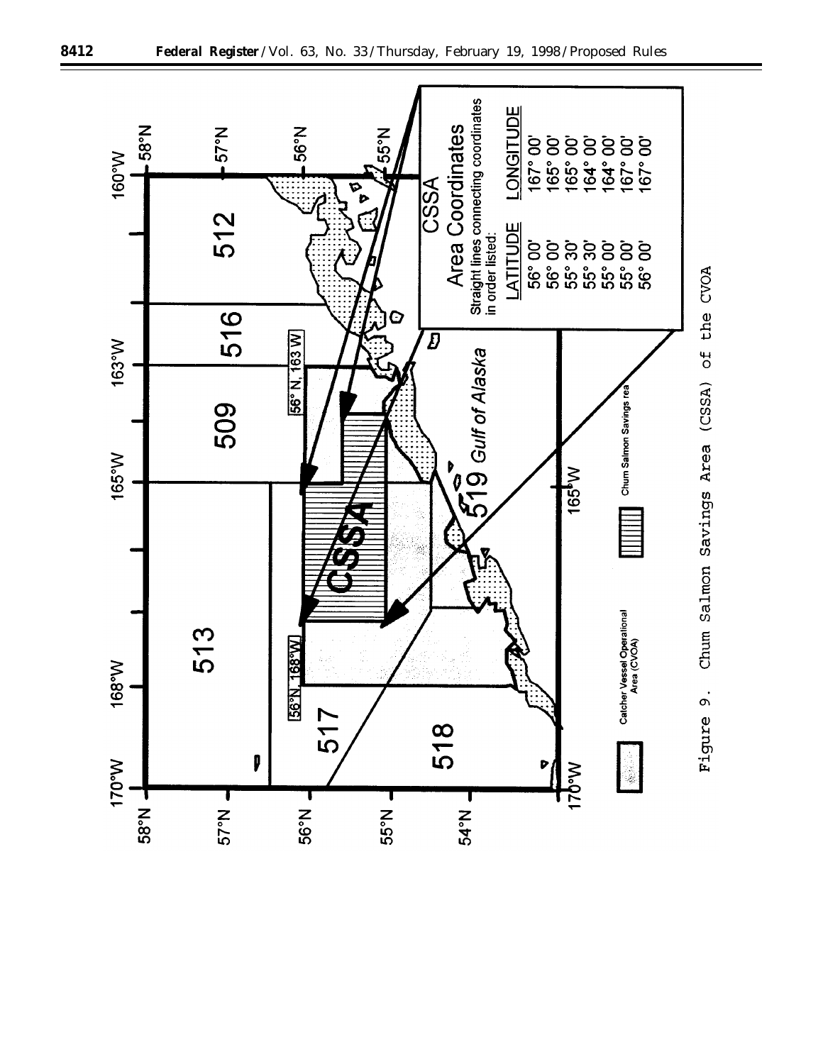CSSA

Area Coordinates

Straight lines connecting coordinates in order listed:

| LATITUDE | LONGITUDE |
| --- | --- |
| 56° 00' | 167° 00' |
| 56° 00' | 165° 00' |
| 55° 30' | 165° 00' |
| 55° 30' | 164° 00' |
| 55° 00' | 164° 00' |
| 55° 00' | 167° 00' |
| 56° 00' | 167° 00' |

Figure 9. Chum Salmon Savings Area (CSSA) of the CVOA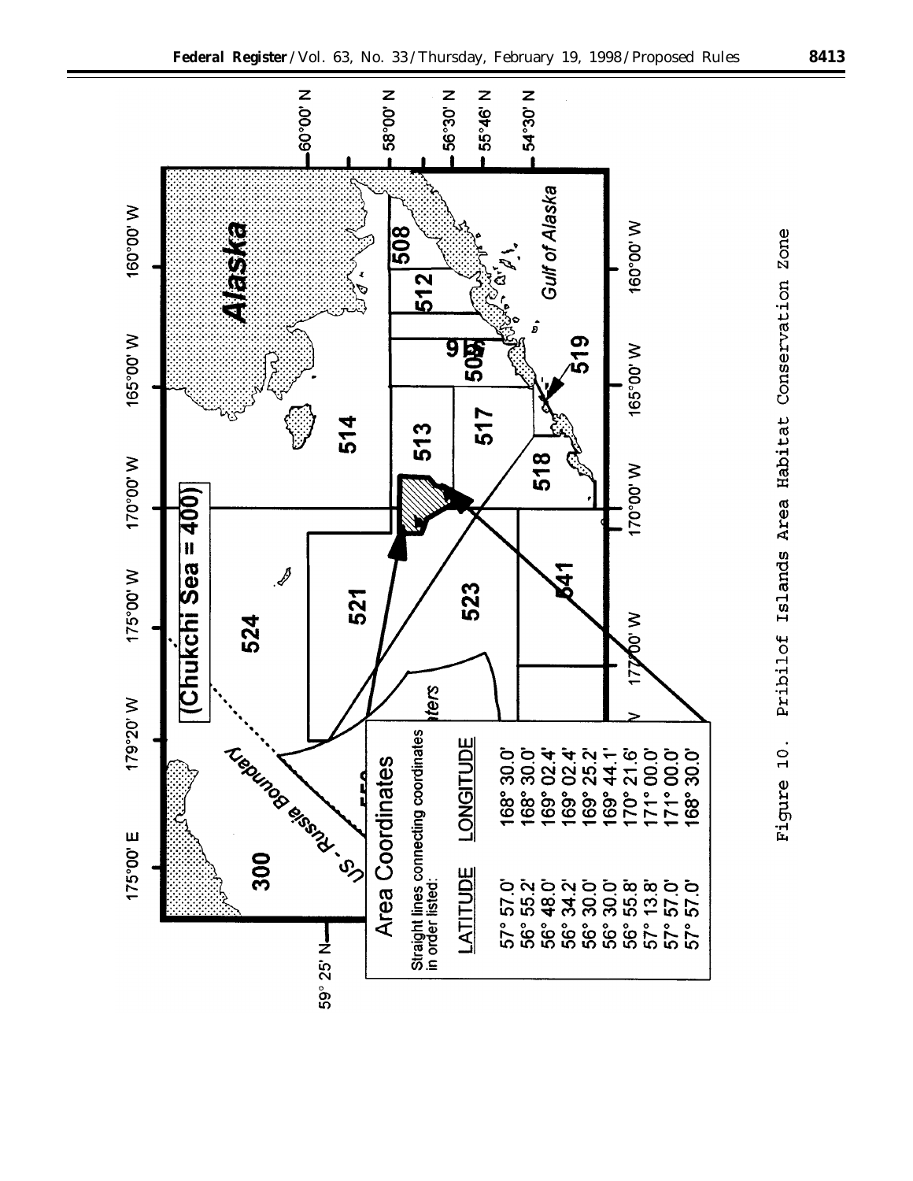## Area Coordinates

Straight lines connecting coordinates in order listed:

| LATITUDE | LONGITUDE |
| --- | --- |
| 57° 57.0' | 168° 30.0' |
| 56° 55.2' | 168° 30.0' |
| 56° 48.0' | 169° 02.4' |
| 56° 34.2' | 169° 02.4' |
| 56° 30.0' | 169° 25.2' |
| 56° 30.0' | 169° 44.1' |
| 56° 55.8' | 170° 21.6' |
| 57° 13.8' | 171° 00.0' |
| 57° 57.0' | 171° 00.0' |
| 57° 57.0' | 168° 30.0' |

Figure 10. Pribilof Islands Area Habitat Conservation Zone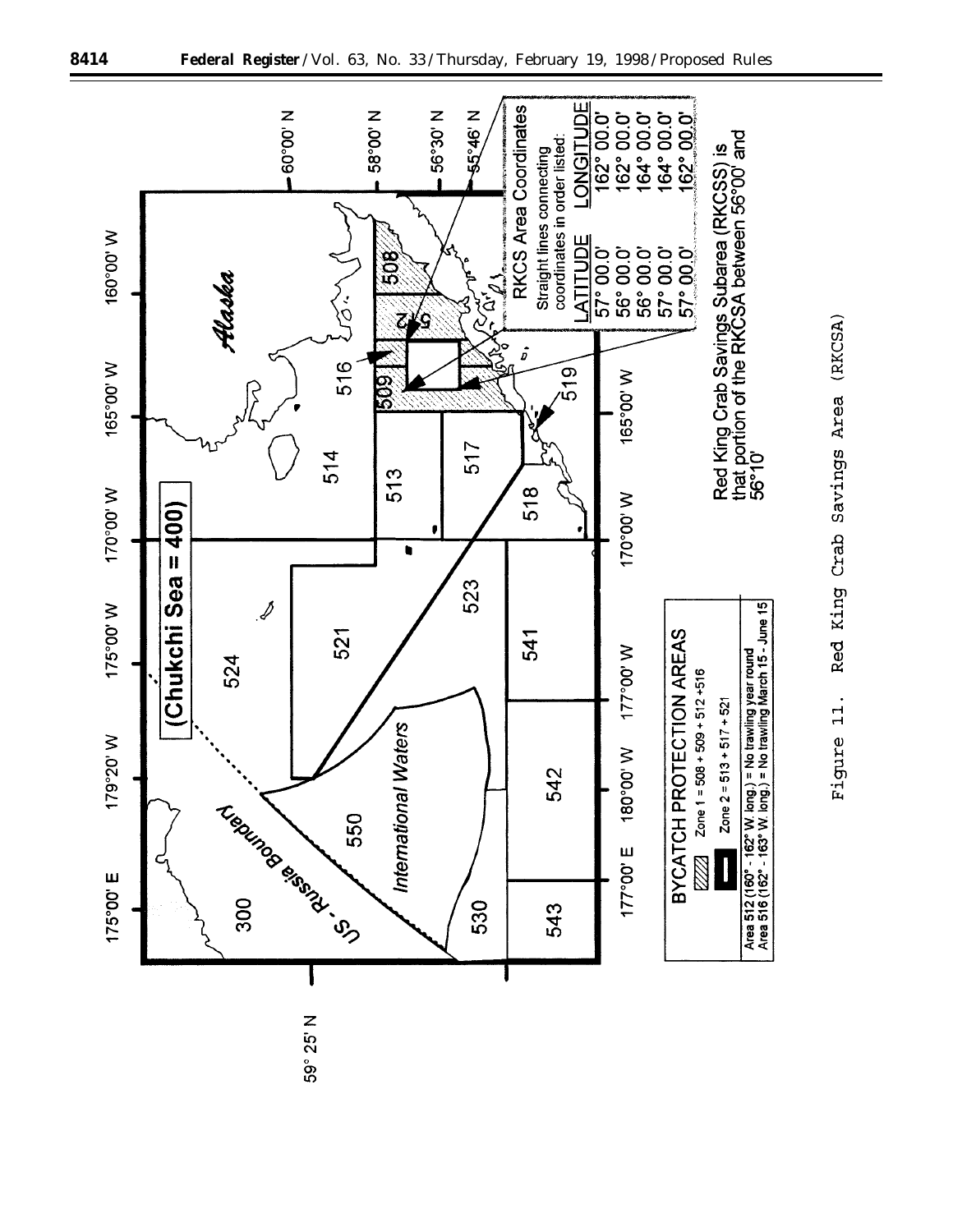RKCS Area Coordinates

Straight lines connecting coordinates in order listed:

| LATITUDE | LONGITUDE |
| --- | --- |
| 57° 00.0' | 162° 00.0' |
| 56° 00.0' | 162° 00.0' |
| 56° 00.0' | 164° 00.0' |
| 57° 00.0' | 164° 00.0' |
| 57° 00.0' | 162° 00.0' |

Red King Crab Savings Subarea (RKCSS) is that portion of the RKCSA between 56°00' and 56°10'

BYCATCH PROTECTION AREAS

Zone 1 = 508 + 509 + 512 + 516

Zone 2 = 513 + 517 + 521

Area 512 (160° - 162° W. long.) = No trawling year round
Area 516 (162° - 163° W. long.) = No trawling March 15 - June 15

Figure 11. Red King Crab Savings Area (RKCSA)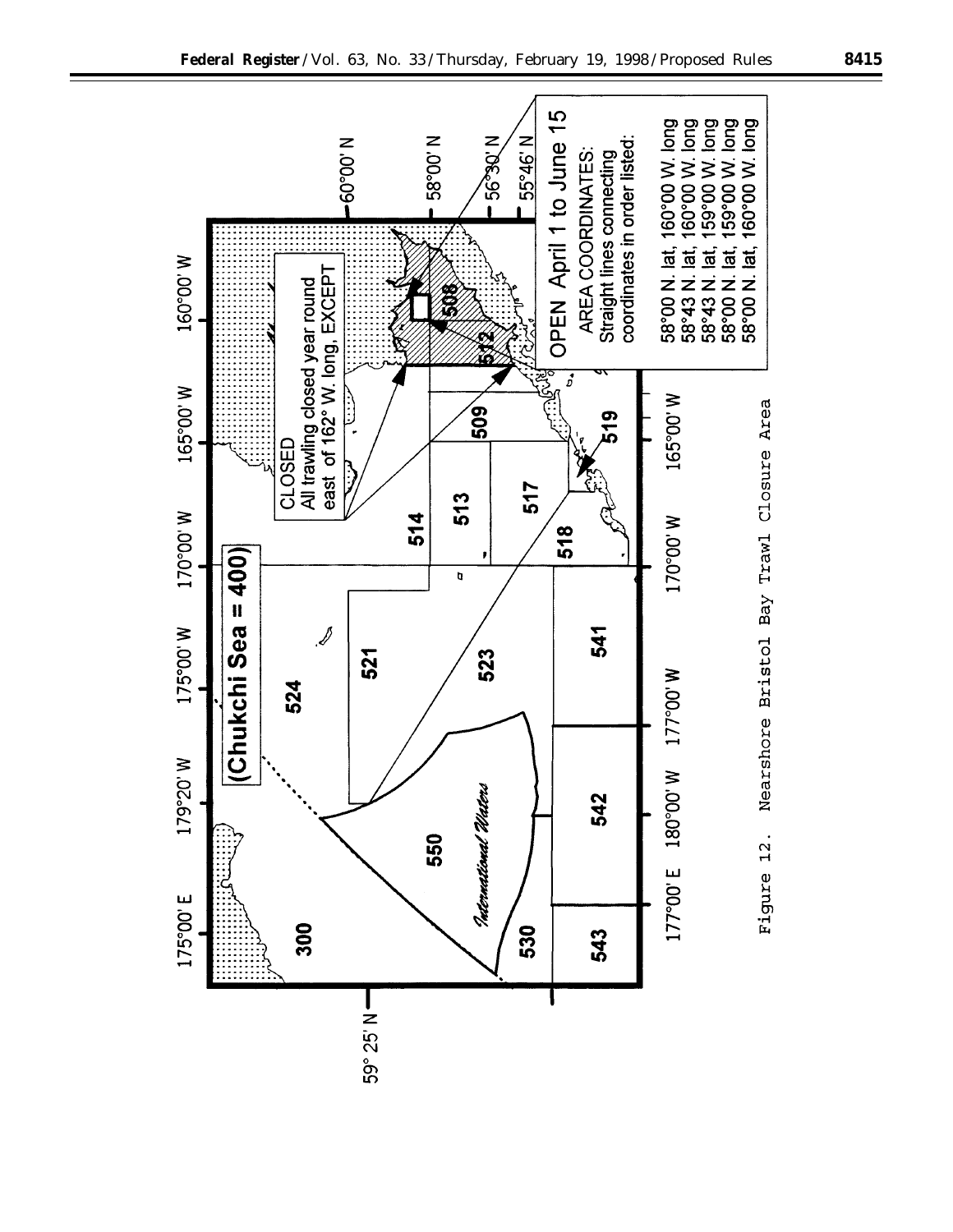(Chukchi Sea = 400)

CLOSED
All trawling closed year round east of 162° W. long, EXCEPT

OPEN April 1 to June 15
AREA COORDINATES:
Straight lines connecting coordinates in order listed:

58°00 N. lat, 160°00 W. long
58°43 N. lat, 160°00 W. long
58°43 N. lat, 159°00 W. long
58°00 N. lat, 159°00 W. long
58°00 N. lat, 160°00 W. long

Figure 12. Nearshore Bristol Bay Trawl Closure Area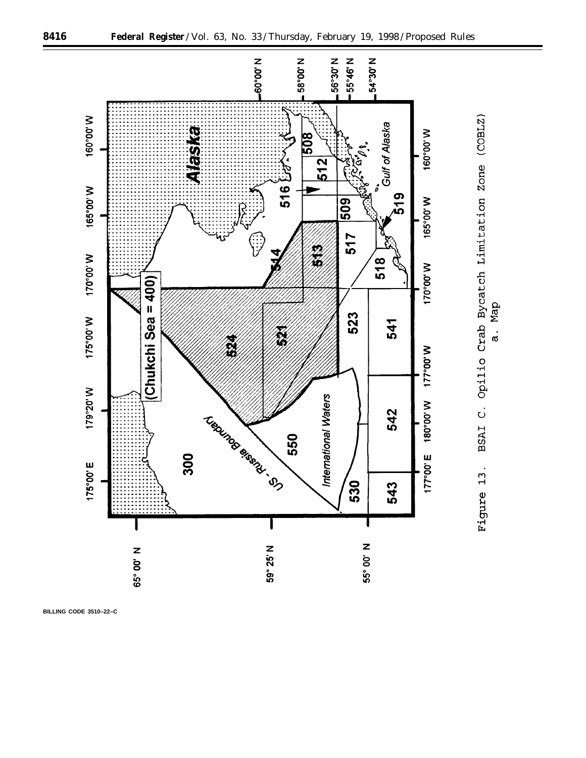Figure 13. BSAI C. Opilio Crab Bycatch Limitation Zone (COBLZ)

a. Map

BILLING CODE 3510–22–C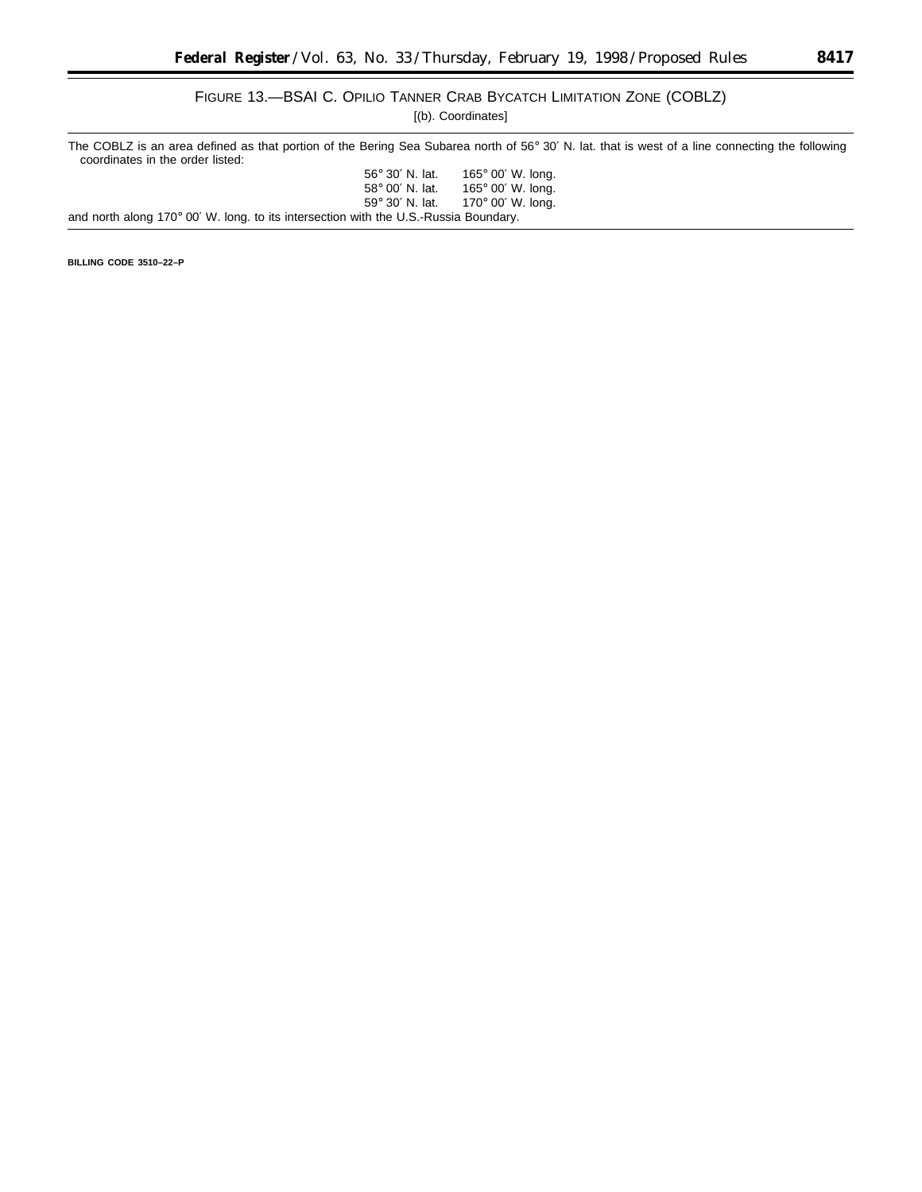FIGURE 13.—BSAI C. OPILIO TANNER CRAB BYCATCH LIMITATION ZONE (COBLZ)

[(b). Coordinates]

The COBLZ is an area defined as that portion of the Bering Sea Subarea north of 56° 30′ N. lat. that is west of a line connecting the following coordinates in the order listed:

| | |
|---|---|
| 56° 30′ N. lat. | 165° 00′ W. long. |
| 58° 00′ N. lat. | 165° 00′ W. long. |
| 59° 30′ N. lat. | 170° 00′ W. long. |

and north along 170° 00′ W. long. to its intersection with the U.S.-Russia Boundary.

**BILLING CODE 3510–22–P**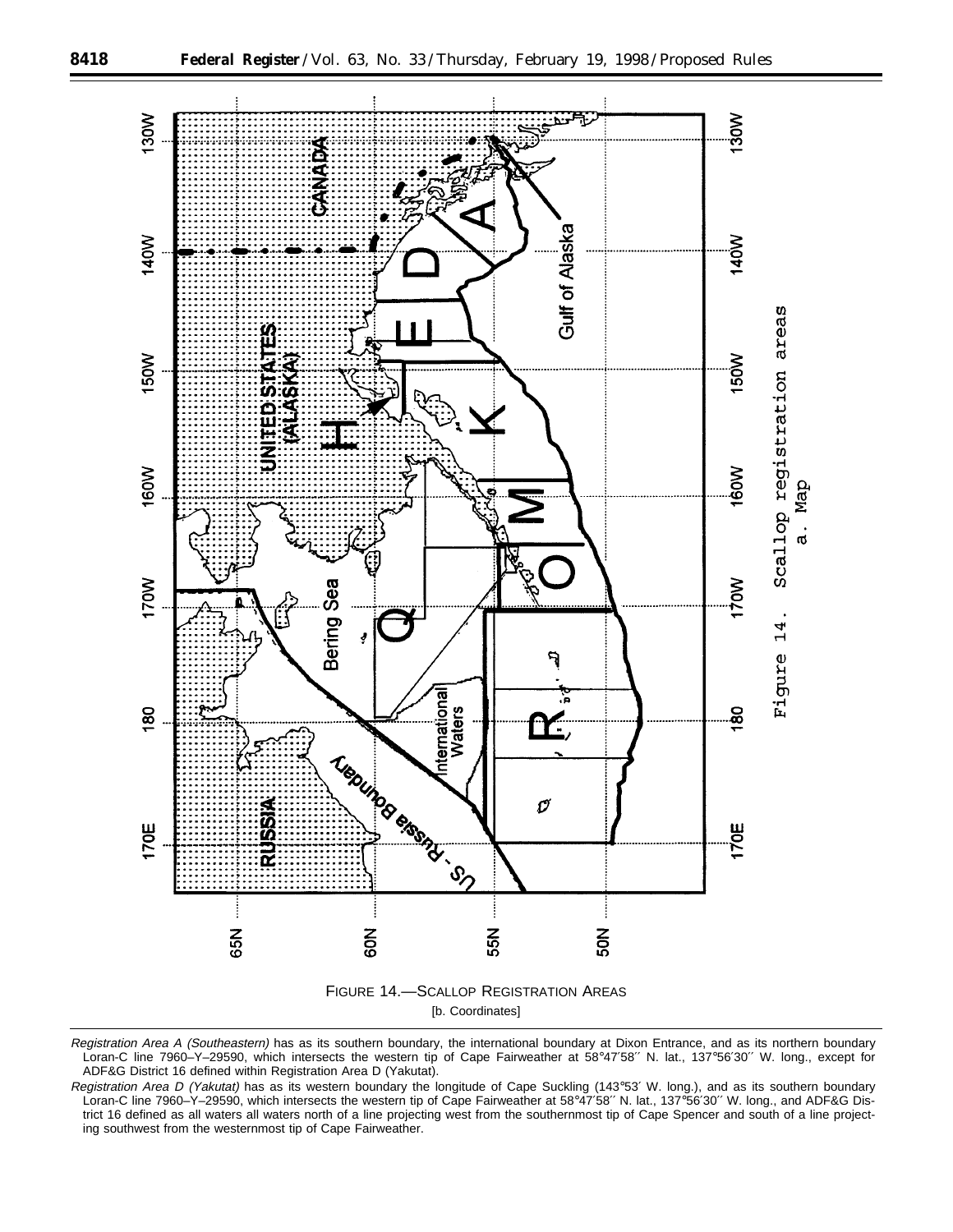Figure 14. Scallop registration areas
a. Map

FIGURE 14.—SCALLOP REGISTRATION AREAS

[b. Coordinates]

*Registration Area A (Southeastern)* has as its southern boundary, the international boundary at Dixon Entrance, and as its northern boundary Loran-C line 7960–Y–29590, which intersects the western tip of Cape Fairweather at 58°47′58′′ N. lat., 137°56′30′′ W. long., except for ADF&G District 16 defined within Registration Area D (Yakutat).

*Registration Area D (Yakutat)* has as its western boundary the longitude of Cape Suckling (143°53′ W. long.), and as its southern boundary Loran-C line 7960–Y–29590, which intersects the western tip of Cape Fairweather at 58°47′58′′ N. lat., 137°56′30′′ W. long., and ADF&G District 16 defined as all waters all waters north of a line projecting west from the southernmost tip of Cape Spencer and south of a line projecting southwest from the westernmost tip of Cape Fairweather.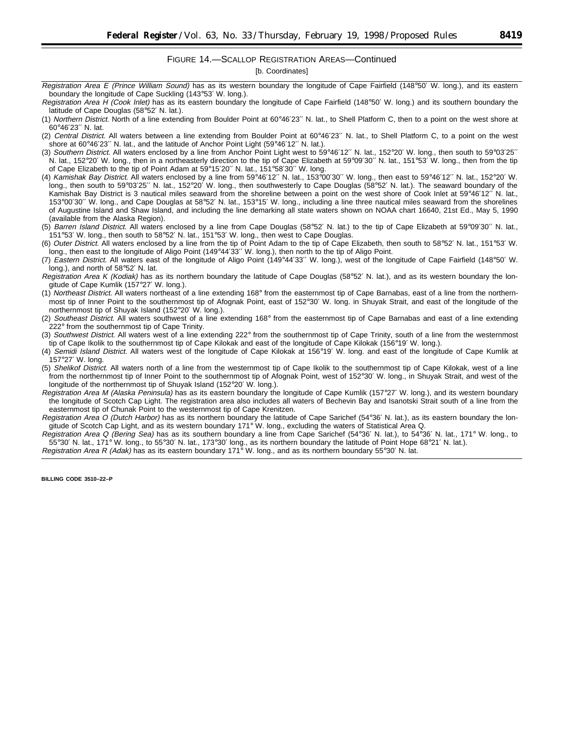FIGURE 14.—SCALLOP REGISTRATION AREAS—Continued

[b. Coordinates]

*Registration Area E (Prince William Sound)* has as its western boundary the longitude of Cape Fairfield (148°50′ W. long.), and its eastern boundary the longitude of Cape Suckling (143°53′ W. long.).

*Registration Area H (Cook Inlet)* has as its eastern boundary the longitude of Cape Fairfield (148°50′ W. long.) and its southern boundary the latitude of Cape Douglas (58°52′ N. lat.).

(1) *Northern District.* North of a line extending from Boulder Point at 60°46′23′′ N. lat., to Shell Platform C, then to a point on the west shore at 60°46′23′′ N. lat.

(2) *Central District.* All waters between a line extending from Boulder Point at 60°46′23′′ N. lat., to Shell Platform C, to a point on the west shore at 60°46′23′′ N. lat., and the latitude of Anchor Point Light (59°46′12′′ N. lat.).

(3) *Southern District.* All waters enclosed by a line from Anchor Point Light west to 59°46′12′′ N. lat., 152°20′ W. long., then south to 59°03′25′′ N. lat., 152°20′ W. long., then in a northeasterly direction to the tip of Cape Elizabeth at 59°09′30′′ N. lat., 151°53′ W. long., then from the tip of Cape Elizabeth to the tip of Point Adam at 59°15′20′′ N. lat., 151°58′30′′ W. long.

(4) *Kamishak Bay District.* All waters enclosed by a line from 59°46′12′′ N. lat., 153°00′30′′ W. long., then east to 59°46′12′′ N. lat., 152°20′ W. long., then south to 59°03′25′′ N. lat., 152°20′ W. long., then southwesterly to Cape Douglas (58°52′ N. lat.). The seaward boundary of the Kamishak Bay District is 3 nautical miles seaward from the shoreline between a point on the west shore of Cook Inlet at 59°46′12′′ N. lat., 153°00′30′′ W. long., and Cape Douglas at 58°52′ N. lat., 153°15′ W. long., including a line three nautical miles seaward from the shorelines of Augustine Island and Shaw Island, and including the line demarking all state waters shown on NOAA chart 16640, 21st Ed., May 5, 1990 (available from the Alaska Region).

(5) *Barren Island District.* All waters enclosed by a line from Cape Douglas (58°52′ N. lat.) to the tip of Cape Elizabeth at 59°09′30′′ N. lat., 151°53′ W. long., then south to 58°52′ N. lat., 151°53′ W. long., then west to Cape Douglas.

(6) *Outer District.* All waters enclosed by a line from the tip of Point Adam to the tip of Cape Elizabeth, then south to 58°52′ N. lat., 151°53′ W. long., then east to the longitude of Aligo Point (149°44′33′′ W. long.), then north to the tip of Aligo Point.

(7) *Eastern District.* All waters east of the longitude of Aligo Point (149°44′33′′ W. long.), west of the longitude of Cape Fairfield (148°50′ W. long.), and north of 58°52′ N. lat.

*Registration Area K (Kodiak)* has as its northern boundary the latitude of Cape Douglas (58°52′ N. lat.), and as its western boundary the longitude of Cape Kumlik (157°27′ W. long.).

(1) *Northeast District.* All waters northeast of a line extending 168° from the easternmost tip of Cape Barnabas, east of a line from the northernmost tip of Inner Point to the southernmost tip of Afognak Point, east of 152°30′ W. long. in Shuyak Strait, and east of the longitude of the northernmost tip of Shuyak Island (152°20′ W. long.).

(2) *Southeast District.* All waters southwest of a line extending 168° from the easternmost tip of Cape Barnabas and east of a line extending 222° from the southernmost tip of Cape Trinity.

(3) *Southwest District.* All waters west of a line extending 222° from the southernmost tip of Cape Trinity, south of a line from the westernmost tip of Cape Ikolik to the southernmost tip of Cape Kilokak and east of the longitude of Cape Kilokak (156°19′ W. long.).

(4) *Semidi Island District.* All waters west of the longitude of Cape Kilokak at 156°19′ W. long. and east of the longitude of Cape Kumlik at 157°27′ W. long.

(5) *Shelikof District.* All waters north of a line from the westernmost tip of Cape Ikolik to the southernmost tip of Cape Kilokak, west of a line from the northernmost tip of Inner Point to the southernmost tip of Afognak Point, west of 152°30′ W. long., in Shuyak Strait, and west of the longitude of the northernmost tip of Shuyak Island (152°20′ W. long.).

*Registration Area M (Alaska Peninsula)* has as its eastern boundary the longitude of Cape Kumlik (157°27′ W. long.), and its western boundary the longitude of Scotch Cap Light. The registration area also includes all waters of Bechevin Bay and Isanotski Strait south of a line from the easternmost tip of Chunak Point to the westernmost tip of Cape Krenitzen.

*Registration Area O (Dutch Harbor)* has as its northern boundary the latitude of Cape Sarichef (54°36′ N. lat.), as its eastern boundary the longitude of Scotch Cap Light, and as its western boundary 171° W. long., excluding the waters of Statistical Area Q.

*Registration Area Q (Bering Sea)* has as its southern boundary a line from Cape Sarichef (54°36′ N. lat.), to 54°36′ N. lat., 171° W. long., to 55°30′ N. lat., 171° W. long., to 55°30′ N. lat., 173°30′ long., as its northern boundary the latitude of Point Hope 68°21′ N. lat.).

*Registration Area R (Adak)* has as its eastern boundary 171° W. long., and as its northern boundary 55°30′ N. lat.

BILLING CODE 3510–22–P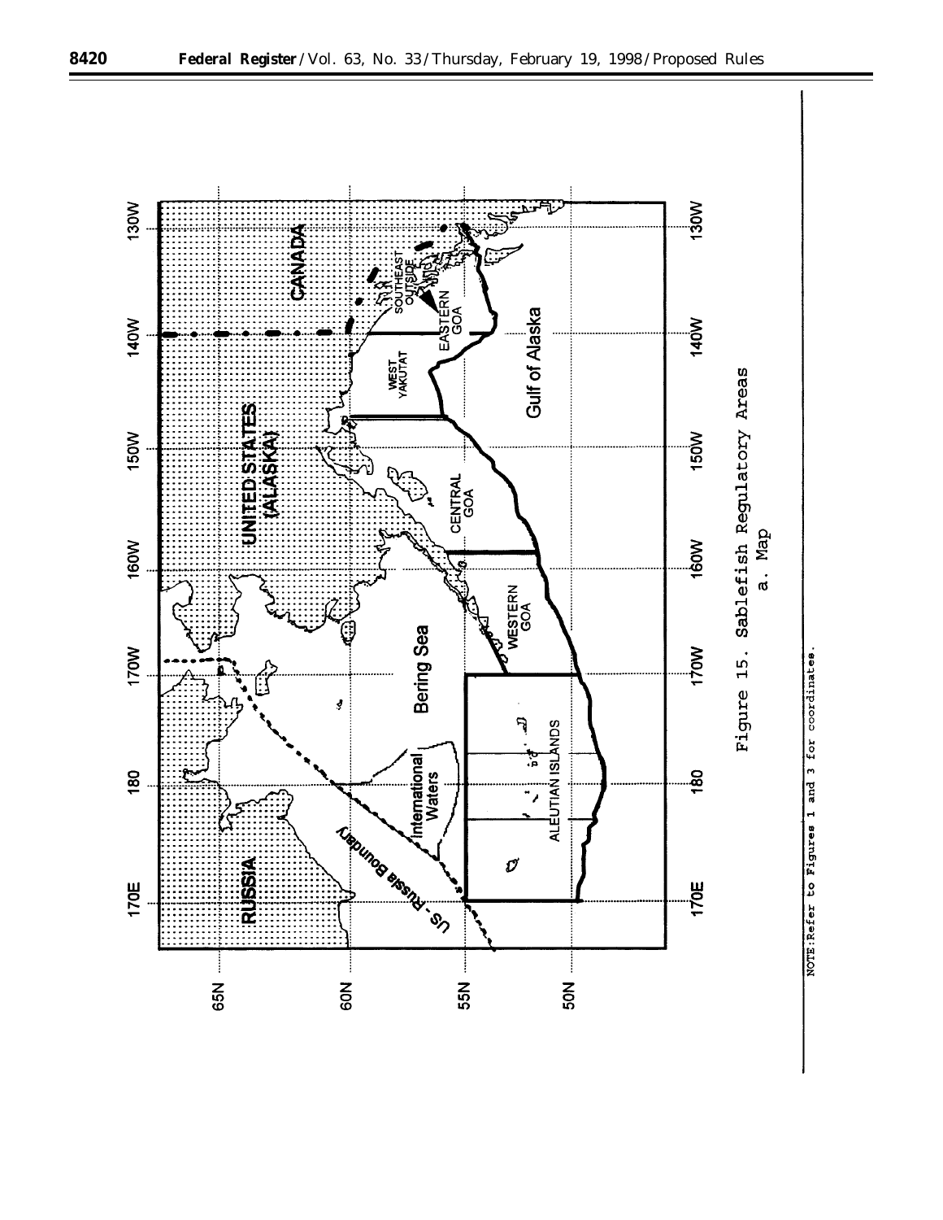Figure 15. Sablefish Regulatory Areas

a. Map

NOTE: Refer to Figures 1 and 3 for coordinates.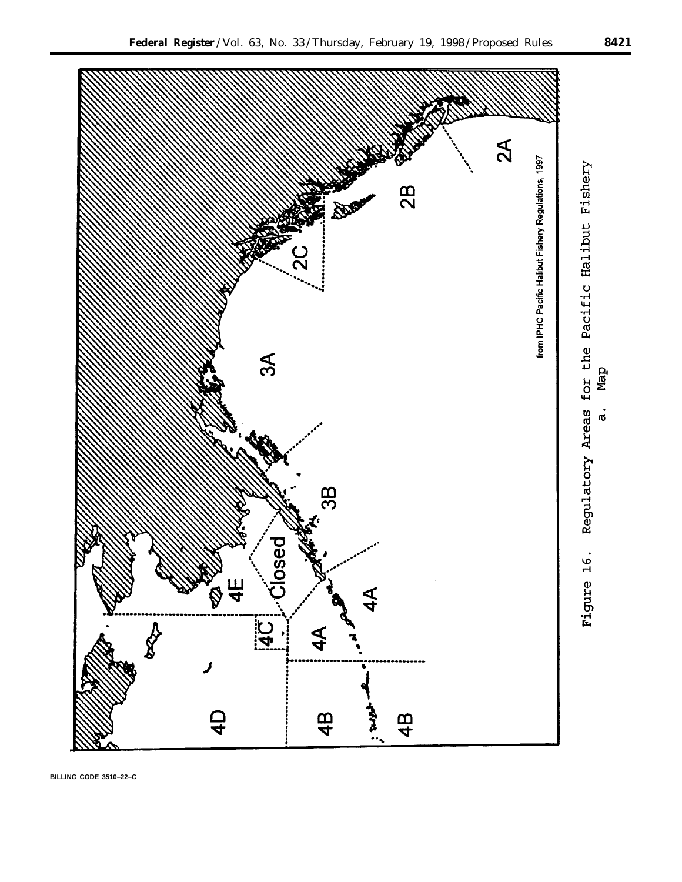Figure 16. Regulatory Areas for the Pacific Halibut Fishery

a. Map

from IPHC Pacific Halibut Fishery Regulations, 1997

BILLING CODE 3510–22–C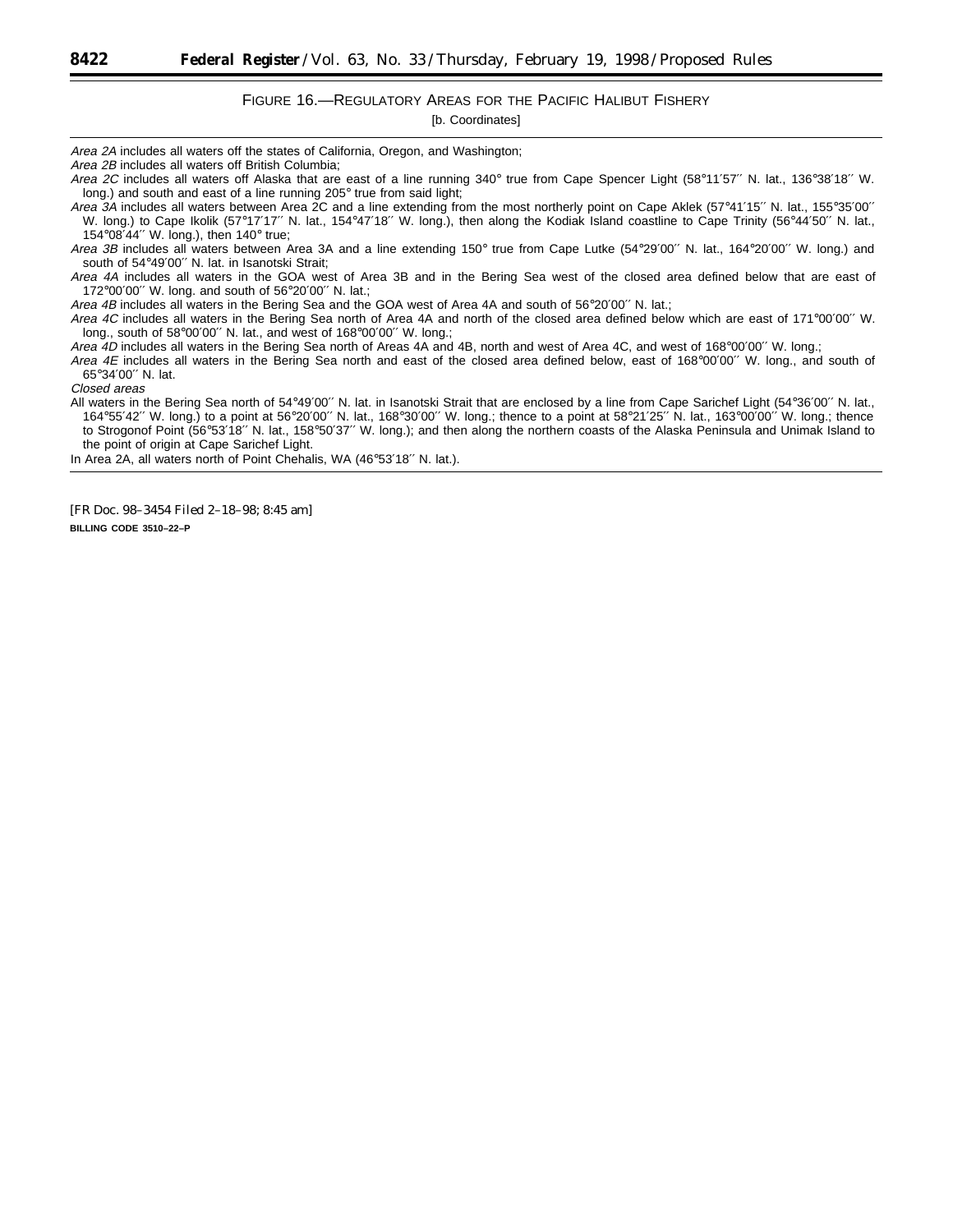## FIGURE 16.—REGULATORY AREAS FOR THE PACIFIC HALIBUT FISHERY

[b. Coordinates]

*Area 2A* includes all waters off the states of California, Oregon, and Washington;

*Area 2B* includes all waters off British Columbia;

*Area 2C* includes all waters off Alaska that are east of a line running 340° true from Cape Spencer Light (58°11′57′′ N. lat., 136°38′18′′ W. long.) and south and east of a line running 205° true from said light;

*Area 3A* includes all waters between Area 2C and a line extending from the most northerly point on Cape Aklek (57°41′15′′ N. lat., 155°35′00′′ W. long.) to Cape Ikolik (57°17′17′′ N. lat., 154°47′18′′ W. long.), then along the Kodiak Island coastline to Cape Trinity (56°44′50′′ N. lat., 154°08′44′′ W. long.), then 140° true;

*Area 3B* includes all waters between Area 3A and a line extending 150° true from Cape Lutke (54°29′00′′ N. lat., 164°20′00′′ W. long.) and south of 54°49′00′′ N. lat. in Isanotski Strait;

*Area 4A* includes all waters in the GOA west of Area 3B and in the Bering Sea west of the closed area defined below that are east of 172°00′00′′ W. long. and south of 56°20′00′′ N. lat.;

*Area 4B* includes all waters in the Bering Sea and the GOA west of Area 4A and south of 56°20′00′′ N. lat.;

*Area 4C* includes all waters in the Bering Sea north of Area 4A and north of the closed area defined below which are east of 171°00′00′′ W. long., south of 58°00′00′′ N. lat., and west of 168°00′00′′ W. long.;

*Area 4D* includes all waters in the Bering Sea north of Areas 4A and 4B, north and west of Area 4C, and west of 168°00′00′′ W. long.;

*Area 4E* includes all waters in the Bering Sea north and east of the closed area defined below, east of 168°00′00′′ W. long., and south of 65°34′00′′ N. lat.

*Closed areas*

All waters in the Bering Sea north of 54°49′00′′ N. lat. in Isanotski Strait that are enclosed by a line from Cape Sarichef Light (54°36′00′′ N. lat., 164°55′42′′ W. long.) to a point at 56°20′00′′ N. lat., 168°30′00′′ W. long.; thence to a point at 58°21′25′′ N. lat., 163°00′00′′ W. long.; thence to Strogonof Point (56°53′18′′ N. lat., 158°50′37′′ W. long.); and then along the northern coasts of the Alaska Peninsula and Unimak Island to the point of origin at Cape Sarichef Light.

In Area 2A, all waters north of Point Chehalis, WA (46°53′18′′ N. lat.).

[FR Doc. 98–3454 Filed 2–18–98; 8:45 am]

**BILLING CODE 3510–22–P**